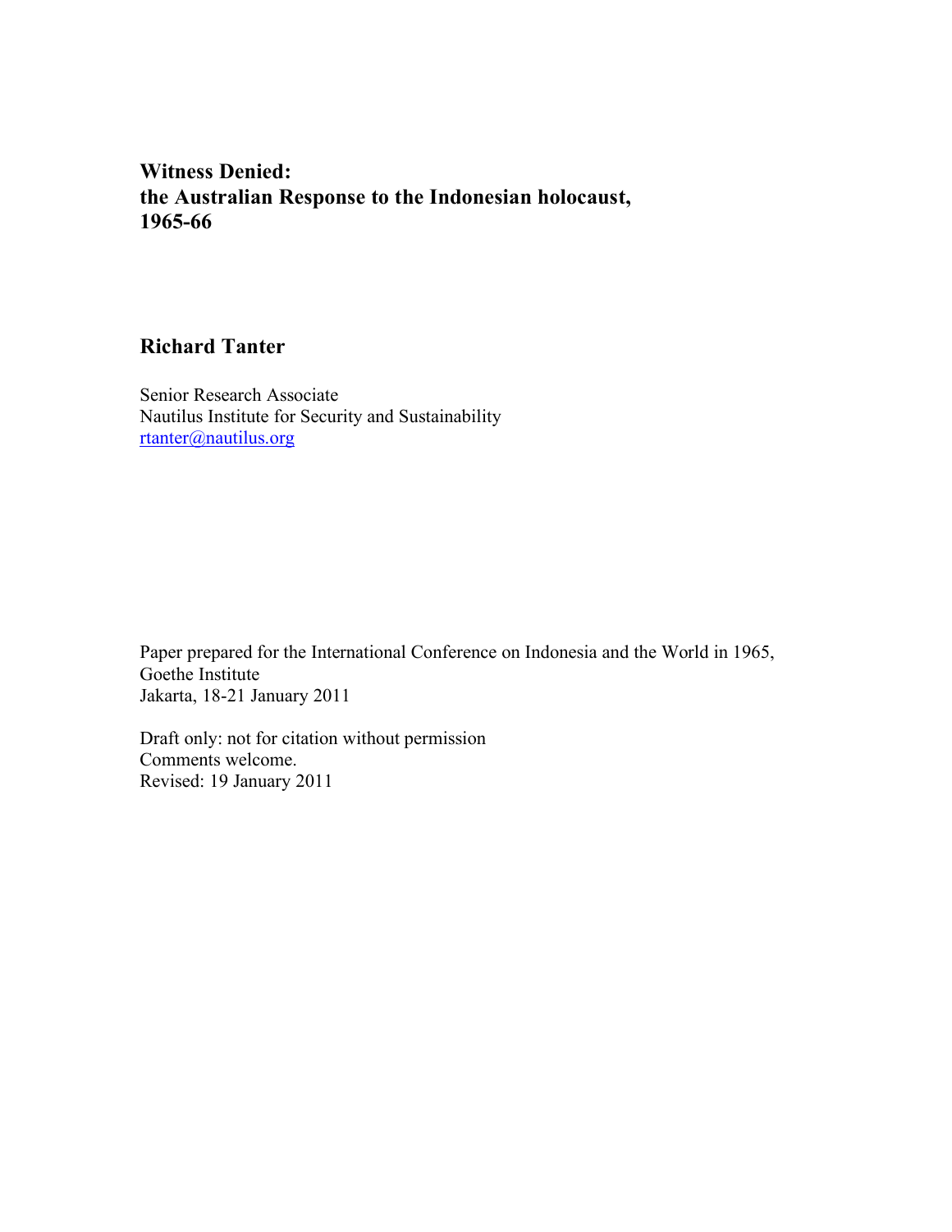# Witness Denied: the Australian Response to the Indonesian holocaust, 1965-66

**Richard Tanter**

Senior Research Associate
Nautilus Institute for Security and Sustainability
rtanter@nautilus.org

Paper prepared for the International Conference on Indonesia and the World in 1965, Goethe Institute
Jakarta, 18-21 January 2011

Draft only: not for citation without permission
Comments welcome.
Revised: 19 January 2011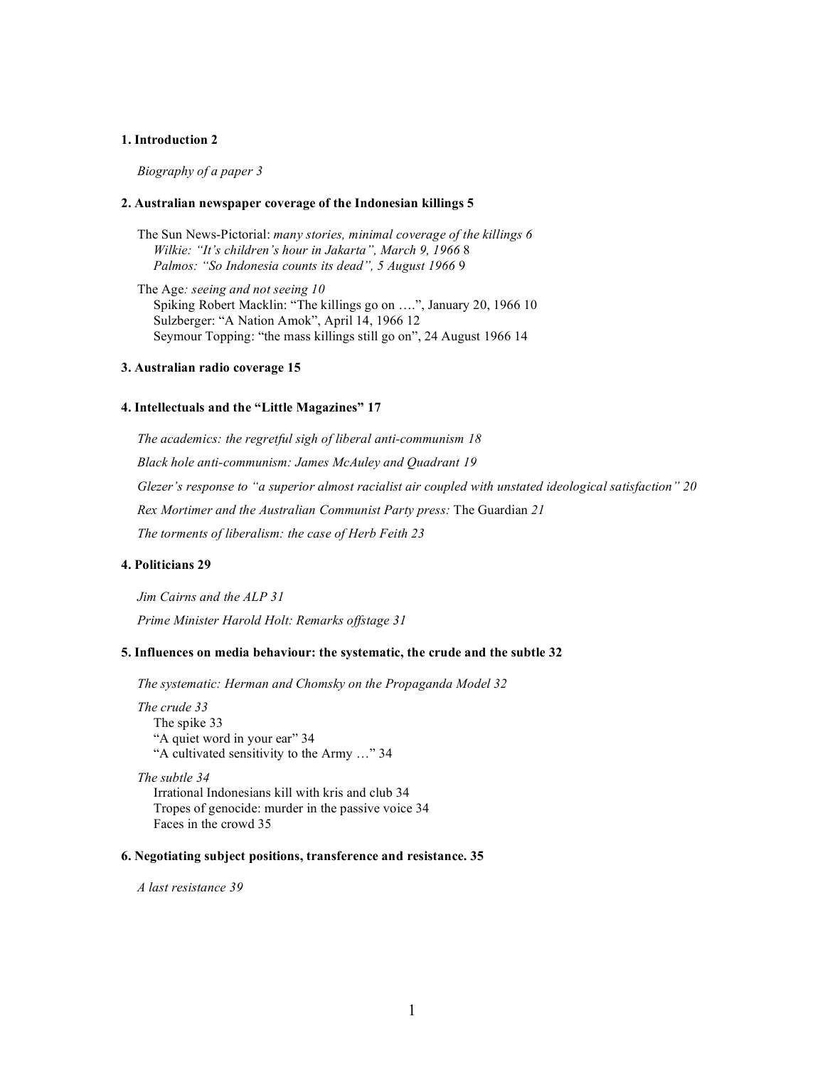**1. Introduction 2**

*Biography of a paper 3*

**2. Australian newspaper coverage of the Indonesian killings 5**

The Sun News-Pictorial: *many stories, minimal coverage of the killings 6*

*Wilkie: "It's children's hour in Jakarta", March 9, 1966* 8

*Palmos: "So Indonesia counts its dead", 5 August 1966* 9

The Age*: seeing and not seeing 10*

Spiking Robert Macklin: "The killings go on ….", January 20, 1966 10

Sulzberger: "A Nation Amok", April 14, 1966 12

Seymour Topping: "the mass killings still go on", 24 August 1966 14

**3. Australian radio coverage 15**

**4. Intellectuals and the "Little Magazines" 17**

*The academics: the regretful sigh of liberal anti-communism 18*

*Black hole anti-communism: James McAuley and Quadrant 19*

*Glezer's response to "a superior almost racialist air coupled with unstated ideological satisfaction" 20*

*Rex Mortimer and the Australian Communist Party press:* The Guardian *21*

*The torments of liberalism: the case of Herb Feith 23*

**4. Politicians 29**

*Jim Cairns and the ALP 31*

*Prime Minister Harold Holt: Remarks offstage 31*

**5. Influences on media behaviour: the systematic, the crude and the subtle 32**

*The systematic: Herman and Chomsky on the Propaganda Model 32*

*The crude 33*

The spike 33

"A quiet word in your ear" 34

"A cultivated sensitivity to the Army …" 34

*The subtle 34*

Irrational Indonesians kill with kris and club 34

Tropes of genocide: murder in the passive voice 34

Faces in the crowd 35

**6. Negotiating subject positions, transference and resistance. 35**

*A last resistance 39*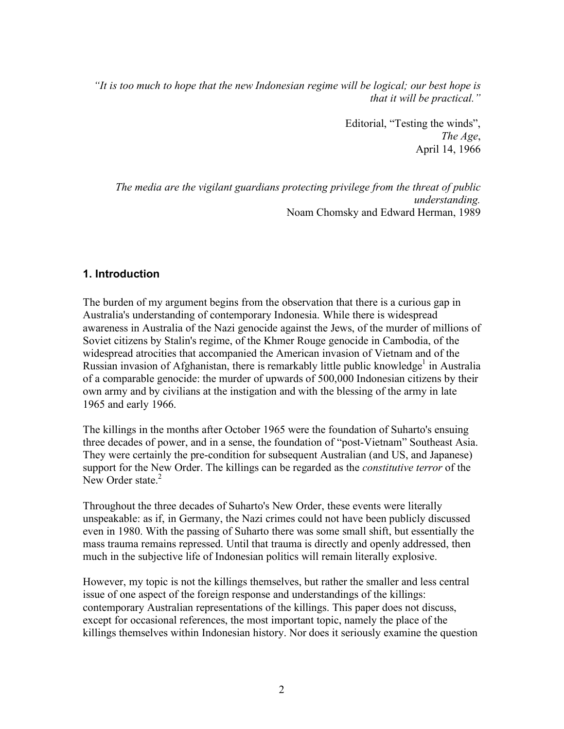*"It is too much to hope that the new Indonesian regime will be logical; our best hope is that it will be practical."*

Editorial, "Testing the winds", *The Age*, April 14, 1966

*The media are the vigilant guardians protecting privilege from the threat of public understanding.*
Noam Chomsky and Edward Herman, 1989

## 1. Introduction

The burden of my argument begins from the observation that there is a curious gap in Australia's understanding of contemporary Indonesia. While there is widespread awareness in Australia of the Nazi genocide against the Jews, of the murder of millions of Soviet citizens by Stalin's regime, of the Khmer Rouge genocide in Cambodia, of the widespread atrocities that accompanied the American invasion of Vietnam and of the Russian invasion of Afghanistan, there is remarkably little public knowledge[1] in Australia of a comparable genocide: the murder of upwards of 500,000 Indonesian citizens by their own army and by civilians at the instigation and with the blessing of the army in late 1965 and early 1966.

The killings in the months after October 1965 were the foundation of Suharto's ensuing three decades of power, and in a sense, the foundation of "post-Vietnam" Southeast Asia. They were certainly the pre-condition for subsequent Australian (and US, and Japanese) support for the New Order. The killings can be regarded as the *constitutive terror* of the New Order state.[2]

Throughout the three decades of Suharto's New Order, these events were literally unspeakable: as if, in Germany, the Nazi crimes could not have been publicly discussed even in 1980. With the passing of Suharto there was some small shift, but essentially the mass trauma remains repressed. Until that trauma is directly and openly addressed, then much in the subjective life of Indonesian politics will remain literally explosive.

However, my topic is not the killings themselves, but rather the smaller and less central issue of one aspect of the foreign response and understandings of the killings: contemporary Australian representations of the killings. This paper does not discuss, except for occasional references, the most important topic, namely the place of the killings themselves within Indonesian history. Nor does it seriously examine the question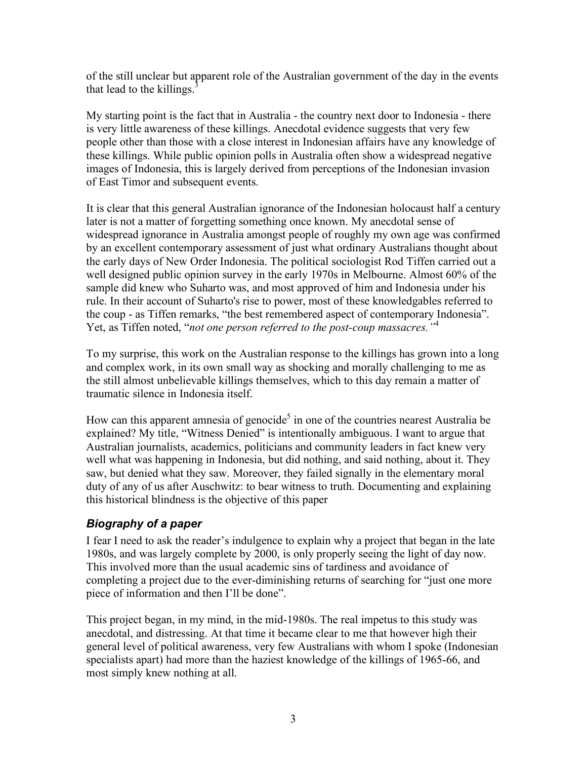of the still unclear but apparent role of the Australian government of the day in the events that lead to the killings.[3]

My starting point is the fact that in Australia - the country next door to Indonesia - there is very little awareness of these killings. Anecdotal evidence suggests that very few people other than those with a close interest in Indonesian affairs have any knowledge of these killings. While public opinion polls in Australia often show a widespread negative images of Indonesia, this is largely derived from perceptions of the Indonesian invasion of East Timor and subsequent events.

It is clear that this general Australian ignorance of the Indonesian holocaust half a century later is not a matter of forgetting something once known. My anecdotal sense of widespread ignorance in Australia amongst people of roughly my own age was confirmed by an excellent contemporary assessment of just what ordinary Australians thought about the early days of New Order Indonesia. The political sociologist Rod Tiffen carried out a well designed public opinion survey in the early 1970s in Melbourne. Almost 60% of the sample did knew who Suharto was, and most approved of him and Indonesia under his rule. In their account of Suharto's rise to power, most of these knowledgables referred to the coup - as Tiffen remarks, "the best remembered aspect of contemporary Indonesia". Yet, as Tiffen noted, "*not one person referred to the post-coup massacres.*"[4]

To my surprise, this work on the Australian response to the killings has grown into a long and complex work, in its own small way as shocking and morally challenging to me as the still almost unbelievable killings themselves, which to this day remain a matter of traumatic silence in Indonesia itself.

How can this apparent amnesia of genocide[5] in one of the countries nearest Australia be explained? My title, "Witness Denied" is intentionally ambiguous. I want to argue that Australian journalists, academics, politicians and community leaders in fact knew very well what was happening in Indonesia, but did nothing, and said nothing, about it. They saw, but denied what they saw. Moreover, they failed signally in the elementary moral duty of any of us after Auschwitz: to bear witness to truth. Documenting and explaining this historical blindness is the objective of this paper

### *Biography of a paper*

I fear I need to ask the reader's indulgence to explain why a project that began in the late 1980s, and was largely complete by 2000, is only properly seeing the light of day now. This involved more than the usual academic sins of tardiness and avoidance of completing a project due to the ever-diminishing returns of searching for "just one more piece of information and then I'll be done".

This project began, in my mind, in the mid-1980s. The real impetus to this study was anecdotal, and distressing. At that time it became clear to me that however high their general level of political awareness, very few Australians with whom I spoke (Indonesian specialists apart) had more than the haziest knowledge of the killings of 1965-66, and most simply knew nothing at all.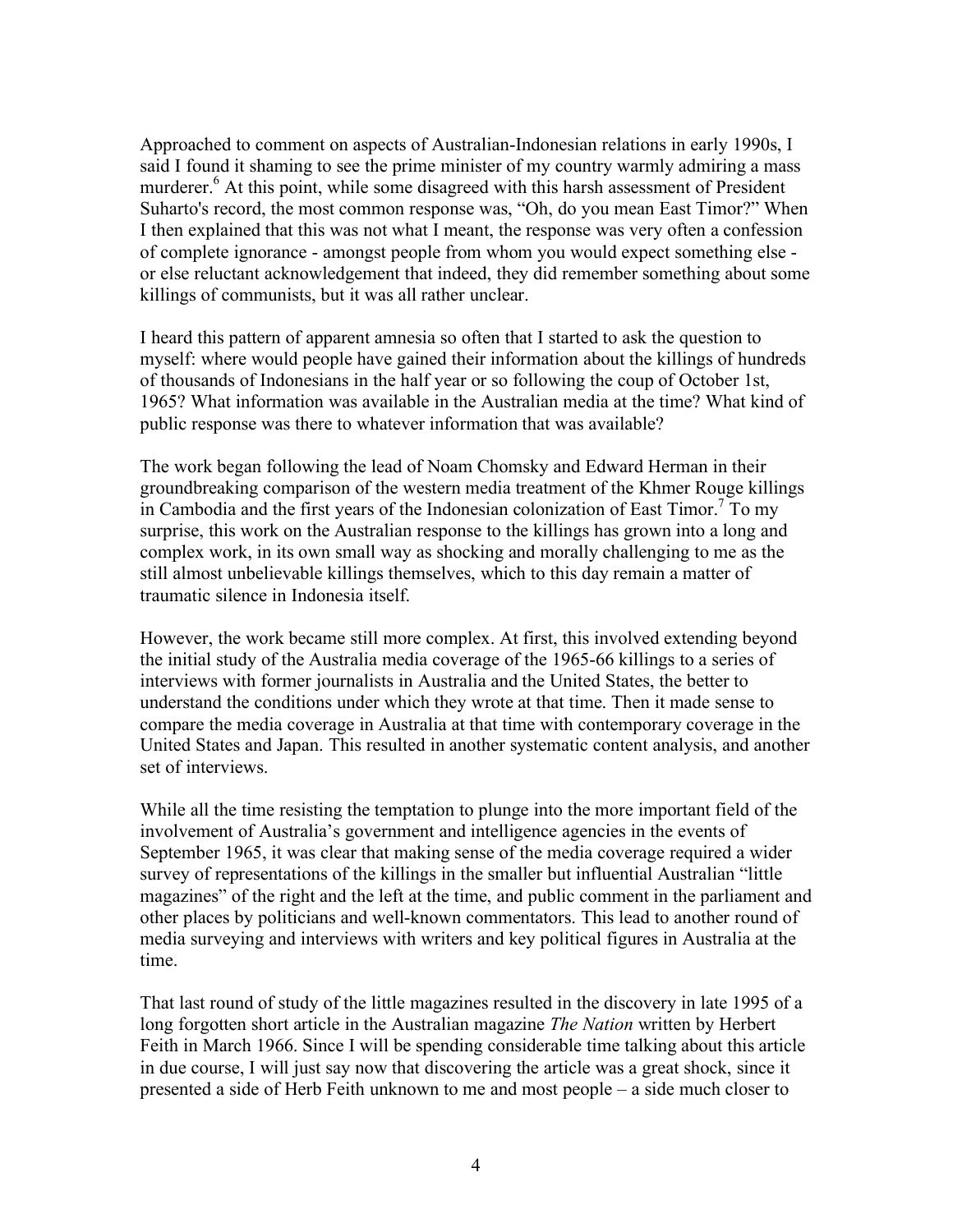Approached to comment on aspects of Australian-Indonesian relations in early 1990s, I said I found it shaming to see the prime minister of my country warmly admiring a mass murderer.[6] At this point, while some disagreed with this harsh assessment of President Suharto's record, the most common response was, "Oh, do you mean East Timor?" When I then explained that this was not what I meant, the response was very often a confession of complete ignorance - amongst people from whom you would expect something else - or else reluctant acknowledgement that indeed, they did remember something about some killings of communists, but it was all rather unclear.

I heard this pattern of apparent amnesia so often that I started to ask the question to myself: where would people have gained their information about the killings of hundreds of thousands of Indonesians in the half year or so following the coup of October 1st, 1965? What information was available in the Australian media at the time? What kind of public response was there to whatever information that was available?

The work began following the lead of Noam Chomsky and Edward Herman in their groundbreaking comparison of the western media treatment of the Khmer Rouge killings in Cambodia and the first years of the Indonesian colonization of East Timor.[7] To my surprise, this work on the Australian response to the killings has grown into a long and complex work, in its own small way as shocking and morally challenging to me as the still almost unbelievable killings themselves, which to this day remain a matter of traumatic silence in Indonesia itself.

However, the work became still more complex. At first, this involved extending beyond the initial study of the Australia media coverage of the 1965-66 killings to a series of interviews with former journalists in Australia and the United States, the better to understand the conditions under which they wrote at that time. Then it made sense to compare the media coverage in Australia at that time with contemporary coverage in the United States and Japan. This resulted in another systematic content analysis, and another set of interviews.

While all the time resisting the temptation to plunge into the more important field of the involvement of Australia's government and intelligence agencies in the events of September 1965, it was clear that making sense of the media coverage required a wider survey of representations of the killings in the smaller but influential Australian "little magazines" of the right and the left at the time, and public comment in the parliament and other places by politicians and well-known commentators. This lead to another round of media surveying and interviews with writers and key political figures in Australia at the time.

That last round of study of the little magazines resulted in the discovery in late 1995 of a long forgotten short article in the Australian magazine *The Nation* written by Herbert Feith in March 1966. Since I will be spending considerable time talking about this article in due course, I will just say now that discovering the article was a great shock, since it presented a side of Herb Feith unknown to me and most people – a side much closer to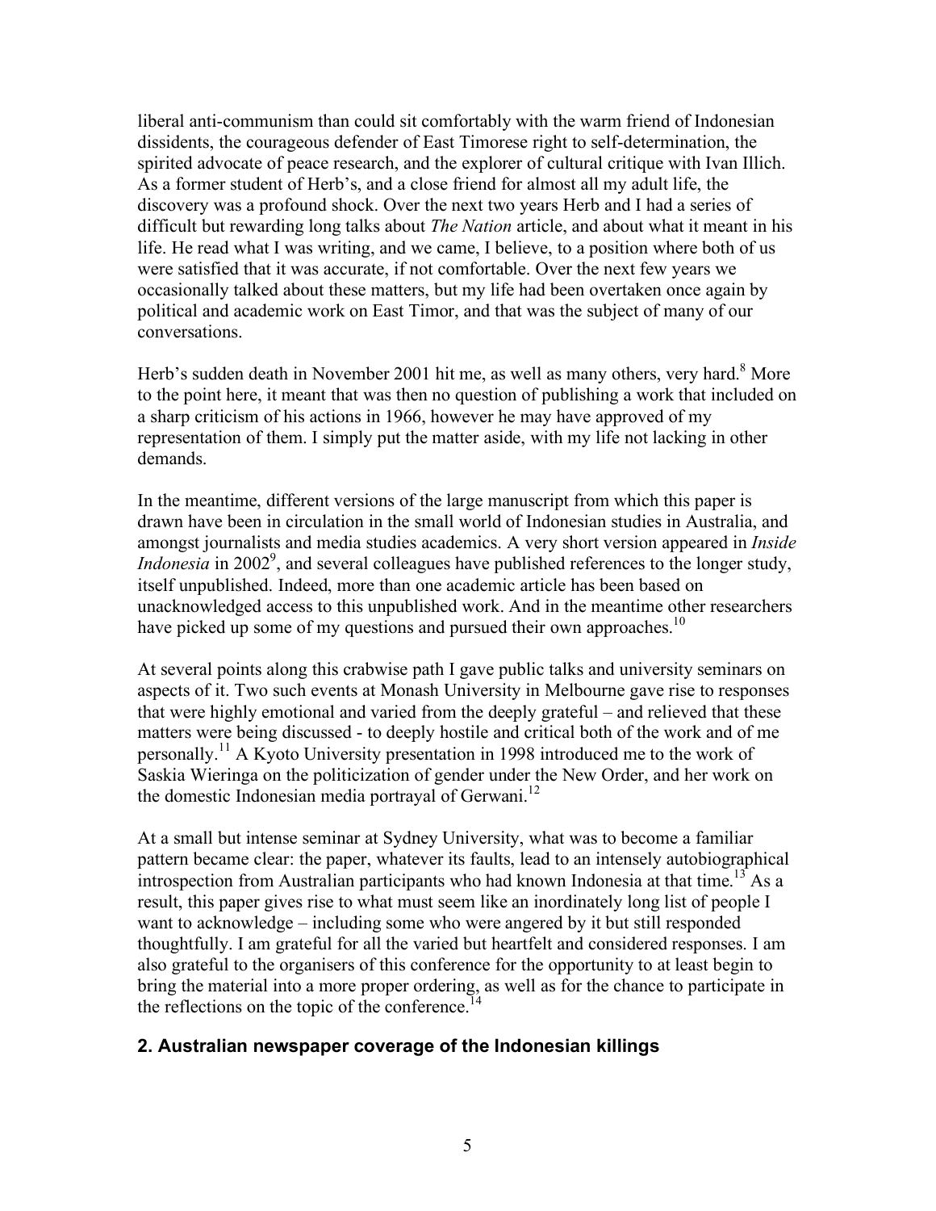liberal anti-communism than could sit comfortably with the warm friend of Indonesian dissidents, the courageous defender of East Timorese right to self-determination, the spirited advocate of peace research, and the explorer of cultural critique with Ivan Illich. As a former student of Herb's, and a close friend for almost all my adult life, the discovery was a profound shock. Over the next two years Herb and I had a series of difficult but rewarding long talks about *The Nation* article, and about what it meant in his life. He read what I was writing, and we came, I believe, to a position where both of us were satisfied that it was accurate, if not comfortable. Over the next few years we occasionally talked about these matters, but my life had been overtaken once again by political and academic work on East Timor, and that was the subject of many of our conversations.

Herb's sudden death in November 2001 hit me, as well as many others, very hard.[8] More to the point here, it meant that was then no question of publishing a work that included on a sharp criticism of his actions in 1966, however he may have approved of my representation of them. I simply put the matter aside, with my life not lacking in other demands.

In the meantime, different versions of the large manuscript from which this paper is drawn have been in circulation in the small world of Indonesian studies in Australia, and amongst journalists and media studies academics. A very short version appeared in *Inside Indonesia* in 2002[9], and several colleagues have published references to the longer study, itself unpublished. Indeed, more than one academic article has been based on unacknowledged access to this unpublished work. And in the meantime other researchers have picked up some of my questions and pursued their own approaches.[10]

At several points along this crabwise path I gave public talks and university seminars on aspects of it. Two such events at Monash University in Melbourne gave rise to responses that were highly emotional and varied from the deeply grateful – and relieved that these matters were being discussed - to deeply hostile and critical both of the work and of me personally.[11] A Kyoto University presentation in 1998 introduced me to the work of Saskia Wieringa on the politicization of gender under the New Order, and her work on the domestic Indonesian media portrayal of Gerwani.[12]

At a small but intense seminar at Sydney University, what was to become a familiar pattern became clear: the paper, whatever its faults, lead to an intensely autobiographical introspection from Australian participants who had known Indonesia at that time.[13] As a result, this paper gives rise to what must seem like an inordinately long list of people I want to acknowledge – including some who were angered by it but still responded thoughtfully. I am grateful for all the varied but heartfelt and considered responses. I am also grateful to the organisers of this conference for the opportunity to at least begin to bring the material into a more proper ordering, as well as for the chance to participate in the reflections on the topic of the conference.[14]

## 2. Australian newspaper coverage of the Indonesian killings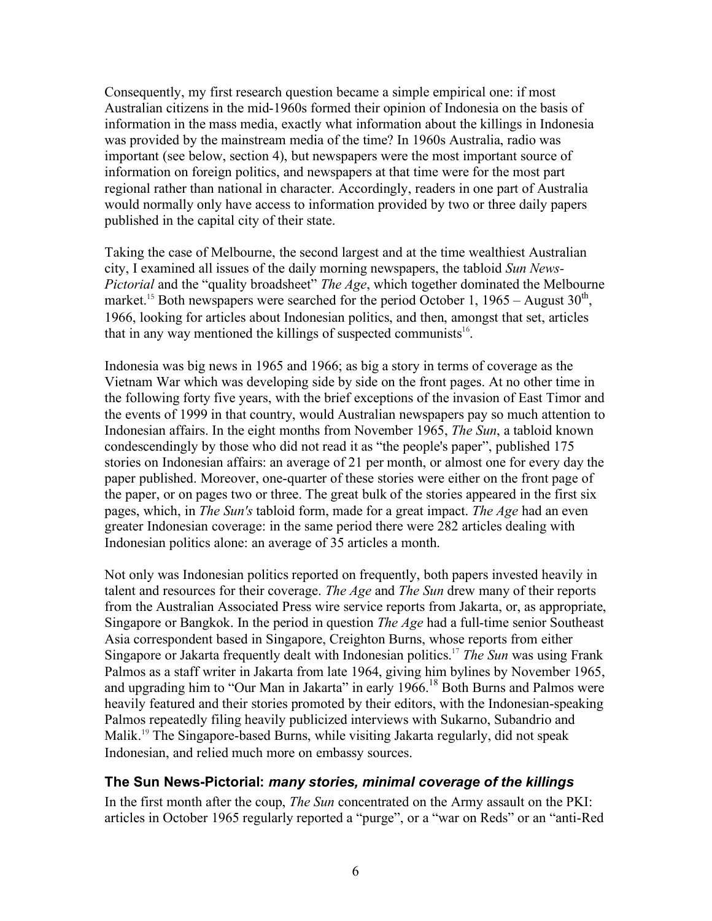Consequently, my first research question became a simple empirical one: if most Australian citizens in the mid-1960s formed their opinion of Indonesia on the basis of information in the mass media, exactly what information about the killings in Indonesia was provided by the mainstream media of the time? In 1960s Australia, radio was important (see below, section 4), but newspapers were the most important source of information on foreign politics, and newspapers at that time were for the most part regional rather than national in character. Accordingly, readers in one part of Australia would normally only have access to information provided by two or three daily papers published in the capital city of their state.

Taking the case of Melbourne, the second largest and at the time wealthiest Australian city, I examined all issues of the daily morning newspapers, the tabloid *Sun News-Pictorial* and the "quality broadsheet" *The Age*, which together dominated the Melbourne market.[15] Both newspapers were searched for the period October 1, 1965 – August 30th, 1966, looking for articles about Indonesian politics, and then, amongst that set, articles that in any way mentioned the killings of suspected communists[16].

Indonesia was big news in 1965 and 1966; as big a story in terms of coverage as the Vietnam War which was developing side by side on the front pages. At no other time in the following forty five years, with the brief exceptions of the invasion of East Timor and the events of 1999 in that country, would Australian newspapers pay so much attention to Indonesian affairs. In the eight months from November 1965, *The Sun*, a tabloid known condescendingly by those who did not read it as "the people's paper", published 175 stories on Indonesian affairs: an average of 21 per month, or almost one for every day the paper published. Moreover, one-quarter of these stories were either on the front page of the paper, or on pages two or three. The great bulk of the stories appeared in the first six pages, which, in *The Sun's* tabloid form, made for a great impact. *The Age* had an even greater Indonesian coverage: in the same period there were 282 articles dealing with Indonesian politics alone: an average of 35 articles a month.

Not only was Indonesian politics reported on frequently, both papers invested heavily in talent and resources for their coverage. *The Age* and *The Sun* drew many of their reports from the Australian Associated Press wire service reports from Jakarta, or, as appropriate, Singapore or Bangkok. In the period in question *The Age* had a full-time senior Southeast Asia correspondent based in Singapore, Creighton Burns, whose reports from either Singapore or Jakarta frequently dealt with Indonesian politics.[17] *The Sun* was using Frank Palmos as a staff writer in Jakarta from late 1964, giving him bylines by November 1965, and upgrading him to "Our Man in Jakarta" in early 1966.[18] Both Burns and Palmos were heavily featured and their stories promoted by their editors, with the Indonesian-speaking Palmos repeatedly filing heavily publicized interviews with Sukarno, Subandrio and Malik.[19] The Singapore-based Burns, while visiting Jakarta regularly, did not speak Indonesian, and relied much more on embassy sources.

### The Sun News-Pictorial: *many stories, minimal coverage of the killings*

In the first month after the coup, *The Sun* concentrated on the Army assault on the PKI: articles in October 1965 regularly reported a "purge", or a "war on Reds" or an "anti-Red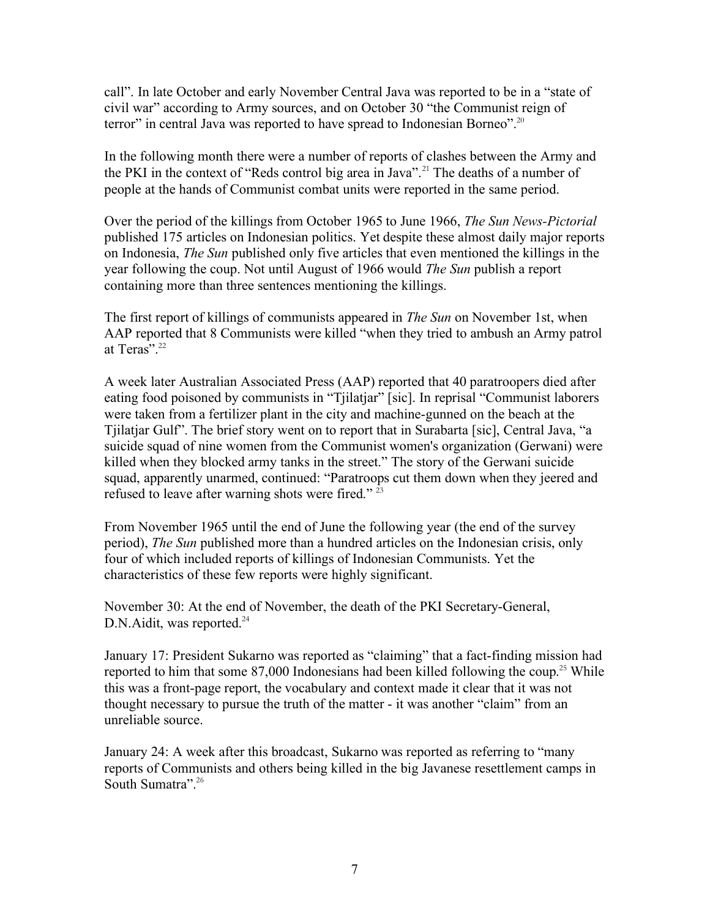call". In late October and early November Central Java was reported to be in a "state of civil war" according to Army sources, and on October 30 "the Communist reign of terror" in central Java was reported to have spread to Indonesian Borneo".[20]

In the following month there were a number of reports of clashes between the Army and the PKI in the context of "Reds control big area in Java".[21] The deaths of a number of people at the hands of Communist combat units were reported in the same period.

Over the period of the killings from October 1965 to June 1966, *The Sun News-Pictorial* published 175 articles on Indonesian politics. Yet despite these almost daily major reports on Indonesia, *The Sun* published only five articles that even mentioned the killings in the year following the coup. Not until August of 1966 would *The Sun* publish a report containing more than three sentences mentioning the killings.

The first report of killings of communists appeared in *The Sun* on November 1st, when AAP reported that 8 Communists were killed "when they tried to ambush an Army patrol at Teras".[22]

A week later Australian Associated Press (AAP) reported that 40 paratroopers died after eating food poisoned by communists in "Tjilatjar" [sic]. In reprisal "Communist laborers were taken from a fertilizer plant in the city and machine-gunned on the beach at the Tjilatjar Gulf". The brief story went on to report that in Surabarta [sic], Central Java, "a suicide squad of nine women from the Communist women's organization (Gerwani) were killed when they blocked army tanks in the street." The story of the Gerwani suicide squad, apparently unarmed, continued: "Paratroops cut them down when they jeered and refused to leave after warning shots were fired." [23]

From November 1965 until the end of June the following year (the end of the survey period), *The Sun* published more than a hundred articles on the Indonesian crisis, only four of which included reports of killings of Indonesian Communists. Yet the characteristics of these few reports were highly significant.

November 30: At the end of November, the death of the PKI Secretary-General, D.N.Aidit, was reported.[24]

January 17: President Sukarno was reported as "claiming" that a fact-finding mission had reported to him that some 87,000 Indonesians had been killed following the coup.[25] While this was a front-page report, the vocabulary and context made it clear that it was not thought necessary to pursue the truth of the matter - it was another "claim" from an unreliable source.

January 24: A week after this broadcast, Sukarno was reported as referring to "many reports of Communists and others being killed in the big Javanese resettlement camps in South Sumatra".[26]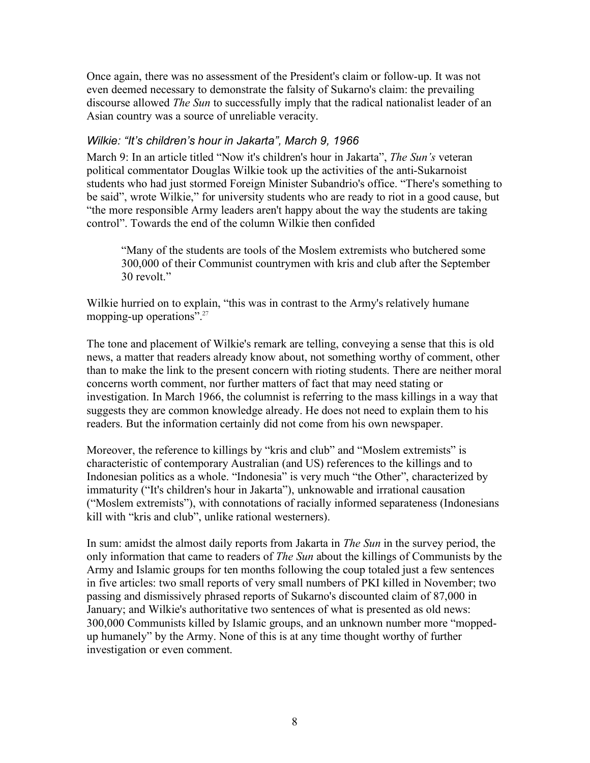Once again, there was no assessment of the President's claim or follow-up. It was not even deemed necessary to demonstrate the falsity of Sukarno's claim: the prevailing discourse allowed *The Sun* to successfully imply that the radical nationalist leader of an Asian country was a source of unreliable veracity.

### *Wilkie: "It's children's hour in Jakarta", March 9, 1966*

March 9: In an article titled "Now it's children's hour in Jakarta", *The Sun's* veteran political commentator Douglas Wilkie took up the activities of the anti-Sukarnoist students who had just stormed Foreign Minister Subandrio's office. "There's something to be said", wrote Wilkie," for university students who are ready to riot in a good cause, but "the more responsible Army leaders aren't happy about the way the students are taking control". Towards the end of the column Wilkie then confided

> "Many of the students are tools of the Moslem extremists who butchered some 300,000 of their Communist countrymen with kris and club after the September 30 revolt."

Wilkie hurried on to explain, "this was in contrast to the Army's relatively humane mopping-up operations".[27]

The tone and placement of Wilkie's remark are telling, conveying a sense that this is old news, a matter that readers already know about, not something worthy of comment, other than to make the link to the present concern with rioting students. There are neither moral concerns worth comment, nor further matters of fact that may need stating or investigation. In March 1966, the columnist is referring to the mass killings in a way that suggests they are common knowledge already. He does not need to explain them to his readers. But the information certainly did not come from his own newspaper.

Moreover, the reference to killings by "kris and club" and "Moslem extremists" is characteristic of contemporary Australian (and US) references to the killings and to Indonesian politics as a whole. "Indonesia" is very much "the Other", characterized by immaturity ("It's children's hour in Jakarta"), unknowable and irrational causation ("Moslem extremists"), with connotations of racially informed separateness (Indonesians kill with "kris and club", unlike rational westerners).

In sum: amidst the almost daily reports from Jakarta in *The Sun* in the survey period, the only information that came to readers of *The Sun* about the killings of Communists by the Army and Islamic groups for ten months following the coup totaled just a few sentences in five articles: two small reports of very small numbers of PKI killed in November; two passing and dismissively phrased reports of Sukarno's discounted claim of 87,000 in January; and Wilkie's authoritative two sentences of what is presented as old news: 300,000 Communists killed by Islamic groups, and an unknown number more "mopped-up humanely" by the Army. None of this is at any time thought worthy of further investigation or even comment.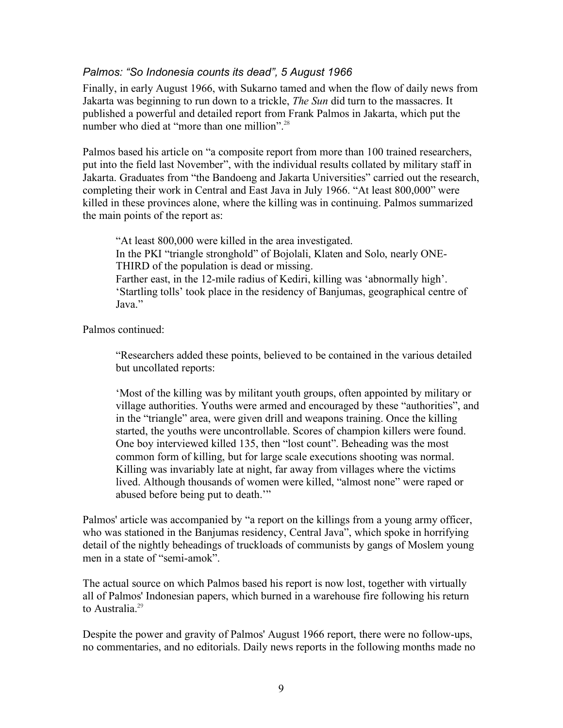### *Palmos: "So Indonesia counts its dead", 5 August 1966*

Finally, in early August 1966, with Sukarno tamed and when the flow of daily news from Jakarta was beginning to run down to a trickle, *The Sun* did turn to the massacres. It published a powerful and detailed report from Frank Palmos in Jakarta, which put the number who died at "more than one million".[28]

Palmos based his article on "a composite report from more than 100 trained researchers, put into the field last November", with the individual results collated by military staff in Jakarta. Graduates from "the Bandoeng and Jakarta Universities" carried out the research, completing their work in Central and East Java in July 1966. "At least 800,000" were killed in these provinces alone, where the killing was in continuing. Palmos summarized the main points of the report as:

> "At least 800,000 were killed in the area investigated.
> In the PKI "triangle stronghold" of Bojolali, Klaten and Solo, nearly ONE-THIRD of the population is dead or missing.
> Farther east, in the 12-mile radius of Kediri, killing was 'abnormally high'.
> 'Startling tolls' took place in the residency of Banjumas, geographical centre of Java."

Palmos continued:

> "Researchers added these points, believed to be contained in the various detailed but uncollated reports:
>
> 'Most of the killing was by militant youth groups, often appointed by military or village authorities. Youths were armed and encouraged by these "authorities", and in the "triangle" area, were given drill and weapons training. Once the killing started, the youths were uncontrollable. Scores of champion killers were found. One boy interviewed killed 135, then "lost count". Beheading was the most common form of killing, but for large scale executions shooting was normal. Killing was invariably late at night, far away from villages where the victims lived. Although thousands of women were killed, "almost none" were raped or abused before being put to death.'"

Palmos' article was accompanied by "a report on the killings from a young army officer, who was stationed in the Banjumas residency, Central Java", which spoke in horrifying detail of the nightly beheadings of truckloads of communists by gangs of Moslem young men in a state of "semi-amok".

The actual source on which Palmos based his report is now lost, together with virtually all of Palmos' Indonesian papers, which burned in a warehouse fire following his return to Australia.[29]

Despite the power and gravity of Palmos' August 1966 report, there were no follow-ups, no commentaries, and no editorials. Daily news reports in the following months made no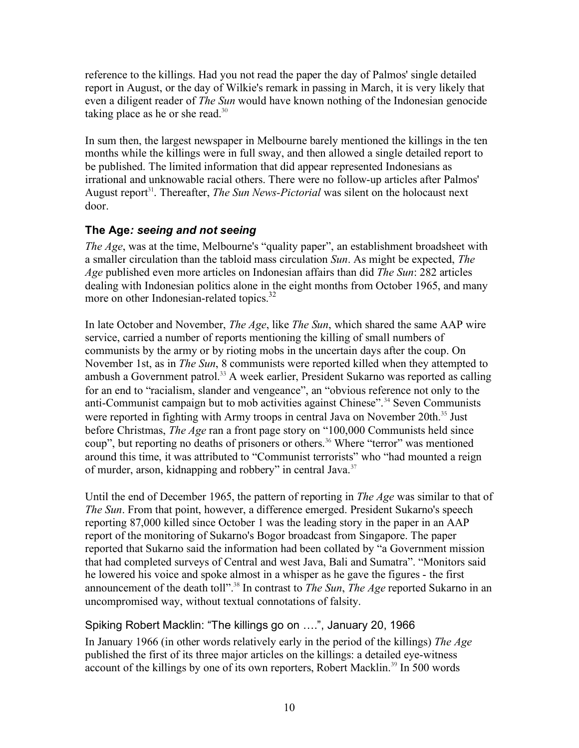reference to the killings. Had you not read the paper the day of Palmos' single detailed report in August, or the day of Wilkie's remark in passing in March, it is very likely that even a diligent reader of *The Sun* would have known nothing of the Indonesian genocide taking place as he or she read.[30]

In sum then, the largest newspaper in Melbourne barely mentioned the killings in the ten months while the killings were in full sway, and then allowed a single detailed report to be published. The limited information that did appear represented Indonesians as irrational and unknowable racial others. There were no follow-up articles after Palmos' August report[31]. Thereafter, *The Sun News-Pictorial* was silent on the holocaust next door.

### **The Age*: seeing and not seeing***

*The Age*, was at the time, Melbourne's "quality paper", an establishment broadsheet with a smaller circulation than the tabloid mass circulation *Sun*. As might be expected, *The Age* published even more articles on Indonesian affairs than did *The Sun*: 282 articles dealing with Indonesian politics alone in the eight months from October 1965, and many more on other Indonesian-related topics.[32]

In late October and November, *The Age*, like *The Sun*, which shared the same AAP wire service, carried a number of reports mentioning the killing of small numbers of communists by the army or by rioting mobs in the uncertain days after the coup. On November 1st, as in *The Sun*, 8 communists were reported killed when they attempted to ambush a Government patrol.[33] A week earlier, President Sukarno was reported as calling for an end to "racialism, slander and vengeance", an "obvious reference not only to the anti-Communist campaign but to mob activities against Chinese".[34] Seven Communists were reported in fighting with Army troops in central Java on November 20th.[35] Just before Christmas, *The Age* ran a front page story on "100,000 Communists held since coup", but reporting no deaths of prisoners or others.[36] Where "terror" was mentioned around this time, it was attributed to "Communist terrorists" who "had mounted a reign of murder, arson, kidnapping and robbery" in central Java.[37]

Until the end of December 1965, the pattern of reporting in *The Age* was similar to that of *The Sun*. From that point, however, a difference emerged. President Sukarno's speech reporting 87,000 killed since October 1 was the leading story in the paper in an AAP report of the monitoring of Sukarno's Bogor broadcast from Singapore. The paper reported that Sukarno said the information had been collated by "a Government mission that had completed surveys of Central and west Java, Bali and Sumatra". "Monitors said he lowered his voice and spoke almost in a whisper as he gave the figures - the first announcement of the death toll".[38] In contrast to *The Sun*, *The Age* reported Sukarno in an uncompromised way, without textual connotations of falsity.

#### Spiking Robert Macklin: "The killings go on ….", January 20, 1966

In January 1966 (in other words relatively early in the period of the killings) *The Age* published the first of its three major articles on the killings: a detailed eye-witness account of the killings by one of its own reporters, Robert Macklin.[39] In 500 words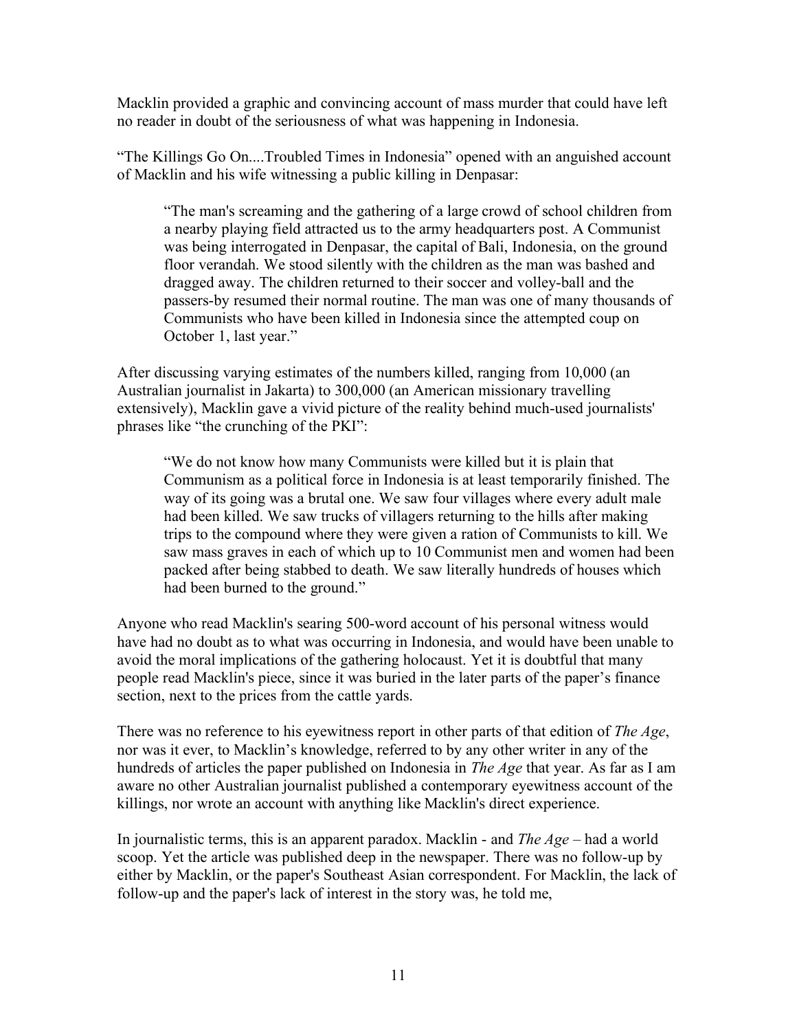Macklin provided a graphic and convincing account of mass murder that could have left no reader in doubt of the seriousness of what was happening in Indonesia.

"The Killings Go On....Troubled Times in Indonesia" opened with an anguished account of Macklin and his wife witnessing a public killing in Denpasar:

> "The man's screaming and the gathering of a large crowd of school children from a nearby playing field attracted us to the army headquarters post. A Communist was being interrogated in Denpasar, the capital of Bali, Indonesia, on the ground floor verandah. We stood silently with the children as the man was bashed and dragged away. The children returned to their soccer and volley-ball and the passers-by resumed their normal routine. The man was one of many thousands of Communists who have been killed in Indonesia since the attempted coup on October 1, last year."

After discussing varying estimates of the numbers killed, ranging from 10,000 (an Australian journalist in Jakarta) to 300,000 (an American missionary travelling extensively), Macklin gave a vivid picture of the reality behind much-used journalists' phrases like "the crunching of the PKI":

> "We do not know how many Communists were killed but it is plain that Communism as a political force in Indonesia is at least temporarily finished. The way of its going was a brutal one. We saw four villages where every adult male had been killed. We saw trucks of villagers returning to the hills after making trips to the compound where they were given a ration of Communists to kill. We saw mass graves in each of which up to 10 Communist men and women had been packed after being stabbed to death. We saw literally hundreds of houses which had been burned to the ground."

Anyone who read Macklin's searing 500-word account of his personal witness would have had no doubt as to what was occurring in Indonesia, and would have been unable to avoid the moral implications of the gathering holocaust. Yet it is doubtful that many people read Macklin's piece, since it was buried in the later parts of the paper's finance section, next to the prices from the cattle yards.

There was no reference to his eyewitness report in other parts of that edition of *The Age*, nor was it ever, to Macklin's knowledge, referred to by any other writer in any of the hundreds of articles the paper published on Indonesia in *The Age* that year. As far as I am aware no other Australian journalist published a contemporary eyewitness account of the killings, nor wrote an account with anything like Macklin's direct experience.

In journalistic terms, this is an apparent paradox. Macklin - and *The Age* – had a world scoop. Yet the article was published deep in the newspaper. There was no follow-up by either by Macklin, or the paper's Southeast Asian correspondent. For Macklin, the lack of follow-up and the paper's lack of interest in the story was, he told me,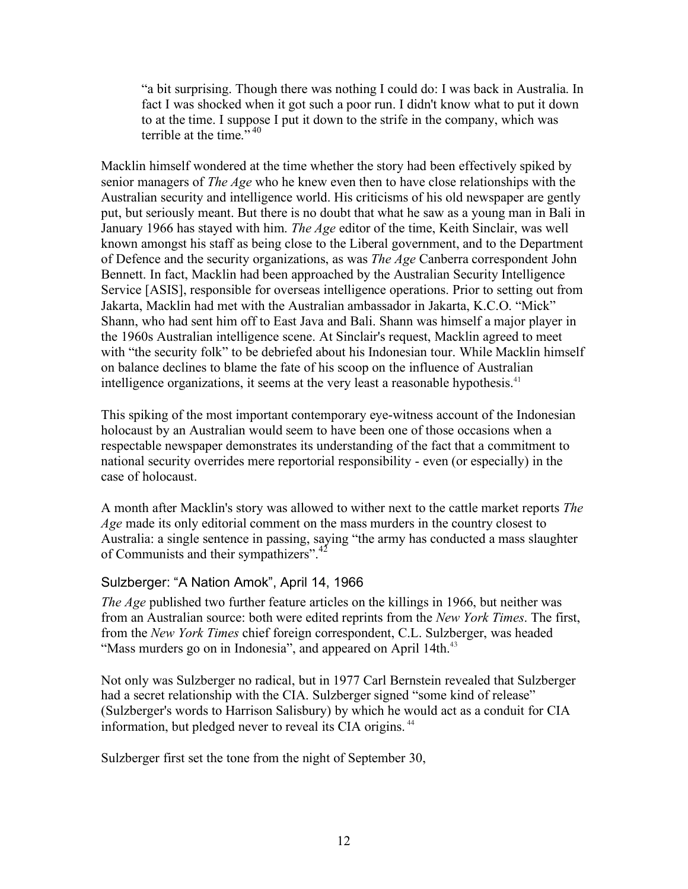> “a bit surprising. Though there was nothing I could do: I was back in Australia. In fact I was shocked when it got such a poor run. I didn't know what to put it down to at the time. I suppose I put it down to the strife in the company, which was terrible at the time.” [40]

Macklin himself wondered at the time whether the story had been effectively spiked by senior managers of *The Age* who he knew even then to have close relationships with the Australian security and intelligence world. His criticisms of his old newspaper are gently put, but seriously meant. But there is no doubt that what he saw as a young man in Bali in January 1966 has stayed with him. *The Age* editor of the time, Keith Sinclair, was well known amongst his staff as being close to the Liberal government, and to the Department of Defence and the security organizations, as was *The Age* Canberra correspondent John Bennett. In fact, Macklin had been approached by the Australian Security Intelligence Service [ASIS], responsible for overseas intelligence operations. Prior to setting out from Jakarta, Macklin had met with the Australian ambassador in Jakarta, K.C.O. “Mick” Shann, who had sent him off to East Java and Bali. Shann was himself a major player in the 1960s Australian intelligence scene. At Sinclair's request, Macklin agreed to meet with “the security folk” to be debriefed about his Indonesian tour. While Macklin himself on balance declines to blame the fate of his scoop on the influence of Australian intelligence organizations, it seems at the very least a reasonable hypothesis.[41]

This spiking of the most important contemporary eye-witness account of the Indonesian holocaust by an Australian would seem to have been one of those occasions when a respectable newspaper demonstrates its understanding of the fact that a commitment to national security overrides mere reportorial responsibility - even (or especially) in the case of holocaust.

A month after Macklin's story was allowed to wither next to the cattle market reports *The Age* made its only editorial comment on the mass murders in the country closest to Australia: a single sentence in passing, saying “the army has conducted a mass slaughter of Communists and their sympathizers”.[42]

### Sulzberger: “A Nation Amok”, April 14, 1966

*The Age* published two further feature articles on the killings in 1966, but neither was from an Australian source: both were edited reprints from the *New York Times*. The first, from the *New York Times* chief foreign correspondent, C.L. Sulzberger, was headed “Mass murders go on in Indonesia”, and appeared on April 14th.[43]

Not only was Sulzberger no radical, but in 1977 Carl Bernstein revealed that Sulzberger had a secret relationship with the CIA. Sulzberger signed “some kind of release” (Sulzberger's words to Harrison Salisbury) by which he would act as a conduit for CIA information, but pledged never to reveal its CIA origins. [44]

Sulzberger first set the tone from the night of September 30,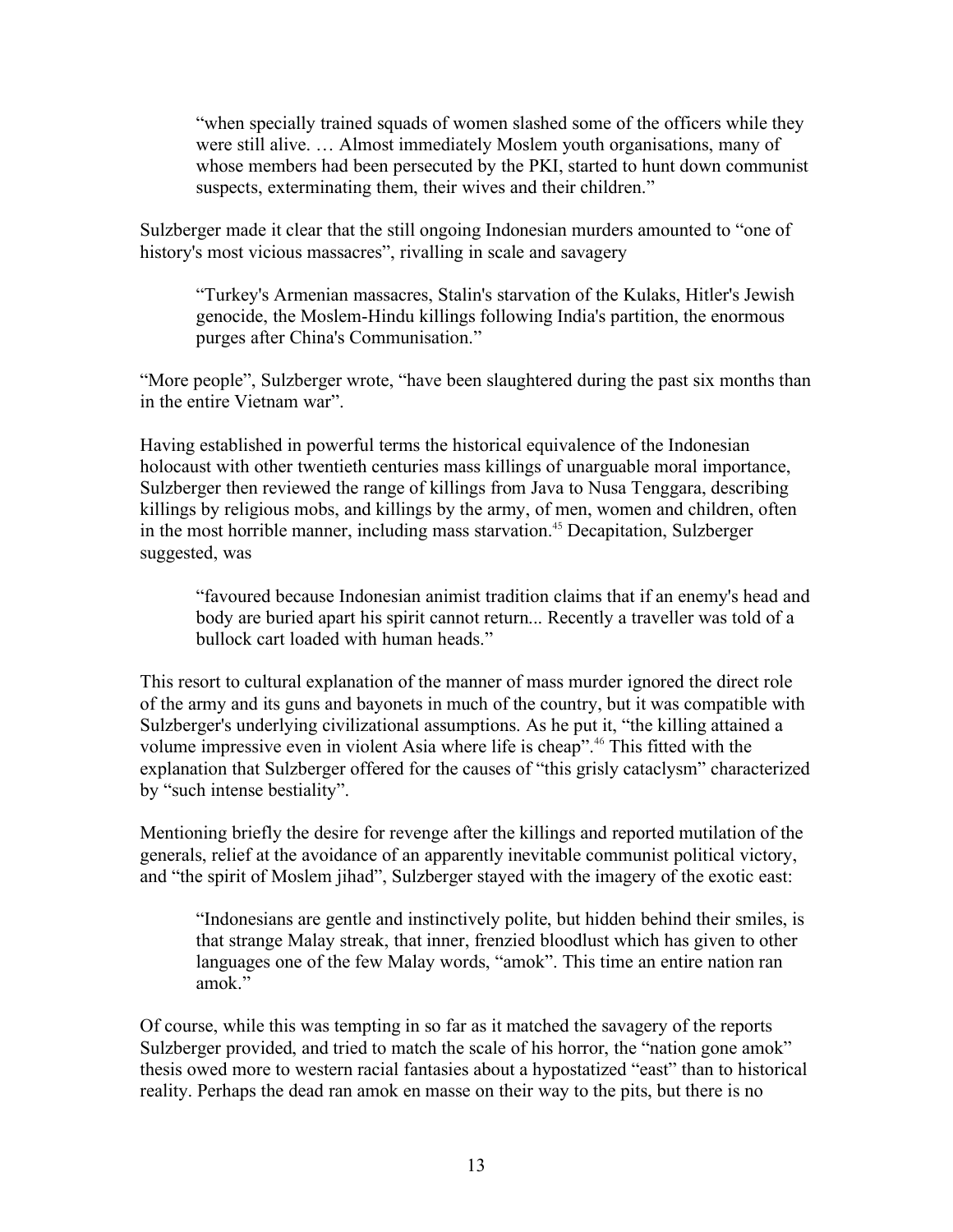> "when specially trained squads of women slashed some of the officers while they were still alive. … Almost immediately Moslem youth organisations, many of whose members had been persecuted by the PKI, started to hunt down communist suspects, exterminating them, their wives and their children."

Sulzberger made it clear that the still ongoing Indonesian murders amounted to "one of history's most vicious massacres", rivalling in scale and savagery

> "Turkey's Armenian massacres, Stalin's starvation of the Kulaks, Hitler's Jewish genocide, the Moslem-Hindu killings following India's partition, the enormous purges after China's Communisation."

"More people", Sulzberger wrote, "have been slaughtered during the past six months than in the entire Vietnam war".

Having established in powerful terms the historical equivalence of the Indonesian holocaust with other twentieth centuries mass killings of unarguable moral importance, Sulzberger then reviewed the range of killings from Java to Nusa Tenggara, describing killings by religious mobs, and killings by the army, of men, women and children, often in the most horrible manner, including mass starvation.[45] Decapitation, Sulzberger suggested, was

> "favoured because Indonesian animist tradition claims that if an enemy's head and body are buried apart his spirit cannot return... Recently a traveller was told of a bullock cart loaded with human heads."

This resort to cultural explanation of the manner of mass murder ignored the direct role of the army and its guns and bayonets in much of the country, but it was compatible with Sulzberger's underlying civilizational assumptions. As he put it, "the killing attained a volume impressive even in violent Asia where life is cheap".[46] This fitted with the explanation that Sulzberger offered for the causes of "this grisly cataclysm" characterized by "such intense bestiality".

Mentioning briefly the desire for revenge after the killings and reported mutilation of the generals, relief at the avoidance of an apparently inevitable communist political victory, and "the spirit of Moslem jihad", Sulzberger stayed with the imagery of the exotic east:

> "Indonesians are gentle and instinctively polite, but hidden behind their smiles, is that strange Malay streak, that inner, frenzied bloodlust which has given to other languages one of the few Malay words, "amok". This time an entire nation ran amok."

Of course, while this was tempting in so far as it matched the savagery of the reports Sulzberger provided, and tried to match the scale of his horror, the "nation gone amok" thesis owed more to western racial fantasies about a hypostatized "east" than to historical reality. Perhaps the dead ran amok en masse on their way to the pits, but there is no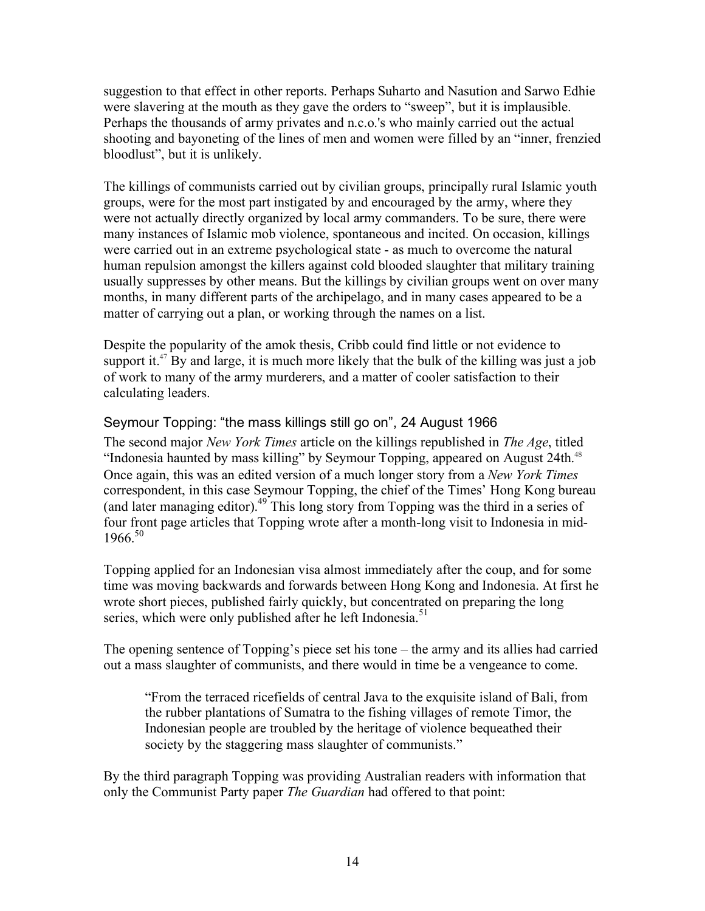suggestion to that effect in other reports. Perhaps Suharto and Nasution and Sarwo Edhie were slavering at the mouth as they gave the orders to "sweep", but it is implausible. Perhaps the thousands of army privates and n.c.o.'s who mainly carried out the actual shooting and bayoneting of the lines of men and women were filled by an "inner, frenzied bloodlust", but it is unlikely.

The killings of communists carried out by civilian groups, principally rural Islamic youth groups, were for the most part instigated by and encouraged by the army, where they were not actually directly organized by local army commanders. To be sure, there were many instances of Islamic mob violence, spontaneous and incited. On occasion, killings were carried out in an extreme psychological state - as much to overcome the natural human repulsion amongst the killers against cold blooded slaughter that military training usually suppresses by other means. But the killings by civilian groups went on over many months, in many different parts of the archipelago, and in many cases appeared to be a matter of carrying out a plan, or working through the names on a list.

Despite the popularity of the amok thesis, Cribb could find little or not evidence to support it.[47] By and large, it is much more likely that the bulk of the killing was just a job of work to many of the army murderers, and a matter of cooler satisfaction to their calculating leaders.

### Seymour Topping: "the mass killings still go on", 24 August 1966

The second major *New York Times* article on the killings republished in *The Age*, titled "Indonesia haunted by mass killing" by Seymour Topping, appeared on August 24th.[48] Once again, this was an edited version of a much longer story from a *New York Times* correspondent, in this case Seymour Topping, the chief of the Times' Hong Kong bureau (and later managing editor).[49] This long story from Topping was the third in a series of four front page articles that Topping wrote after a month-long visit to Indonesia in mid-1966.[50]

Topping applied for an Indonesian visa almost immediately after the coup, and for some time was moving backwards and forwards between Hong Kong and Indonesia. At first he wrote short pieces, published fairly quickly, but concentrated on preparing the long series, which were only published after he left Indonesia.[51]

The opening sentence of Topping's piece set his tone – the army and its allies had carried out a mass slaughter of communists, and there would in time be a vengeance to come.

> "From the terraced ricefields of central Java to the exquisite island of Bali, from the rubber plantations of Sumatra to the fishing villages of remote Timor, the Indonesian people are troubled by the heritage of violence bequeathed their society by the staggering mass slaughter of communists."

By the third paragraph Topping was providing Australian readers with information that only the Communist Party paper *The Guardian* had offered to that point: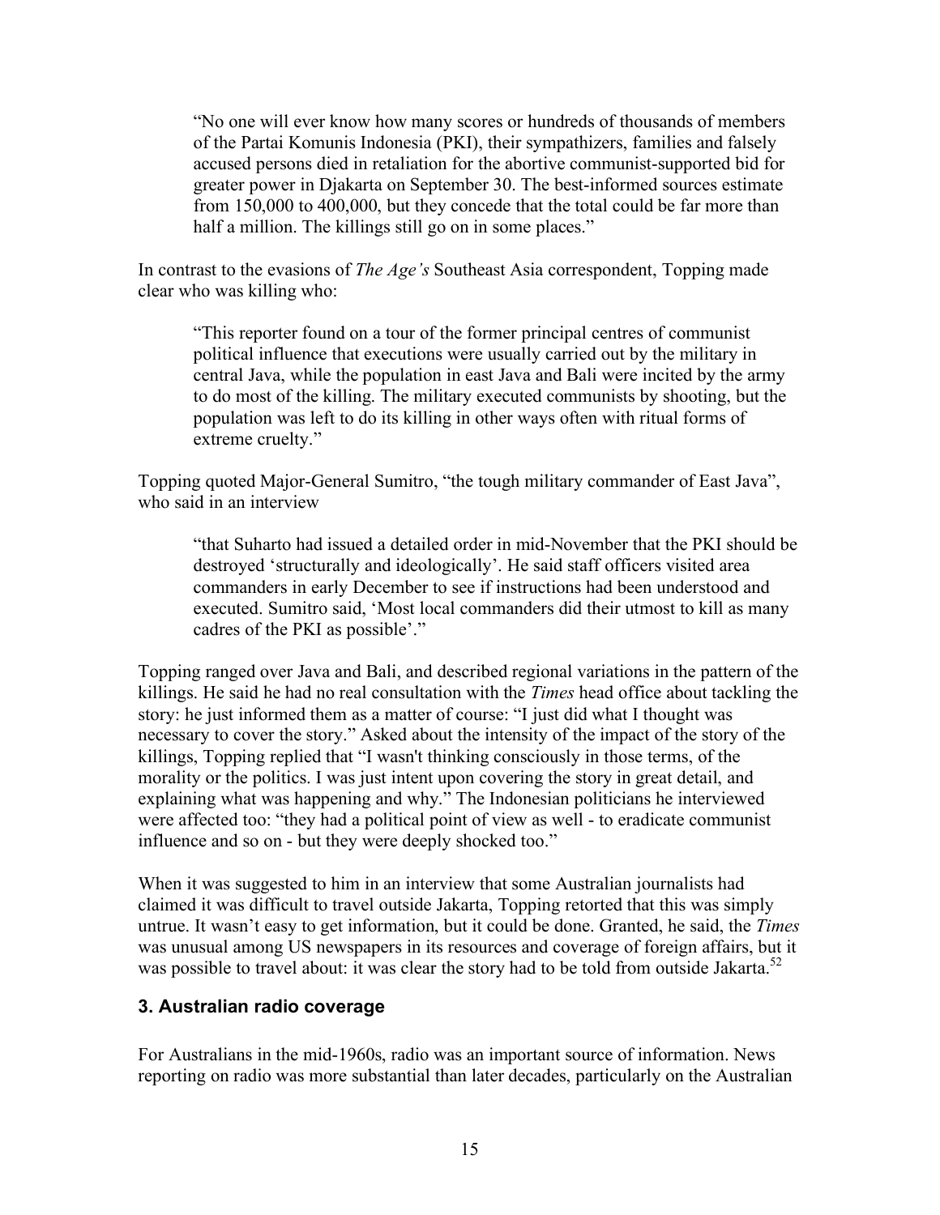> "No one will ever know how many scores or hundreds of thousands of members of the Partai Komunis Indonesia (PKI), their sympathizers, families and falsely accused persons died in retaliation for the abortive communist-supported bid for greater power in Djakarta on September 30. The best-informed sources estimate from 150,000 to 400,000, but they concede that the total could be far more than half a million. The killings still go on in some places."

In contrast to the evasions of *The Age's* Southeast Asia correspondent, Topping made clear who was killing who:

> "This reporter found on a tour of the former principal centres of communist political influence that executions were usually carried out by the military in central Java, while the population in east Java and Bali were incited by the army to do most of the killing. The military executed communists by shooting, but the population was left to do its killing in other ways often with ritual forms of extreme cruelty."

Topping quoted Major-General Sumitro, "the tough military commander of East Java", who said in an interview

> "that Suharto had issued a detailed order in mid-November that the PKI should be destroyed 'structurally and ideologically'. He said staff officers visited area commanders in early December to see if instructions had been understood and executed. Sumitro said, 'Most local commanders did their utmost to kill as many cadres of the PKI as possible'."

Topping ranged over Java and Bali, and described regional variations in the pattern of the killings. He said he had no real consultation with the *Times* head office about tackling the story: he just informed them as a matter of course: "I just did what I thought was necessary to cover the story." Asked about the intensity of the impact of the story of the killings, Topping replied that "I wasn't thinking consciously in those terms, of the morality or the politics. I was just intent upon covering the story in great detail, and explaining what was happening and why." The Indonesian politicians he interviewed were affected too: "they had a political point of view as well - to eradicate communist influence and so on - but they were deeply shocked too."

When it was suggested to him in an interview that some Australian journalists had claimed it was difficult to travel outside Jakarta, Topping retorted that this was simply untrue. It wasn't easy to get information, but it could be done. Granted, he said, the *Times* was unusual among US newspapers in its resources and coverage of foreign affairs, but it was possible to travel about: it was clear the story had to be told from outside Jakarta.[52]

### 3. Australian radio coverage

For Australians in the mid-1960s, radio was an important source of information. News reporting on radio was more substantial than later decades, particularly on the Australian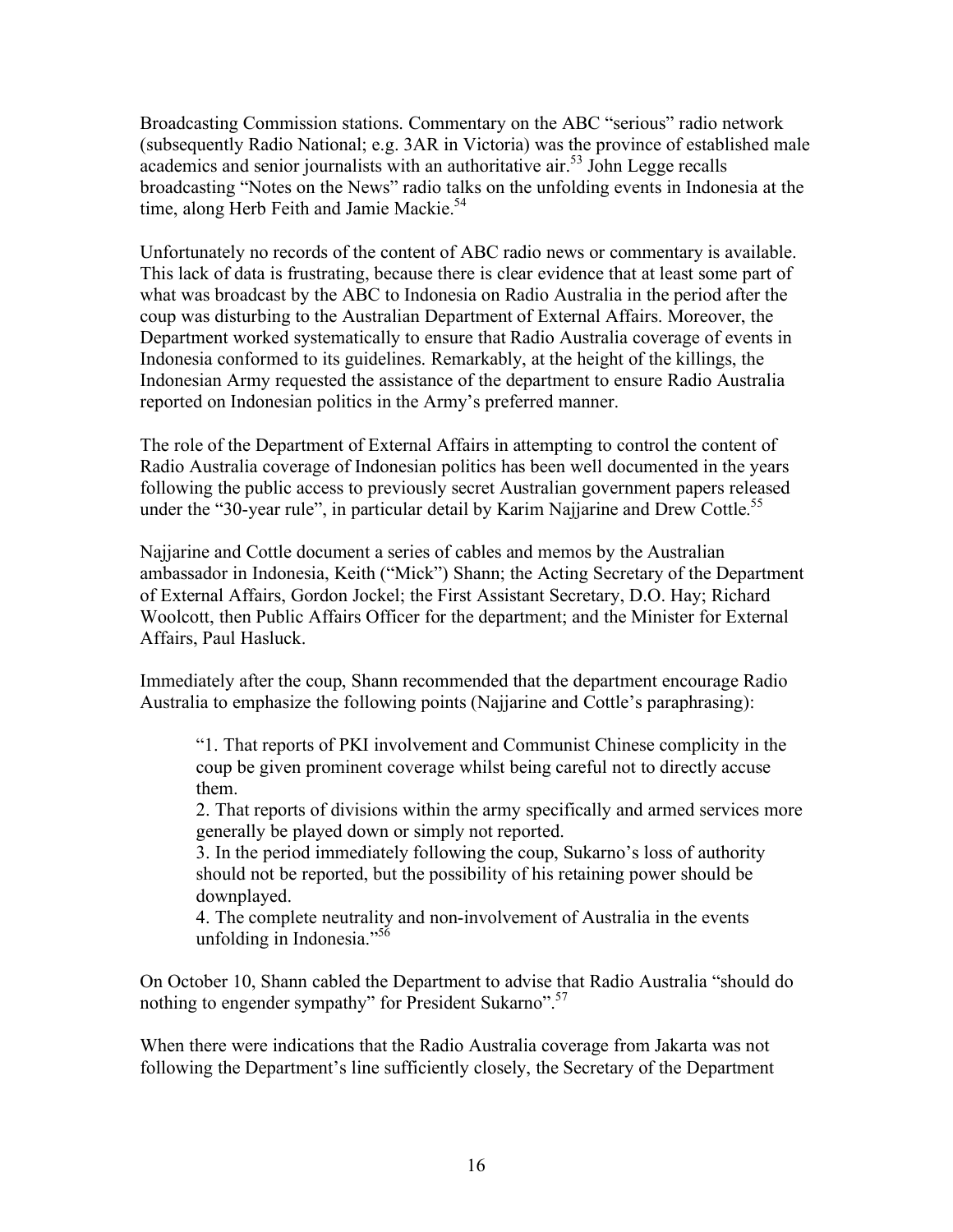Broadcasting Commission stations. Commentary on the ABC "serious" radio network (subsequently Radio National; e.g. 3AR in Victoria) was the province of established male academics and senior journalists with an authoritative air.[53] John Legge recalls broadcasting "Notes on the News" radio talks on the unfolding events in Indonesia at the time, along Herb Feith and Jamie Mackie.[54]

Unfortunately no records of the content of ABC radio news or commentary is available. This lack of data is frustrating, because there is clear evidence that at least some part of what was broadcast by the ABC to Indonesia on Radio Australia in the period after the coup was disturbing to the Australian Department of External Affairs. Moreover, the Department worked systematically to ensure that Radio Australia coverage of events in Indonesia conformed to its guidelines. Remarkably, at the height of the killings, the Indonesian Army requested the assistance of the department to ensure Radio Australia reported on Indonesian politics in the Army's preferred manner.

The role of the Department of External Affairs in attempting to control the content of Radio Australia coverage of Indonesian politics has been well documented in the years following the public access to previously secret Australian government papers released under the "30-year rule", in particular detail by Karim Najjarine and Drew Cottle.[55]

Najjarine and Cottle document a series of cables and memos by the Australian ambassador in Indonesia, Keith ("Mick") Shann; the Acting Secretary of the Department of External Affairs, Gordon Jockel; the First Assistant Secretary, D.O. Hay; Richard Woolcott, then Public Affairs Officer for the department; and the Minister for External Affairs, Paul Hasluck.

Immediately after the coup, Shann recommended that the department encourage Radio Australia to emphasize the following points (Najjarine and Cottle's paraphrasing):

> "1. That reports of PKI involvement and Communist Chinese complicity in the coup be given prominent coverage whilst being careful not to directly accuse them.
> 2. That reports of divisions within the army specifically and armed services more generally be played down or simply not reported.
> 3. In the period immediately following the coup, Sukarno's loss of authority should not be reported, but the possibility of his retaining power should be downplayed.
> 4. The complete neutrality and non-involvement of Australia in the events unfolding in Indonesia."[56]

On October 10, Shann cabled the Department to advise that Radio Australia "should do nothing to engender sympathy" for President Sukarno".[57]

When there were indications that the Radio Australia coverage from Jakarta was not following the Department's line sufficiently closely, the Secretary of the Department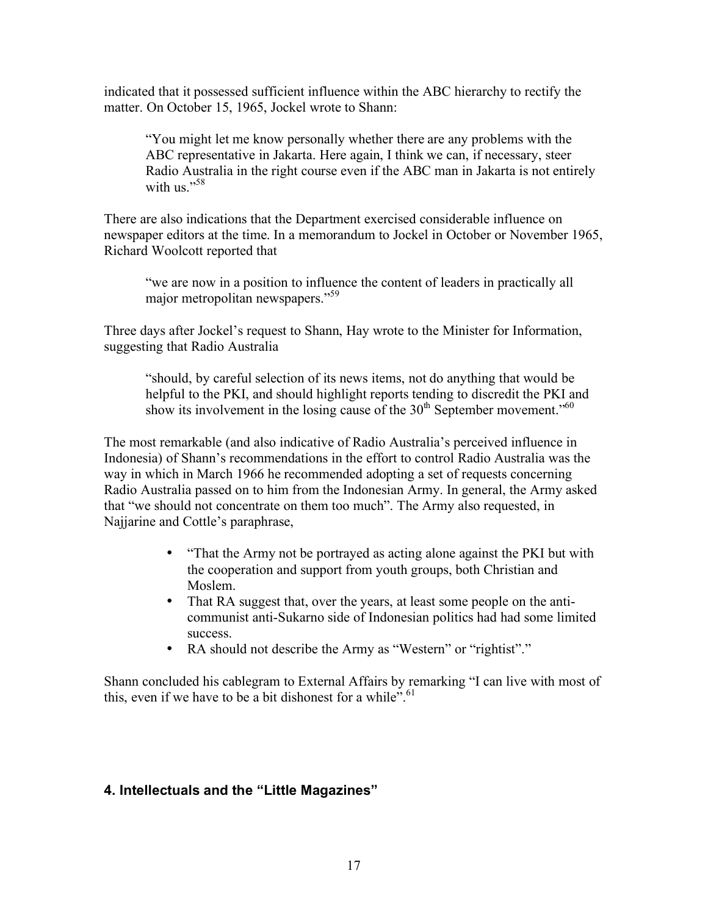indicated that it possessed sufficient influence within the ABC hierarchy to rectify the matter. On October 15, 1965, Jockel wrote to Shann:

> "You might let me know personally whether there are any problems with the ABC representative in Jakarta. Here again, I think we can, if necessary, steer Radio Australia in the right course even if the ABC man in Jakarta is not entirely with us."[58]

There are also indications that the Department exercised considerable influence on newspaper editors at the time. In a memorandum to Jockel in October or November 1965, Richard Woolcott reported that

> "we are now in a position to influence the content of leaders in practically all major metropolitan newspapers."[59]

Three days after Jockel's request to Shann, Hay wrote to the Minister for Information, suggesting that Radio Australia

> "should, by careful selection of its news items, not do anything that would be helpful to the PKI, and should highlight reports tending to discredit the PKI and show its involvement in the losing cause of the 30th September movement."[60]

The most remarkable (and also indicative of Radio Australia's perceived influence in Indonesia) of Shann's recommendations in the effort to control Radio Australia was the way in which in March 1966 he recommended adopting a set of requests concerning Radio Australia passed on to him from the Indonesian Army. In general, the Army asked that "we should not concentrate on them too much". The Army also requested, in Najjarine and Cottle's paraphrase,

- "That the Army not be portrayed as acting alone against the PKI but with the cooperation and support from youth groups, both Christian and Moslem.
- That RA suggest that, over the years, at least some people on the anti-communist anti-Sukarno side of Indonesian politics had had some limited success.
- RA should not describe the Army as "Western" or "rightist"."

Shann concluded his cablegram to External Affairs by remarking "I can live with most of this, even if we have to be a bit dishonest for a while".[61]

## 4. Intellectuals and the "Little Magazines"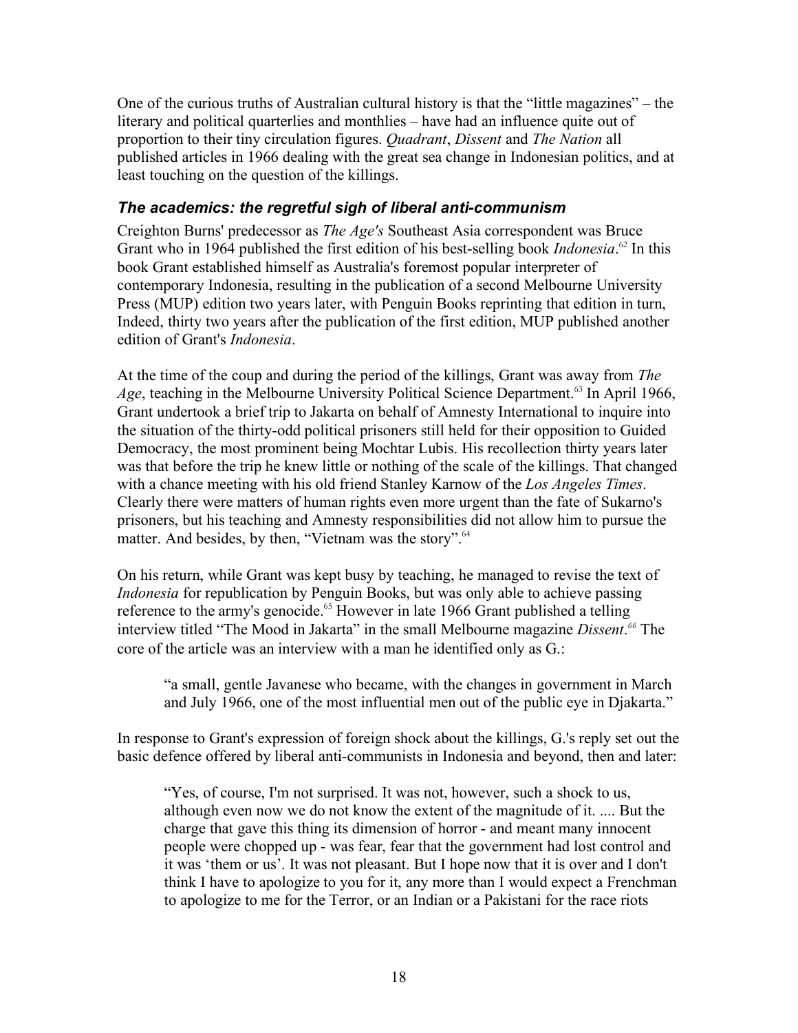One of the curious truths of Australian cultural history is that the "little magazines" – the literary and political quarterlies and monthlies – have had an influence quite out of proportion to their tiny circulation figures. *Quadrant*, *Dissent* and *The Nation* all published articles in 1966 dealing with the great sea change in Indonesian politics, and at least touching on the question of the killings.

### *The academics: the regretful sigh of liberal anti-communism*

Creighton Burns' predecessor as *The Age's* Southeast Asia correspondent was Bruce Grant who in 1964 published the first edition of his best-selling book *Indonesia*.[62] In this book Grant established himself as Australia's foremost popular interpreter of contemporary Indonesia, resulting in the publication of a second Melbourne University Press (MUP) edition two years later, with Penguin Books reprinting that edition in turn, Indeed, thirty two years after the publication of the first edition, MUP published another edition of Grant's *Indonesia*.

At the time of the coup and during the period of the killings, Grant was away from *The Age*, teaching in the Melbourne University Political Science Department.[63] In April 1966, Grant undertook a brief trip to Jakarta on behalf of Amnesty International to inquire into the situation of the thirty-odd political prisoners still held for their opposition to Guided Democracy, the most prominent being Mochtar Lubis. His recollection thirty years later was that before the trip he knew little or nothing of the scale of the killings. That changed with a chance meeting with his old friend Stanley Karnow of the *Los Angeles Times*. Clearly there were matters of human rights even more urgent than the fate of Sukarno's prisoners, but his teaching and Amnesty responsibilities did not allow him to pursue the matter. And besides, by then, "Vietnam was the story".[64]

On his return, while Grant was kept busy by teaching, he managed to revise the text of *Indonesia* for republication by Penguin Books, but was only able to achieve passing reference to the army's genocide.[65] However in late 1966 Grant published a telling interview titled "The Mood in Jakarta" in the small Melbourne magazine *Dissent*.[66] The core of the article was an interview with a man he identified only as G.:

> "a small, gentle Javanese who became, with the changes in government in March and July 1966, one of the most influential men out of the public eye in Djakarta."

In response to Grant's expression of foreign shock about the killings, G.'s reply set out the basic defence offered by liberal anti-communists in Indonesia and beyond, then and later:

> "Yes, of course, I'm not surprised. It was not, however, such a shock to us, although even now we do not know the extent of the magnitude of it. .... But the charge that gave this thing its dimension of horror - and meant many innocent people were chopped up - was fear, fear that the government had lost control and it was 'them or us'. It was not pleasant. But I hope now that it is over and I don't think I have to apologize to you for it, any more than I would expect a Frenchman to apologize to me for the Terror, or an Indian or a Pakistani for the race riots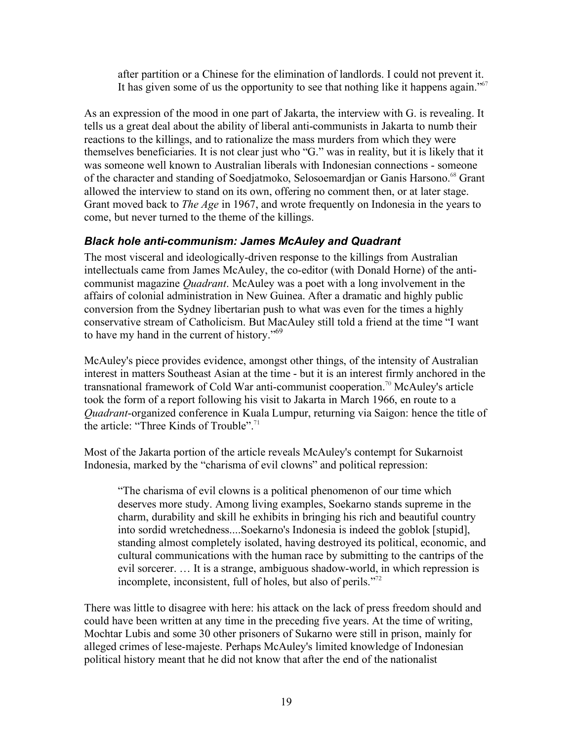> after partition or a Chinese for the elimination of landlords. I could not prevent it. It has given some of us the opportunity to see that nothing like it happens again."[67]

As an expression of the mood in one part of Jakarta, the interview with G. is revealing. It tells us a great deal about the ability of liberal anti-communists in Jakarta to numb their reactions to the killings, and to rationalize the mass murders from which they were themselves beneficiaries. It is not clear just who "G." was in reality, but it is likely that it was someone well known to Australian liberals with Indonesian connections - someone of the character and standing of Soedjatmoko, Selosoemardjan or Ganis Harsono.[68] Grant allowed the interview to stand on its own, offering no comment then, or at later stage. Grant moved back to *The Age* in 1967, and wrote frequently on Indonesia in the years to come, but never turned to the theme of the killings.

### *Black hole anti-communism: James McAuley and Quadrant*

The most visceral and ideologically-driven response to the killings from Australian intellectuals came from James McAuley, the co-editor (with Donald Horne) of the anti-communist magazine *Quadrant*. McAuley was a poet with a long involvement in the affairs of colonial administration in New Guinea. After a dramatic and highly public conversion from the Sydney libertarian push to what was even for the times a highly conservative stream of Catholicism. But MacAuley still told a friend at the time "I want to have my hand in the current of history."[69]

McAuley's piece provides evidence, amongst other things, of the intensity of Australian interest in matters Southeast Asian at the time - but it is an interest firmly anchored in the transnational framework of Cold War anti-communist cooperation.[70] McAuley's article took the form of a report following his visit to Jakarta in March 1966, en route to a *Quadrant*-organized conference in Kuala Lumpur, returning via Saigon: hence the title of the article: "Three Kinds of Trouble".[71]

Most of the Jakarta portion of the article reveals McAuley's contempt for Sukarnoist Indonesia, marked by the "charisma of evil clowns" and political repression:

> "The charisma of evil clowns is a political phenomenon of our time which deserves more study. Among living examples, Soekarno stands supreme in the charm, durability and skill he exhibits in bringing his rich and beautiful country into sordid wretchedness....Soekarno's Indonesia is indeed the goblok [stupid], standing almost completely isolated, having destroyed its political, economic, and cultural communications with the human race by submitting to the cantrips of the evil sorcerer. … It is a strange, ambiguous shadow-world, in which repression is incomplete, inconsistent, full of holes, but also of perils."[72]

There was little to disagree with here: his attack on the lack of press freedom should and could have been written at any time in the preceding five years. At the time of writing, Mochtar Lubis and some 30 other prisoners of Sukarno were still in prison, mainly for alleged crimes of lese-majeste. Perhaps McAuley's limited knowledge of Indonesian political history meant that he did not know that after the end of the nationalist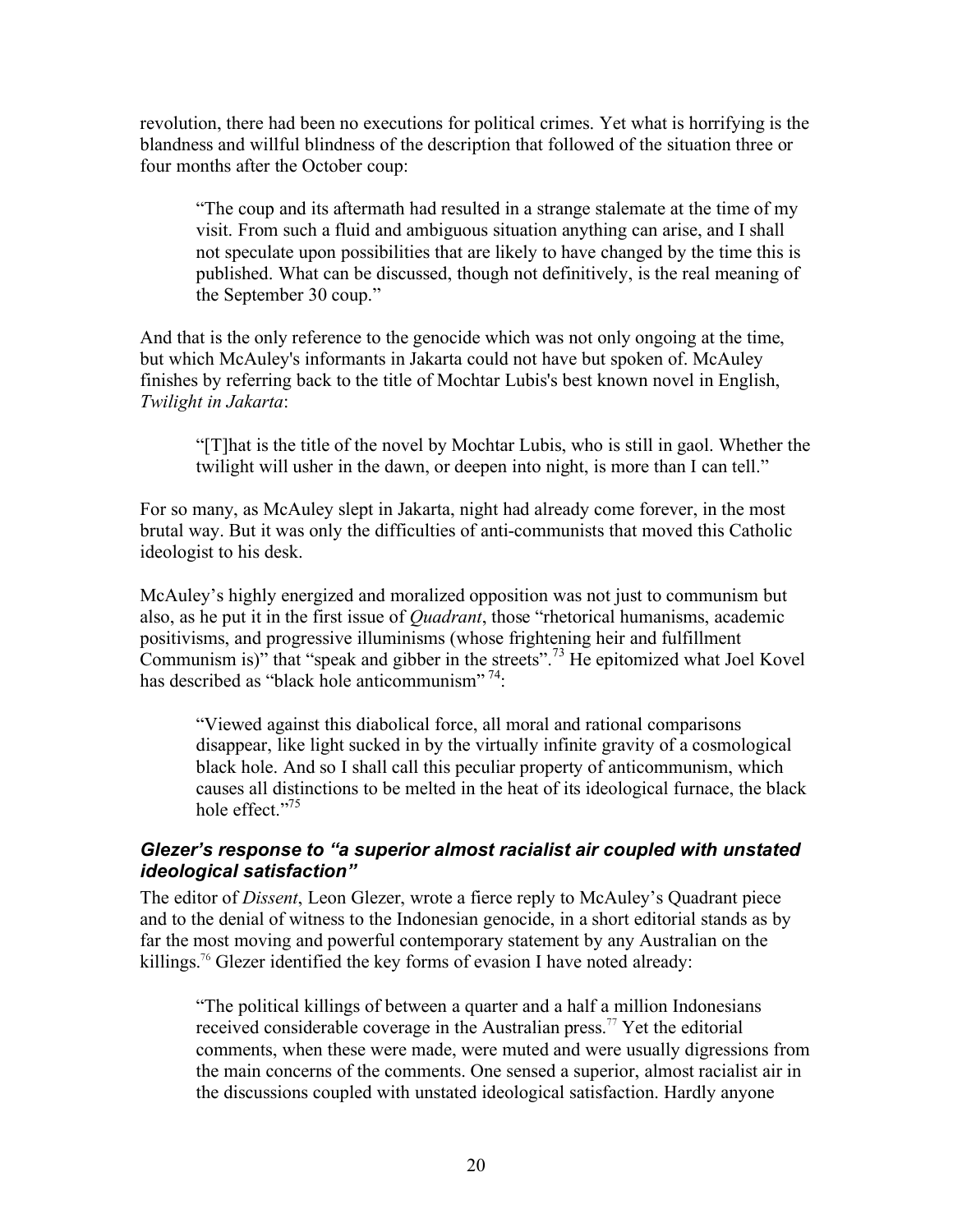revolution, there had been no executions for political crimes. Yet what is horrifying is the blandness and willful blindness of the description that followed of the situation three or four months after the October coup:

> "The coup and its aftermath had resulted in a strange stalemate at the time of my visit. From such a fluid and ambiguous situation anything can arise, and I shall not speculate upon possibilities that are likely to have changed by the time this is published. What can be discussed, though not definitively, is the real meaning of the September 30 coup."

And that is the only reference to the genocide which was not only ongoing at the time, but which McAuley's informants in Jakarta could not have but spoken of. McAuley finishes by referring back to the title of Mochtar Lubis's best known novel in English, *Twilight in Jakarta*:

> "[T]hat is the title of the novel by Mochtar Lubis, who is still in gaol. Whether the twilight will usher in the dawn, or deepen into night, is more than I can tell."

For so many, as McAuley slept in Jakarta, night had already come forever, in the most brutal way. But it was only the difficulties of anti-communists that moved this Catholic ideologist to his desk.

McAuley's highly energized and moralized opposition was not just to communism but also, as he put it in the first issue of *Quadrant*, those "rhetorical humanisms, academic positivisms, and progressive illuminisms (whose frightening heir and fulfillment Communism is)" that "speak and gibber in the streets".[73] He epitomized what Joel Kovel has described as "black hole anticommunism"[74]:

> "Viewed against this diabolical force, all moral and rational comparisons disappear, like light sucked in by the virtually infinite gravity of a cosmological black hole. And so I shall call this peculiar property of anticommunism, which causes all distinctions to be melted in the heat of its ideological furnace, the black hole effect."[75]

### *Glezer's response to "a superior almost racialist air coupled with unstated ideological satisfaction"*

The editor of *Dissent*, Leon Glezer, wrote a fierce reply to McAuley's Quadrant piece and to the denial of witness to the Indonesian genocide, in a short editorial stands as by far the most moving and powerful contemporary statement by any Australian on the killings.[76] Glezer identified the key forms of evasion I have noted already:

> "The political killings of between a quarter and a half a million Indonesians received considerable coverage in the Australian press.[77] Yet the editorial comments, when these were made, were muted and were usually digressions from the main concerns of the comments. One sensed a superior, almost racialist air in the discussions coupled with unstated ideological satisfaction. Hardly anyone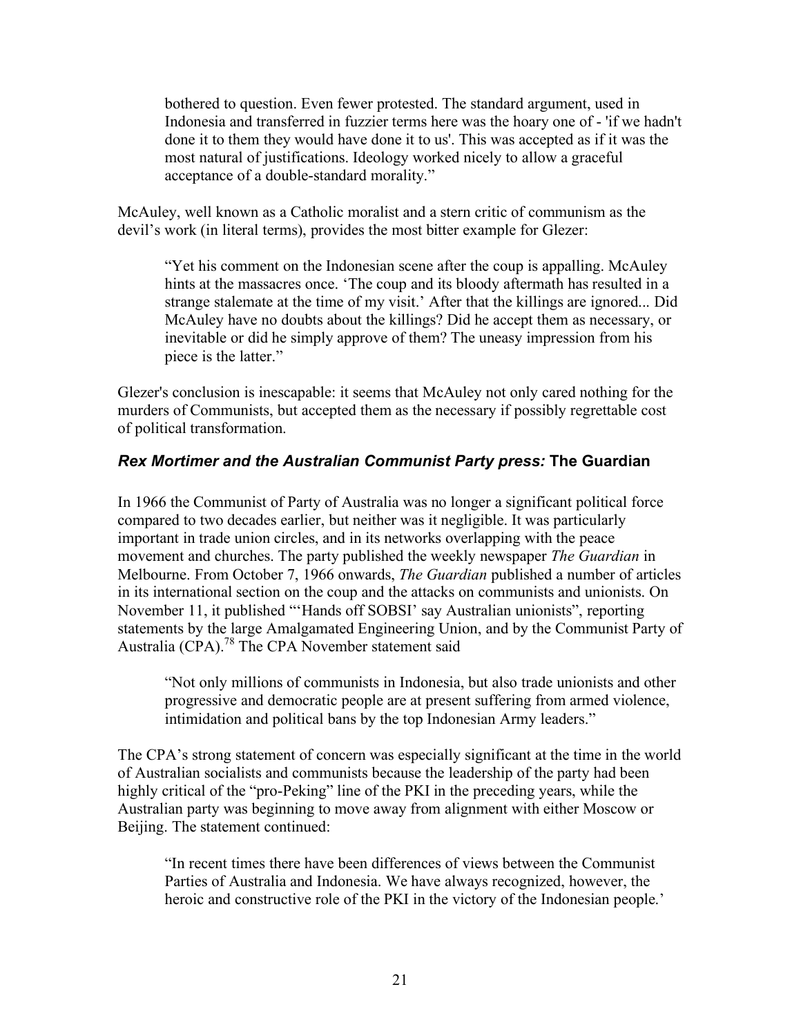> bothered to question. Even fewer protested. The standard argument, used in Indonesia and transferred in fuzzier terms here was the hoary one of - 'if we hadn't done it to them they would have done it to us'. This was accepted as if it was the most natural of justifications. Ideology worked nicely to allow a graceful acceptance of a double-standard morality."

McAuley, well known as a Catholic moralist and a stern critic of communism as the devil's work (in literal terms), provides the most bitter example for Glezer:

> "Yet his comment on the Indonesian scene after the coup is appalling. McAuley hints at the massacres once. 'The coup and its bloody aftermath has resulted in a strange stalemate at the time of my visit.' After that the killings are ignored... Did McAuley have no doubts about the killings? Did he accept them as necessary, or inevitable or did he simply approve of them? The uneasy impression from his piece is the latter."

Glezer's conclusion is inescapable: it seems that McAuley not only cared nothing for the murders of Communists, but accepted them as the necessary if possibly regrettable cost of political transformation.

### *Rex Mortimer and the Australian Communist Party press:* The Guardian

In 1966 the Communist of Party of Australia was no longer a significant political force compared to two decades earlier, but neither was it negligible. It was particularly important in trade union circles, and in its networks overlapping with the peace movement and churches. The party published the weekly newspaper *The Guardian* in Melbourne. From October 7, 1966 onwards, *The Guardian* published a number of articles in its international section on the coup and the attacks on communists and unionists. On November 11, it published "'Hands off SOBSI' say Australian unionists", reporting statements by the large Amalgamated Engineering Union, and by the Communist Party of Australia (CPA).[78] The CPA November statement said

> "Not only millions of communists in Indonesia, but also trade unionists and other progressive and democratic people are at present suffering from armed violence, intimidation and political bans by the top Indonesian Army leaders."

The CPA's strong statement of concern was especially significant at the time in the world of Australian socialists and communists because the leadership of the party had been highly critical of the "pro-Peking" line of the PKI in the preceding years, while the Australian party was beginning to move away from alignment with either Moscow or Beijing. The statement continued:

> "In recent times there have been differences of views between the Communist Parties of Australia and Indonesia. We have always recognized, however, the heroic and constructive role of the PKI in the victory of the Indonesian people.'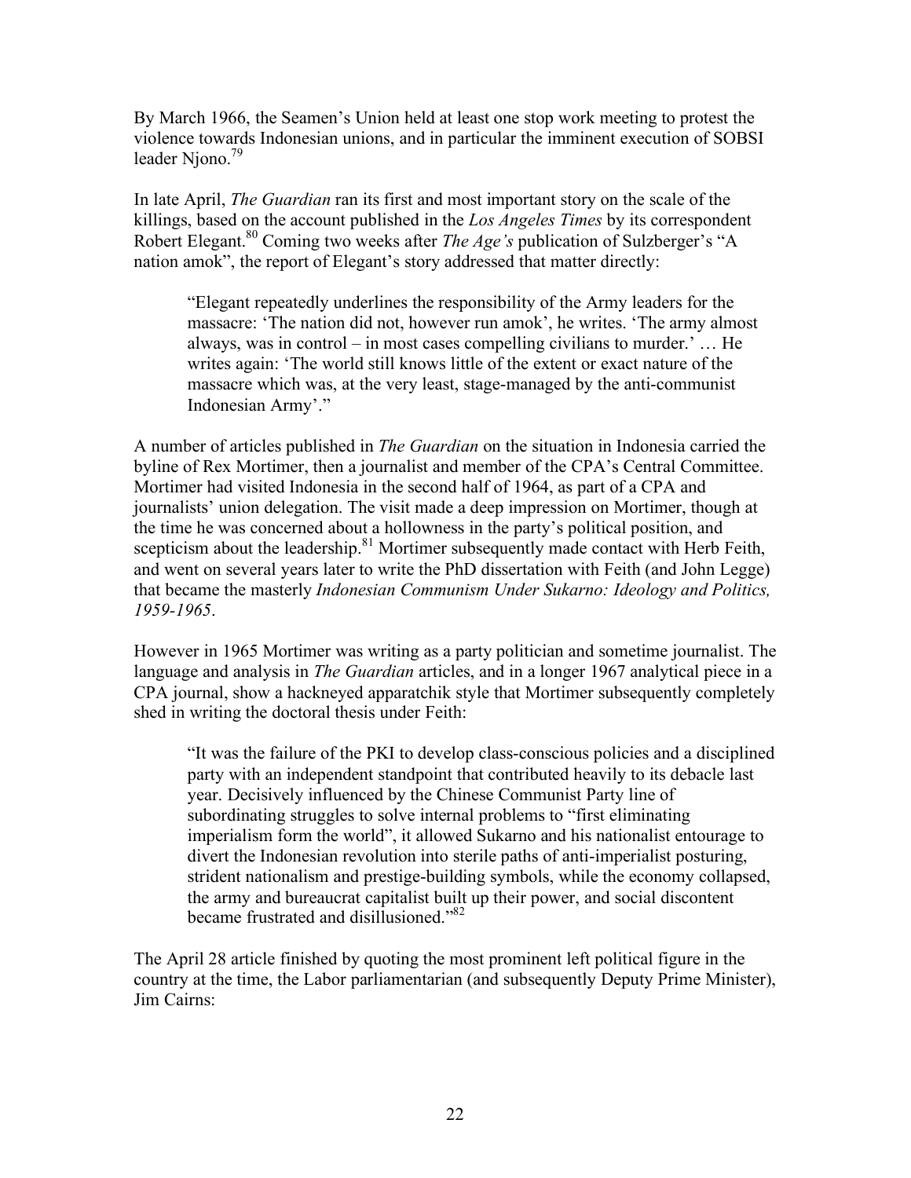By March 1966, the Seamen's Union held at least one stop work meeting to protest the violence towards Indonesian unions, and in particular the imminent execution of SOBSI leader Njono.[79]

In late April, *The Guardian* ran its first and most important story on the scale of the killings, based on the account published in the *Los Angeles Times* by its correspondent Robert Elegant.[80] Coming two weeks after *The Age's* publication of Sulzberger's "A nation amok", the report of Elegant's story addressed that matter directly:

> "Elegant repeatedly underlines the responsibility of the Army leaders for the massacre: 'The nation did not, however run amok', he writes. 'The army almost always, was in control – in most cases compelling civilians to murder.' … He writes again: 'The world still knows little of the extent or exact nature of the massacre which was, at the very least, stage-managed by the anti-communist Indonesian Army'."

A number of articles published in *The Guardian* on the situation in Indonesia carried the byline of Rex Mortimer, then a journalist and member of the CPA's Central Committee. Mortimer had visited Indonesia in the second half of 1964, as part of a CPA and journalists' union delegation. The visit made a deep impression on Mortimer, though at the time he was concerned about a hollowness in the party's political position, and scepticism about the leadership.[81] Mortimer subsequently made contact with Herb Feith, and went on several years later to write the PhD dissertation with Feith (and John Legge) that became the masterly *Indonesian Communism Under Sukarno: Ideology and Politics, 1959-1965*.

However in 1965 Mortimer was writing as a party politician and sometime journalist. The language and analysis in *The Guardian* articles, and in a longer 1967 analytical piece in a CPA journal, show a hackneyed apparatchik style that Mortimer subsequently completely shed in writing the doctoral thesis under Feith:

> "It was the failure of the PKI to develop class-conscious policies and a disciplined party with an independent standpoint that contributed heavily to its debacle last year. Decisively influenced by the Chinese Communist Party line of subordinating struggles to solve internal problems to "first eliminating imperialism form the world", it allowed Sukarno and his nationalist entourage to divert the Indonesian revolution into sterile paths of anti-imperialist posturing, strident nationalism and prestige-building symbols, while the economy collapsed, the army and bureaucrat capitalist built up their power, and social discontent became frustrated and disillusioned."[82]

The April 28 article finished by quoting the most prominent left political figure in the country at the time, the Labor parliamentarian (and subsequently Deputy Prime Minister), Jim Cairns: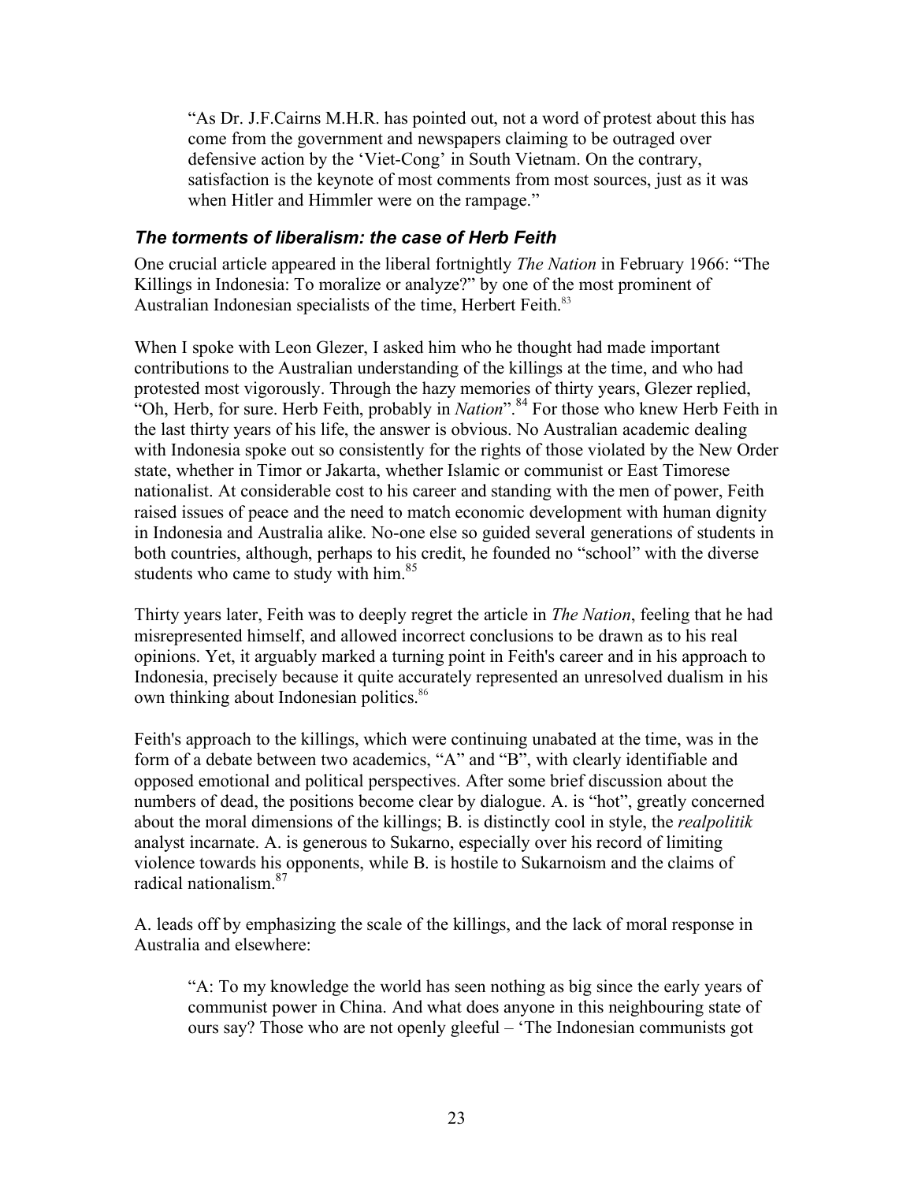> "As Dr. J.F.Cairns M.H.R. has pointed out, not a word of protest about this has come from the government and newspapers claiming to be outraged over defensive action by the 'Viet-Cong' in South Vietnam. On the contrary, satisfaction is the keynote of most comments from most sources, just as it was when Hitler and Himmler were on the rampage."

### *The torments of liberalism: the case of Herb Feith*

One crucial article appeared in the liberal fortnightly *The Nation* in February 1966: "The Killings in Indonesia: To moralize or analyze?" by one of the most prominent of Australian Indonesian specialists of the time, Herbert Feith.[83]

When I spoke with Leon Glezer, I asked him who he thought had made important contributions to the Australian understanding of the killings at the time, and who had protested most vigorously. Through the hazy memories of thirty years, Glezer replied, "Oh, Herb, for sure. Herb Feith, probably in *Nation*".[84] For those who knew Herb Feith in the last thirty years of his life, the answer is obvious. No Australian academic dealing with Indonesia spoke out so consistently for the rights of those violated by the New Order state, whether in Timor or Jakarta, whether Islamic or communist or East Timorese nationalist. At considerable cost to his career and standing with the men of power, Feith raised issues of peace and the need to match economic development with human dignity in Indonesia and Australia alike. No-one else so guided several generations of students in both countries, although, perhaps to his credit, he founded no "school" with the diverse students who came to study with him.[85]

Thirty years later, Feith was to deeply regret the article in *The Nation*, feeling that he had misrepresented himself, and allowed incorrect conclusions to be drawn as to his real opinions. Yet, it arguably marked a turning point in Feith's career and in his approach to Indonesia, precisely because it quite accurately represented an unresolved dualism in his own thinking about Indonesian politics.[86]

Feith's approach to the killings, which were continuing unabated at the time, was in the form of a debate between two academics, "A" and "B", with clearly identifiable and opposed emotional and political perspectives. After some brief discussion about the numbers of dead, the positions become clear by dialogue. A. is "hot", greatly concerned about the moral dimensions of the killings; B. is distinctly cool in style, the *realpolitik* analyst incarnate. A. is generous to Sukarno, especially over his record of limiting violence towards his opponents, while B. is hostile to Sukarnoism and the claims of radical nationalism.[87]

A. leads off by emphasizing the scale of the killings, and the lack of moral response in Australia and elsewhere:

> "A: To my knowledge the world has seen nothing as big since the early years of communist power in China. And what does anyone in this neighbouring state of ours say? Those who are not openly gleeful – 'The Indonesian communists got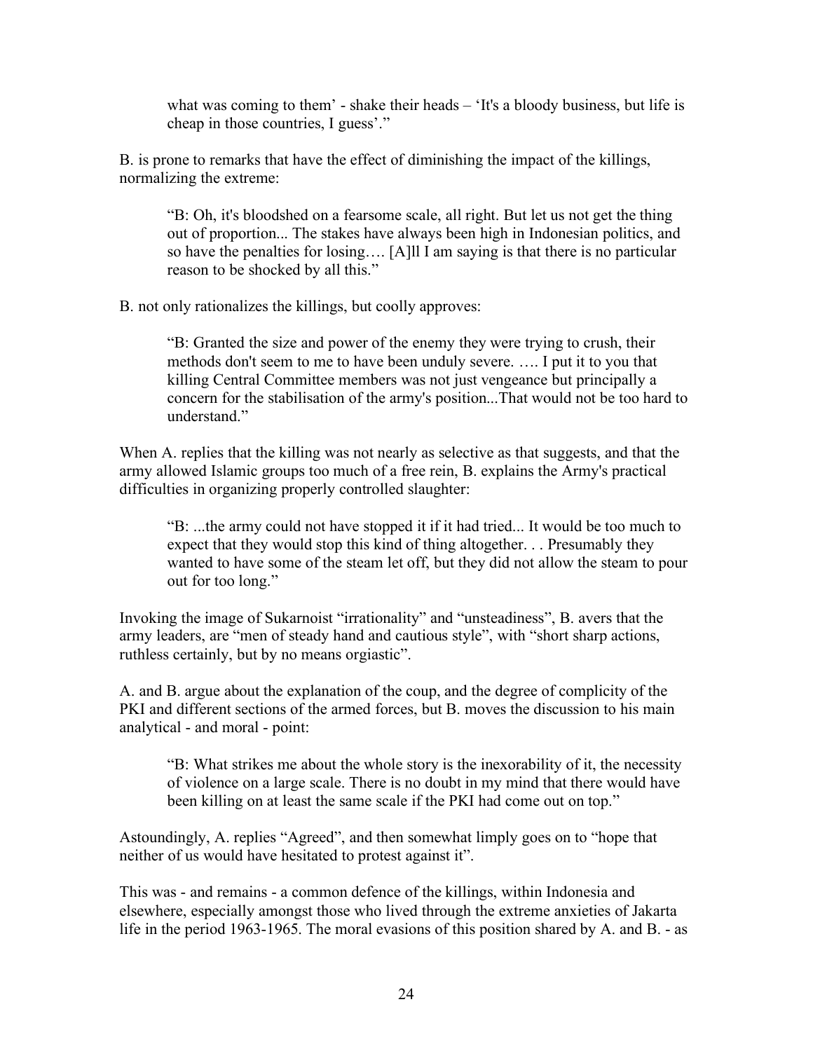> what was coming to them' - shake their heads – 'It's a bloody business, but life is cheap in those countries, I guess'."

B. is prone to remarks that have the effect of diminishing the impact of the killings, normalizing the extreme:

> "B: Oh, it's bloodshed on a fearsome scale, all right. But let us not get the thing out of proportion... The stakes have always been high in Indonesian politics, and so have the penalties for losing…. [A]ll I am saying is that there is no particular reason to be shocked by all this."

B. not only rationalizes the killings, but coolly approves:

> "B: Granted the size and power of the enemy they were trying to crush, their methods don't seem to me to have been unduly severe. …. I put it to you that killing Central Committee members was not just vengeance but principally a concern for the stabilisation of the army's position...That would not be too hard to understand."

When A. replies that the killing was not nearly as selective as that suggests, and that the army allowed Islamic groups too much of a free rein, B. explains the Army's practical difficulties in organizing properly controlled slaughter:

> "B: ...the army could not have stopped it if it had tried... It would be too much to expect that they would stop this kind of thing altogether. . . Presumably they wanted to have some of the steam let off, but they did not allow the steam to pour out for too long."

Invoking the image of Sukarnoist "irrationality" and "unsteadiness", B. avers that the army leaders, are "men of steady hand and cautious style", with "short sharp actions, ruthless certainly, but by no means orgiastic".

A. and B. argue about the explanation of the coup, and the degree of complicity of the PKI and different sections of the armed forces, but B. moves the discussion to his main analytical - and moral - point:

> "B: What strikes me about the whole story is the inexorability of it, the necessity of violence on a large scale. There is no doubt in my mind that there would have been killing on at least the same scale if the PKI had come out on top."

Astoundingly, A. replies "Agreed", and then somewhat limply goes on to "hope that neither of us would have hesitated to protest against it".

This was - and remains - a common defence of the killings, within Indonesia and elsewhere, especially amongst those who lived through the extreme anxieties of Jakarta life in the period 1963-1965. The moral evasions of this position shared by A. and B. - as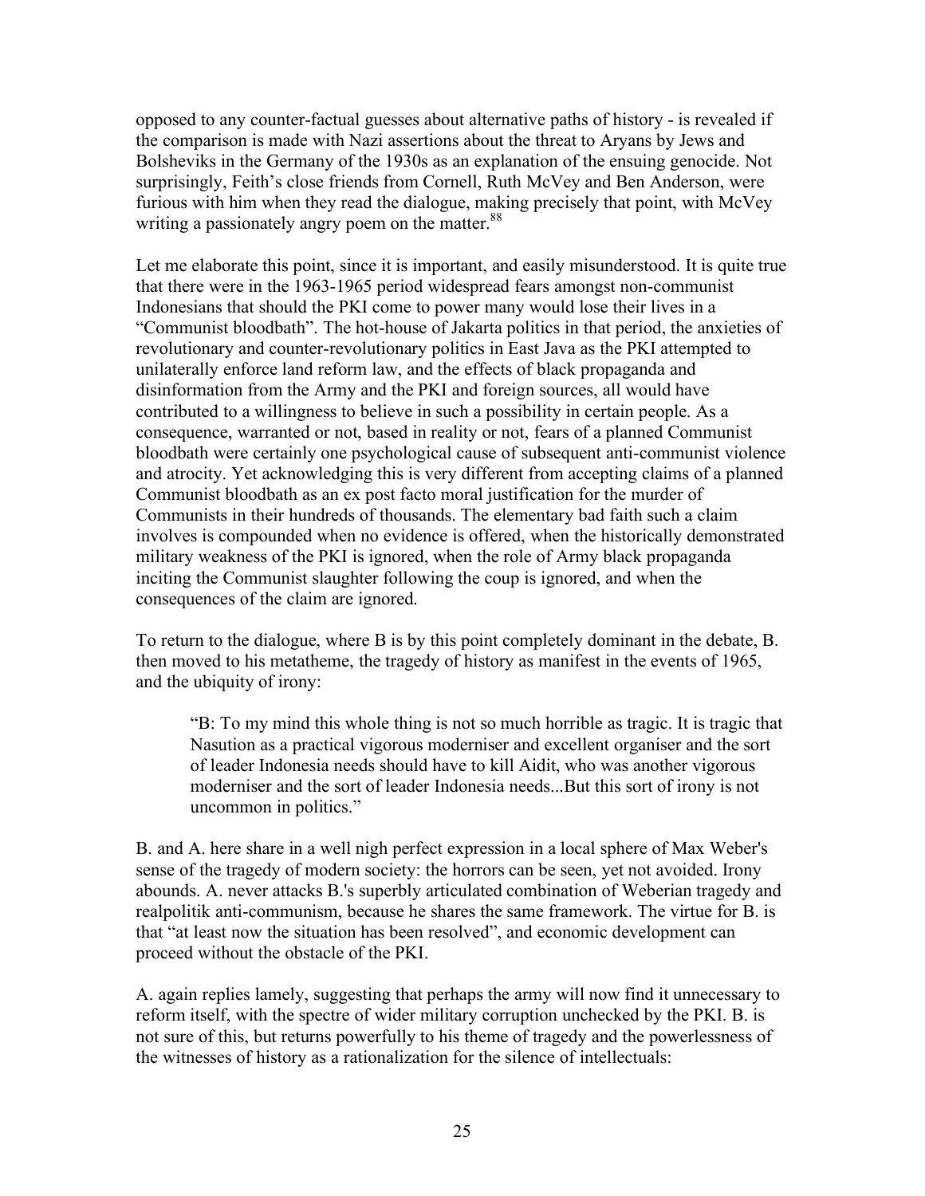opposed to any counter-factual guesses about alternative paths of history - is revealed if the comparison is made with Nazi assertions about the threat to Aryans by Jews and Bolsheviks in the Germany of the 1930s as an explanation of the ensuing genocide. Not surprisingly, Feith's close friends from Cornell, Ruth McVey and Ben Anderson, were furious with him when they read the dialogue, making precisely that point, with McVey writing a passionately angry poem on the matter.[88]

Let me elaborate this point, since it is important, and easily misunderstood. It is quite true that there were in the 1963-1965 period widespread fears amongst non-communist Indonesians that should the PKI come to power many would lose their lives in a "Communist bloodbath". The hot-house of Jakarta politics in that period, the anxieties of revolutionary and counter-revolutionary politics in East Java as the PKI attempted to unilaterally enforce land reform law, and the effects of black propaganda and disinformation from the Army and the PKI and foreign sources, all would have contributed to a willingness to believe in such a possibility in certain people. As a consequence, warranted or not, based in reality or not, fears of a planned Communist bloodbath were certainly one psychological cause of subsequent anti-communist violence and atrocity. Yet acknowledging this is very different from accepting claims of a planned Communist bloodbath as an ex post facto moral justification for the murder of Communists in their hundreds of thousands. The elementary bad faith such a claim involves is compounded when no evidence is offered, when the historically demonstrated military weakness of the PKI is ignored, when the role of Army black propaganda inciting the Communist slaughter following the coup is ignored, and when the consequences of the claim are ignored.

To return to the dialogue, where B is by this point completely dominant in the debate, B. then moved to his metatheme, the tragedy of history as manifest in the events of 1965, and the ubiquity of irony:

> "B: To my mind this whole thing is not so much horrible as tragic. It is tragic that Nasution as a practical vigorous moderniser and excellent organiser and the sort of leader Indonesia needs should have to kill Aidit, who was another vigorous moderniser and the sort of leader Indonesia needs...But this sort of irony is not uncommon in politics."

B. and A. here share in a well nigh perfect expression in a local sphere of Max Weber's sense of the tragedy of modern society: the horrors can be seen, yet not avoided. Irony abounds. A. never attacks B.'s superbly articulated combination of Weberian tragedy and realpolitik anti-communism, because he shares the same framework. The virtue for B. is that "at least now the situation has been resolved", and economic development can proceed without the obstacle of the PKI.

A. again replies lamely, suggesting that perhaps the army will now find it unnecessary to reform itself, with the spectre of wider military corruption unchecked by the PKI. B. is not sure of this, but returns powerfully to his theme of tragedy and the powerlessness of the witnesses of history as a rationalization for the silence of intellectuals: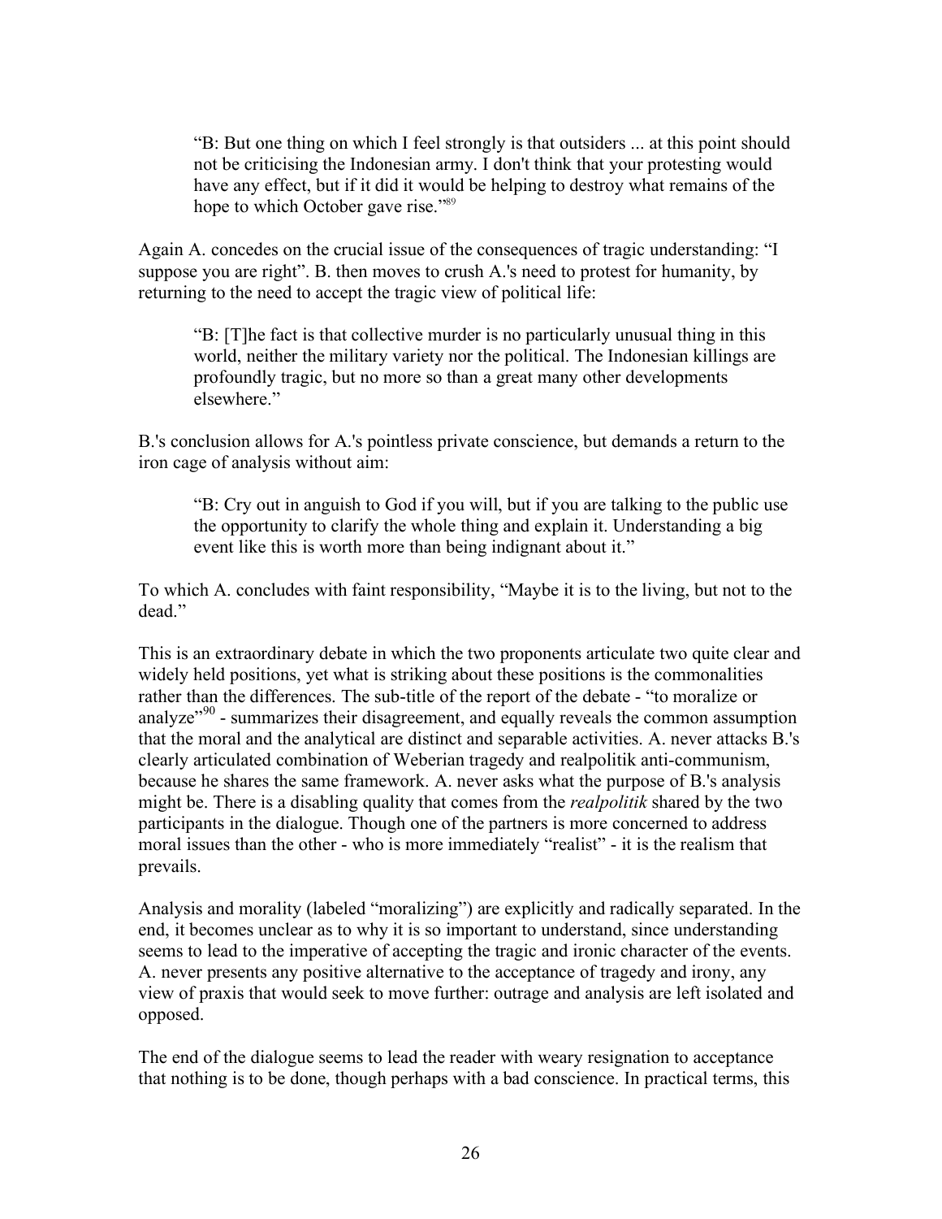> "B: But one thing on which I feel strongly is that outsiders ... at this point should not be criticising the Indonesian army. I don't think that your protesting would have any effect, but if it did it would be helping to destroy what remains of the hope to which October gave rise."[89]

Again A. concedes on the crucial issue of the consequences of tragic understanding: "I suppose you are right". B. then moves to crush A.'s need to protest for humanity, by returning to the need to accept the tragic view of political life:

> "B: [T]he fact is that collective murder is no particularly unusual thing in this world, neither the military variety nor the political. The Indonesian killings are profoundly tragic, but no more so than a great many other developments elsewhere."

B.'s conclusion allows for A.'s pointless private conscience, but demands a return to the iron cage of analysis without aim:

> "B: Cry out in anguish to God if you will, but if you are talking to the public use the opportunity to clarify the whole thing and explain it. Understanding a big event like this is worth more than being indignant about it."

To which A. concludes with faint responsibility, "Maybe it is to the living, but not to the dead."

This is an extraordinary debate in which the two proponents articulate two quite clear and widely held positions, yet what is striking about these positions is the commonalities rather than the differences. The sub-title of the report of the debate - "to moralize or analyze"[90] - summarizes their disagreement, and equally reveals the common assumption that the moral and the analytical are distinct and separable activities. A. never attacks B.'s clearly articulated combination of Weberian tragedy and realpolitik anti-communism, because he shares the same framework. A. never asks what the purpose of B.'s analysis might be. There is a disabling quality that comes from the *realpolitik* shared by the two participants in the dialogue. Though one of the partners is more concerned to address moral issues than the other - who is more immediately "realist" - it is the realism that prevails.

Analysis and morality (labeled "moralizing") are explicitly and radically separated. In the end, it becomes unclear as to why it is so important to understand, since understanding seems to lead to the imperative of accepting the tragic and ironic character of the events. A. never presents any positive alternative to the acceptance of tragedy and irony, any view of praxis that would seek to move further: outrage and analysis are left isolated and opposed.

The end of the dialogue seems to lead the reader with weary resignation to acceptance that nothing is to be done, though perhaps with a bad conscience. In practical terms, this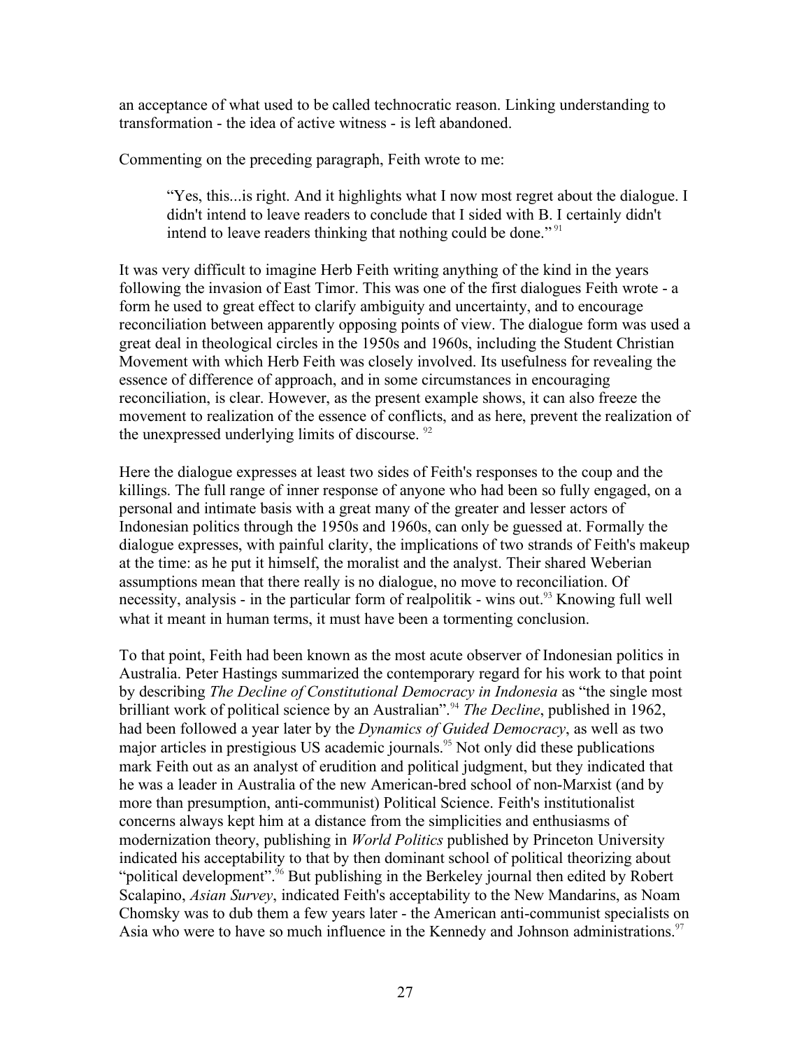an acceptance of what used to be called technocratic reason. Linking understanding to transformation - the idea of active witness - is left abandoned.

Commenting on the preceding paragraph, Feith wrote to me:

> "Yes, this...is right. And it highlights what I now most regret about the dialogue. I didn't intend to leave readers to conclude that I sided with B. I certainly didn't intend to leave readers thinking that nothing could be done." [91]

It was very difficult to imagine Herb Feith writing anything of the kind in the years following the invasion of East Timor. This was one of the first dialogues Feith wrote - a form he used to great effect to clarify ambiguity and uncertainty, and to encourage reconciliation between apparently opposing points of view. The dialogue form was used a great deal in theological circles in the 1950s and 1960s, including the Student Christian Movement with which Herb Feith was closely involved. Its usefulness for revealing the essence of difference of approach, and in some circumstances in encouraging reconciliation, is clear. However, as the present example shows, it can also freeze the movement to realization of the essence of conflicts, and as here, prevent the realization of the unexpressed underlying limits of discourse. [92]

Here the dialogue expresses at least two sides of Feith's responses to the coup and the killings. The full range of inner response of anyone who had been so fully engaged, on a personal and intimate basis with a great many of the greater and lesser actors of Indonesian politics through the 1950s and 1960s, can only be guessed at. Formally the dialogue expresses, with painful clarity, the implications of two strands of Feith's makeup at the time: as he put it himself, the moralist and the analyst. Their shared Weberian assumptions mean that there really is no dialogue, no move to reconciliation. Of necessity, analysis - in the particular form of realpolitik - wins out.[93] Knowing full well what it meant in human terms, it must have been a tormenting conclusion.

To that point, Feith had been known as the most acute observer of Indonesian politics in Australia. Peter Hastings summarized the contemporary regard for his work to that point by describing *The Decline of Constitutional Democracy in Indonesia* as "the single most brilliant work of political science by an Australian".[94] *The Decline*, published in 1962, had been followed a year later by the *Dynamics of Guided Democracy*, as well as two major articles in prestigious US academic journals.[95] Not only did these publications mark Feith out as an analyst of erudition and political judgment, but they indicated that he was a leader in Australia of the new American-bred school of non-Marxist (and by more than presumption, anti-communist) Political Science. Feith's institutionalist concerns always kept him at a distance from the simplicities and enthusiasms of modernization theory, publishing in *World Politics* published by Princeton University indicated his acceptability to that by then dominant school of political theorizing about "political development".[96] But publishing in the Berkeley journal then edited by Robert Scalapino, *Asian Survey*, indicated Feith's acceptability to the New Mandarins, as Noam Chomsky was to dub them a few years later - the American anti-communist specialists on Asia who were to have so much influence in the Kennedy and Johnson administrations.[97]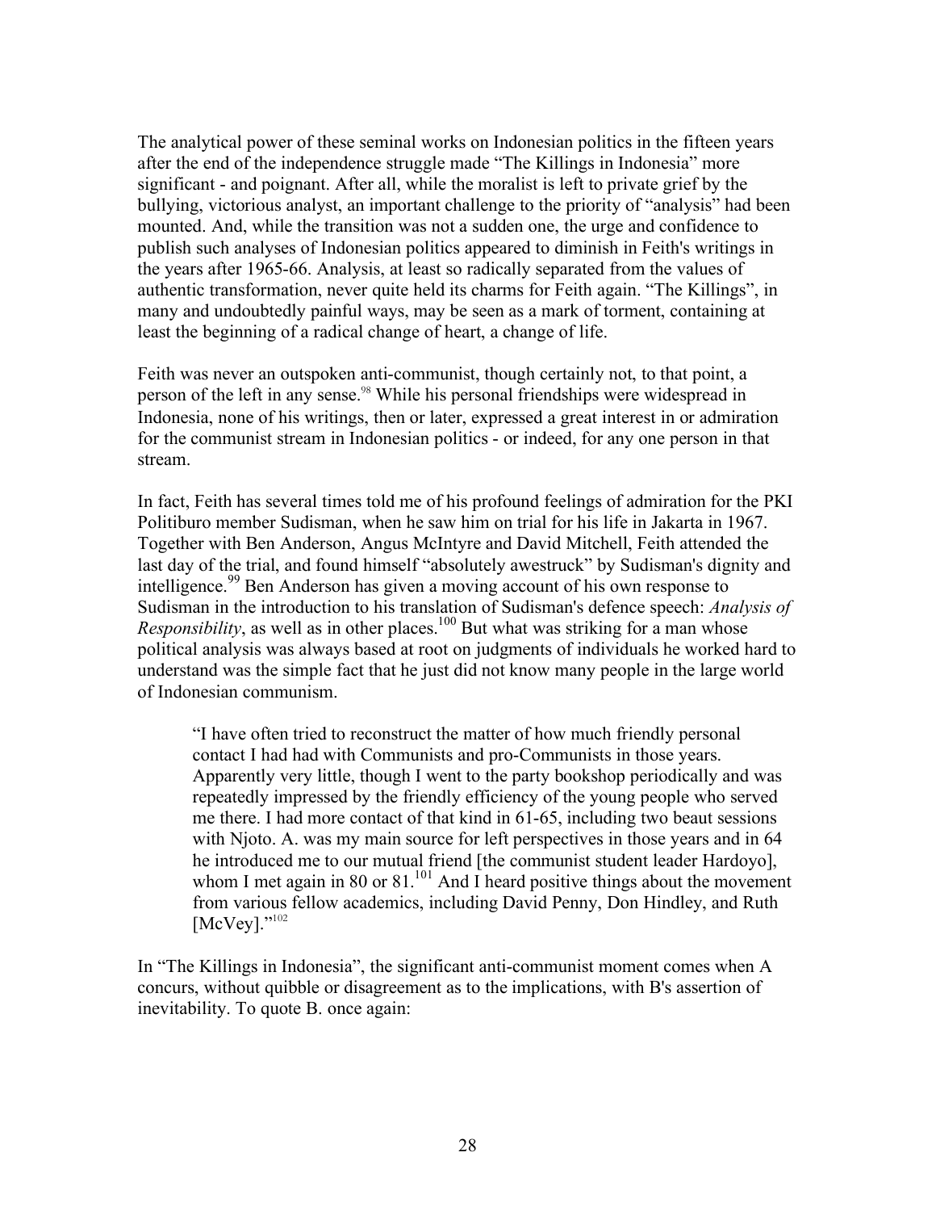The analytical power of these seminal works on Indonesian politics in the fifteen years after the end of the independence struggle made "The Killings in Indonesia" more significant - and poignant. After all, while the moralist is left to private grief by the bullying, victorious analyst, an important challenge to the priority of "analysis" had been mounted. And, while the transition was not a sudden one, the urge and confidence to publish such analyses of Indonesian politics appeared to diminish in Feith's writings in the years after 1965-66. Analysis, at least so radically separated from the values of authentic transformation, never quite held its charms for Feith again. "The Killings", in many and undoubtedly painful ways, may be seen as a mark of torment, containing at least the beginning of a radical change of heart, a change of life.

Feith was never an outspoken anti-communist, though certainly not, to that point, a person of the left in any sense.[98] While his personal friendships were widespread in Indonesia, none of his writings, then or later, expressed a great interest in or admiration for the communist stream in Indonesian politics - or indeed, for any one person in that stream.

In fact, Feith has several times told me of his profound feelings of admiration for the PKI Politiburo member Sudisman, when he saw him on trial for his life in Jakarta in 1967. Together with Ben Anderson, Angus McIntyre and David Mitchell, Feith attended the last day of the trial, and found himself "absolutely awestruck" by Sudisman's dignity and intelligence.[99] Ben Anderson has given a moving account of his own response to Sudisman in the introduction to his translation of Sudisman's defence speech: *Analysis of Responsibility*, as well as in other places.[100] But what was striking for a man whose political analysis was always based at root on judgments of individuals he worked hard to understand was the simple fact that he just did not know many people in the large world of Indonesian communism.

> "I have often tried to reconstruct the matter of how much friendly personal contact I had had with Communists and pro-Communists in those years. Apparently very little, though I went to the party bookshop periodically and was repeatedly impressed by the friendly efficiency of the young people who served me there. I had more contact of that kind in 61-65, including two beaut sessions with Njoto. A. was my main source for left perspectives in those years and in 64 he introduced me to our mutual friend [the communist student leader Hardoyo], whom I met again in 80 or 81.[101] And I heard positive things about the movement from various fellow academics, including David Penny, Don Hindley, and Ruth [McVey]."[102]

In "The Killings in Indonesia", the significant anti-communist moment comes when A concurs, without quibble or disagreement as to the implications, with B's assertion of inevitability. To quote B. once again: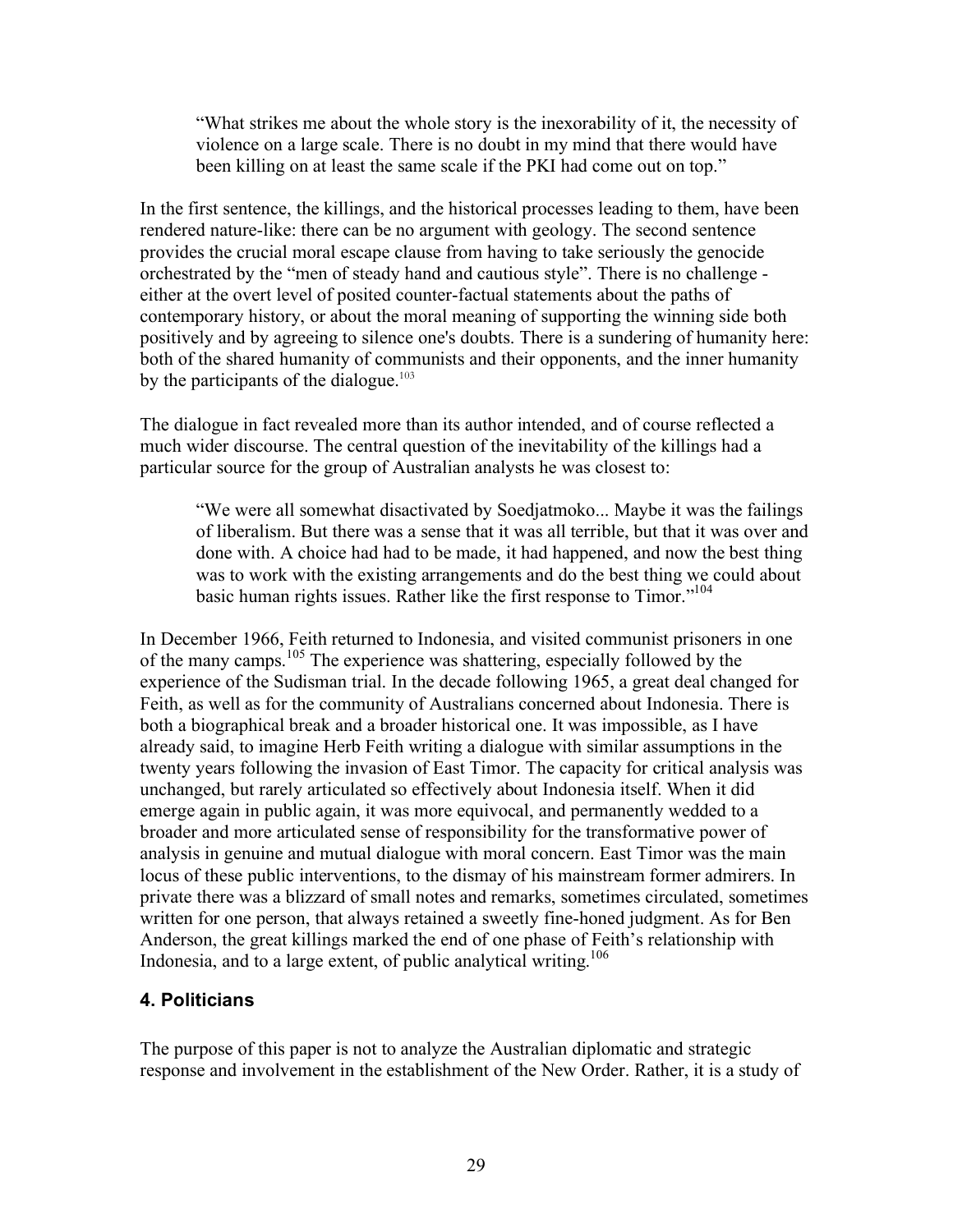> "What strikes me about the whole story is the inexorability of it, the necessity of violence on a large scale. There is no doubt in my mind that there would have been killing on at least the same scale if the PKI had come out on top."

In the first sentence, the killings, and the historical processes leading to them, have been rendered nature-like: there can be no argument with geology. The second sentence provides the crucial moral escape clause from having to take seriously the genocide orchestrated by the "men of steady hand and cautious style". There is no challenge - either at the overt level of posited counter-factual statements about the paths of contemporary history, or about the moral meaning of supporting the winning side both positively and by agreeing to silence one's doubts. There is a sundering of humanity here: both of the shared humanity of communists and their opponents, and the inner humanity by the participants of the dialogue.[103]

The dialogue in fact revealed more than its author intended, and of course reflected a much wider discourse. The central question of the inevitability of the killings had a particular source for the group of Australian analysts he was closest to:

> "We were all somewhat disactivated by Soedjatmoko... Maybe it was the failings of liberalism. But there was a sense that it was all terrible, but that it was over and done with. A choice had had to be made, it had happened, and now the best thing was to work with the existing arrangements and do the best thing we could about basic human rights issues. Rather like the first response to Timor."[104]

In December 1966, Feith returned to Indonesia, and visited communist prisoners in one of the many camps.[105] The experience was shattering, especially followed by the experience of the Sudisman trial. In the decade following 1965, a great deal changed for Feith, as well as for the community of Australians concerned about Indonesia. There is both a biographical break and a broader historical one. It was impossible, as I have already said, to imagine Herb Feith writing a dialogue with similar assumptions in the twenty years following the invasion of East Timor. The capacity for critical analysis was unchanged, but rarely articulated so effectively about Indonesia itself. When it did emerge again in public again, it was more equivocal, and permanently wedded to a broader and more articulated sense of responsibility for the transformative power of analysis in genuine and mutual dialogue with moral concern. East Timor was the main locus of these public interventions, to the dismay of his mainstream former admirers. In private there was a blizzard of small notes and remarks, sometimes circulated, sometimes written for one person, that always retained a sweetly fine-honed judgment. As for Ben Anderson, the great killings marked the end of one phase of Feith's relationship with Indonesia, and to a large extent, of public analytical writing.[106]

## 4. Politicians

The purpose of this paper is not to analyze the Australian diplomatic and strategic response and involvement in the establishment of the New Order. Rather, it is a study of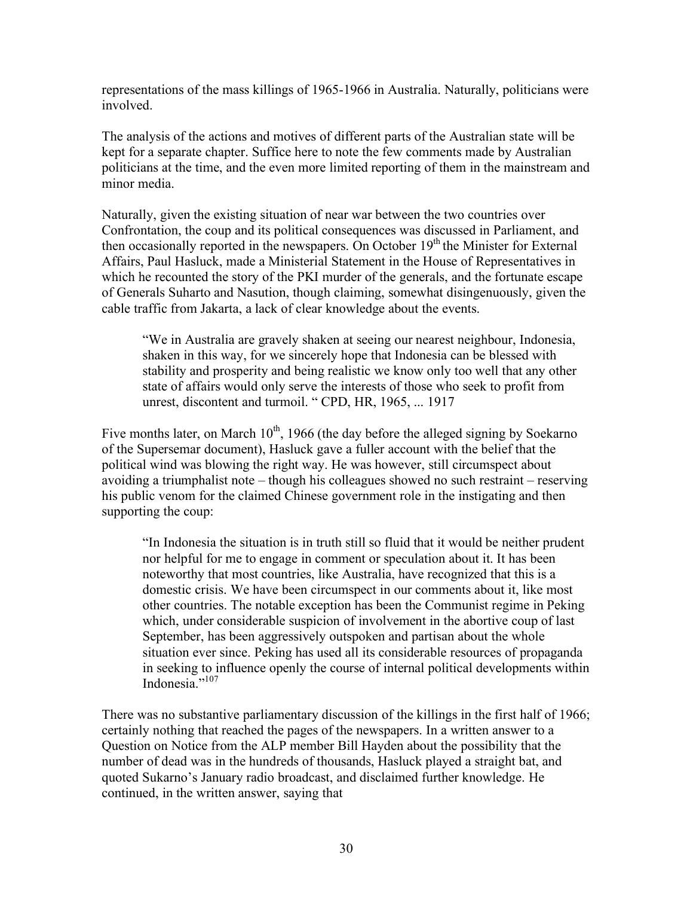representations of the mass killings of 1965-1966 in Australia. Naturally, politicians were involved.

The analysis of the actions and motives of different parts of the Australian state will be kept for a separate chapter. Suffice here to note the few comments made by Australian politicians at the time, and the even more limited reporting of them in the mainstream and minor media.

Naturally, given the existing situation of near war between the two countries over Confrontation, the coup and its political consequences was discussed in Parliament, and then occasionally reported in the newspapers. On October 19th the Minister for External Affairs, Paul Hasluck, made a Ministerial Statement in the House of Representatives in which he recounted the story of the PKI murder of the generals, and the fortunate escape of Generals Suharto and Nasution, though claiming, somewhat disingenuously, given the cable traffic from Jakarta, a lack of clear knowledge about the events.

> "We in Australia are gravely shaken at seeing our nearest neighbour, Indonesia, shaken in this way, for we sincerely hope that Indonesia can be blessed with stability and prosperity and being realistic we know only too well that any other state of affairs would only serve the interests of those who seek to profit from unrest, discontent and turmoil. " CPD, HR, 1965, ... 1917

Five months later, on March 10th, 1966 (the day before the alleged signing by Soekarno of the Supersemar document), Hasluck gave a fuller account with the belief that the political wind was blowing the right way. He was however, still circumspect about avoiding a triumphalist note – though his colleagues showed no such restraint – reserving his public venom for the claimed Chinese government role in the instigating and then supporting the coup:

> "In Indonesia the situation is in truth still so fluid that it would be neither prudent nor helpful for me to engage in comment or speculation about it. It has been noteworthy that most countries, like Australia, have recognized that this is a domestic crisis. We have been circumspect in our comments about it, like most other countries. The notable exception has been the Communist regime in Peking which, under considerable suspicion of involvement in the abortive coup of last September, has been aggressively outspoken and partisan about the whole situation ever since. Peking has used all its considerable resources of propaganda in seeking to influence openly the course of internal political developments within Indonesia."[107]

There was no substantive parliamentary discussion of the killings in the first half of 1966; certainly nothing that reached the pages of the newspapers. In a written answer to a Question on Notice from the ALP member Bill Hayden about the possibility that the number of dead was in the hundreds of thousands, Hasluck played a straight bat, and quoted Sukarno's January radio broadcast, and disclaimed further knowledge. He continued, in the written answer, saying that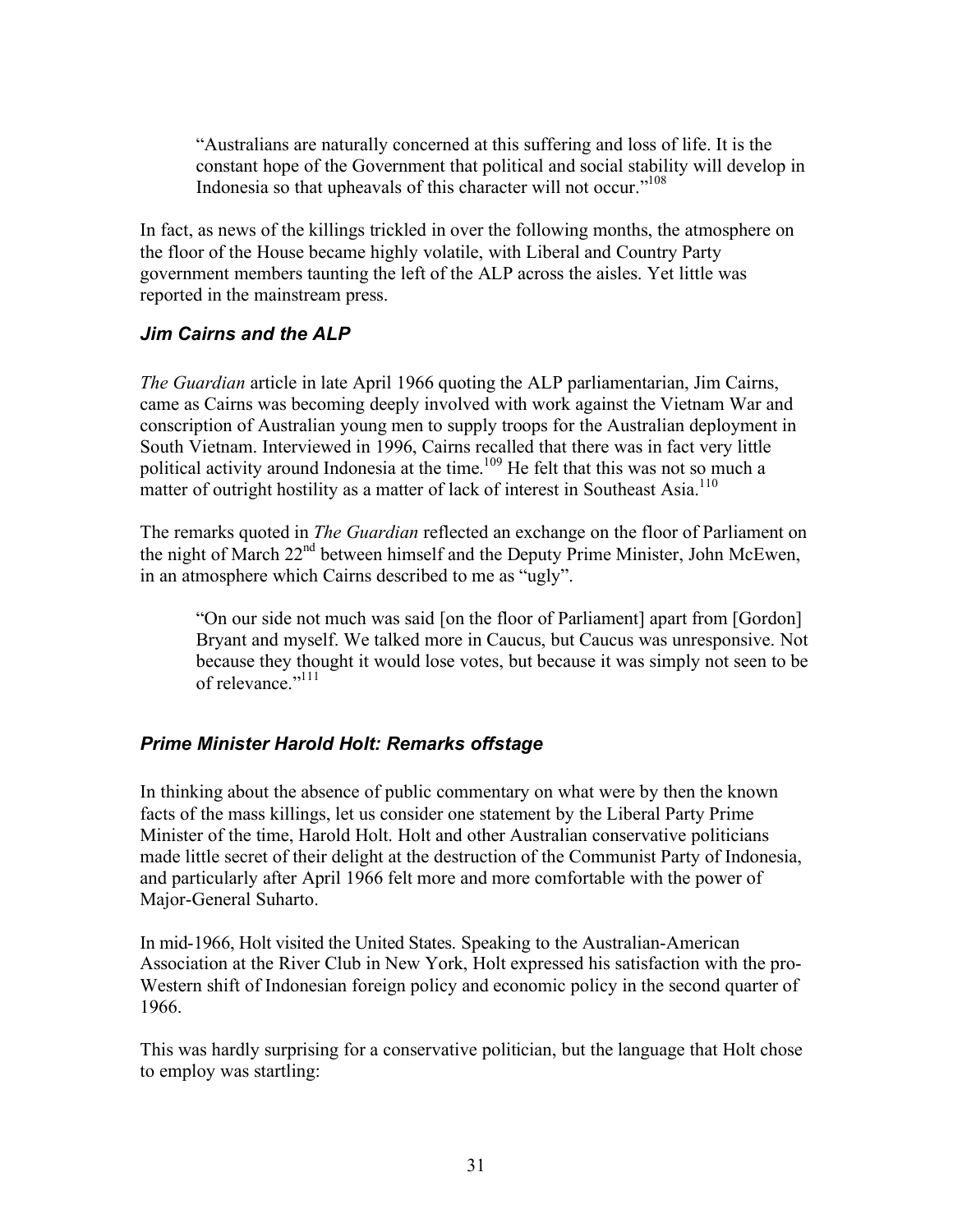> "Australians are naturally concerned at this suffering and loss of life. It is the constant hope of the Government that political and social stability will develop in Indonesia so that upheavals of this character will not occur."[108]

In fact, as news of the killings trickled in over the following months, the atmosphere on the floor of the House became highly volatile, with Liberal and Country Party government members taunting the left of the ALP across the aisles. Yet little was reported in the mainstream press.

### *Jim Cairns and the ALP*

*The Guardian* article in late April 1966 quoting the ALP parliamentarian, Jim Cairns, came as Cairns was becoming deeply involved with work against the Vietnam War and conscription of Australian young men to supply troops for the Australian deployment in South Vietnam. Interviewed in 1996, Cairns recalled that there was in fact very little political activity around Indonesia at the time.[109] He felt that this was not so much a matter of outright hostility as a matter of lack of interest in Southeast Asia.[110]

The remarks quoted in *The Guardian* reflected an exchange on the floor of Parliament on the night of March 22nd between himself and the Deputy Prime Minister, John McEwen, in an atmosphere which Cairns described to me as "ugly".

> "On our side not much was said [on the floor of Parliament] apart from [Gordon] Bryant and myself. We talked more in Caucus, but Caucus was unresponsive. Not because they thought it would lose votes, but because it was simply not seen to be of relevance."[111]

### *Prime Minister Harold Holt: Remarks offstage*

In thinking about the absence of public commentary on what were by then the known facts of the mass killings, let us consider one statement by the Liberal Party Prime Minister of the time, Harold Holt. Holt and other Australian conservative politicians made little secret of their delight at the destruction of the Communist Party of Indonesia, and particularly after April 1966 felt more and more comfortable with the power of Major-General Suharto.

In mid-1966, Holt visited the United States. Speaking to the Australian-American Association at the River Club in New York, Holt expressed his satisfaction with the pro-Western shift of Indonesian foreign policy and economic policy in the second quarter of 1966.

This was hardly surprising for a conservative politician, but the language that Holt chose to employ was startling: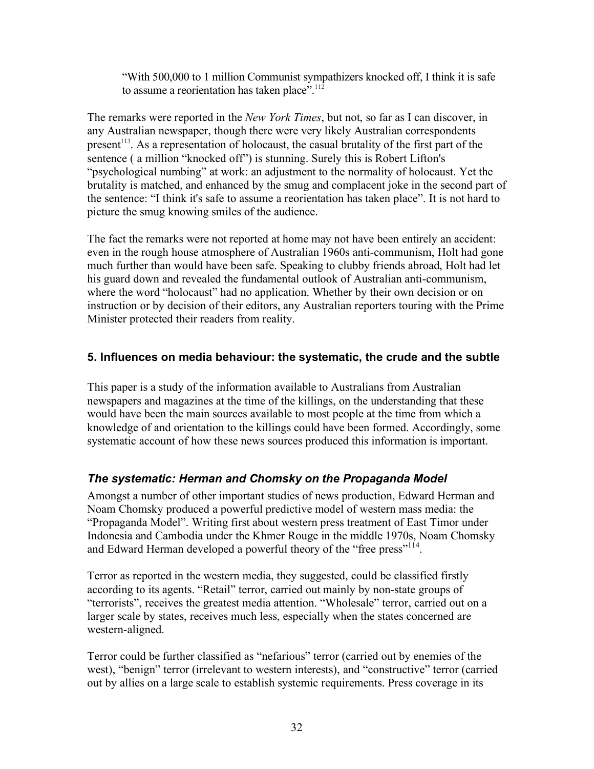> "With 500,000 to 1 million Communist sympathizers knocked off, I think it is safe to assume a reorientation has taken place".[112]

The remarks were reported in the *New York Times*, but not, so far as I can discover, in any Australian newspaper, though there were very likely Australian correspondents present[113]. As a representation of holocaust, the casual brutality of the first part of the sentence ( a million "knocked off") is stunning. Surely this is Robert Lifton's "psychological numbing" at work: an adjustment to the normality of holocaust. Yet the brutality is matched, and enhanced by the smug and complacent joke in the second part of the sentence: "I think it's safe to assume a reorientation has taken place". It is not hard to picture the smug knowing smiles of the audience.

The fact the remarks were not reported at home may not have been entirely an accident: even in the rough house atmosphere of Australian 1960s anti-communism, Holt had gone much further than would have been safe. Speaking to clubby friends abroad, Holt had let his guard down and revealed the fundamental outlook of Australian anti-communism, where the word "holocaust" had no application. Whether by their own decision or on instruction or by decision of their editors, any Australian reporters touring with the Prime Minister protected their readers from reality.

## 5. Influences on media behaviour: the systematic, the crude and the subtle

This paper is a study of the information available to Australians from Australian newspapers and magazines at the time of the killings, on the understanding that these would have been the main sources available to most people at the time from which a knowledge of and orientation to the killings could have been formed. Accordingly, some systematic account of how these news sources produced this information is important.

### *The systematic: Herman and Chomsky on the Propaganda Model*

Amongst a number of other important studies of news production, Edward Herman and Noam Chomsky produced a powerful predictive model of western mass media: the "Propaganda Model". Writing first about western press treatment of East Timor under Indonesia and Cambodia under the Khmer Rouge in the middle 1970s, Noam Chomsky and Edward Herman developed a powerful theory of the "free press"[114].

Terror as reported in the western media, they suggested, could be classified firstly according to its agents. "Retail" terror, carried out mainly by non-state groups of "terrorists", receives the greatest media attention. "Wholesale" terror, carried out on a larger scale by states, receives much less, especially when the states concerned are western-aligned.

Terror could be further classified as "nefarious" terror (carried out by enemies of the west), "benign" terror (irrelevant to western interests), and "constructive" terror (carried out by allies on a large scale to establish systemic requirements. Press coverage in its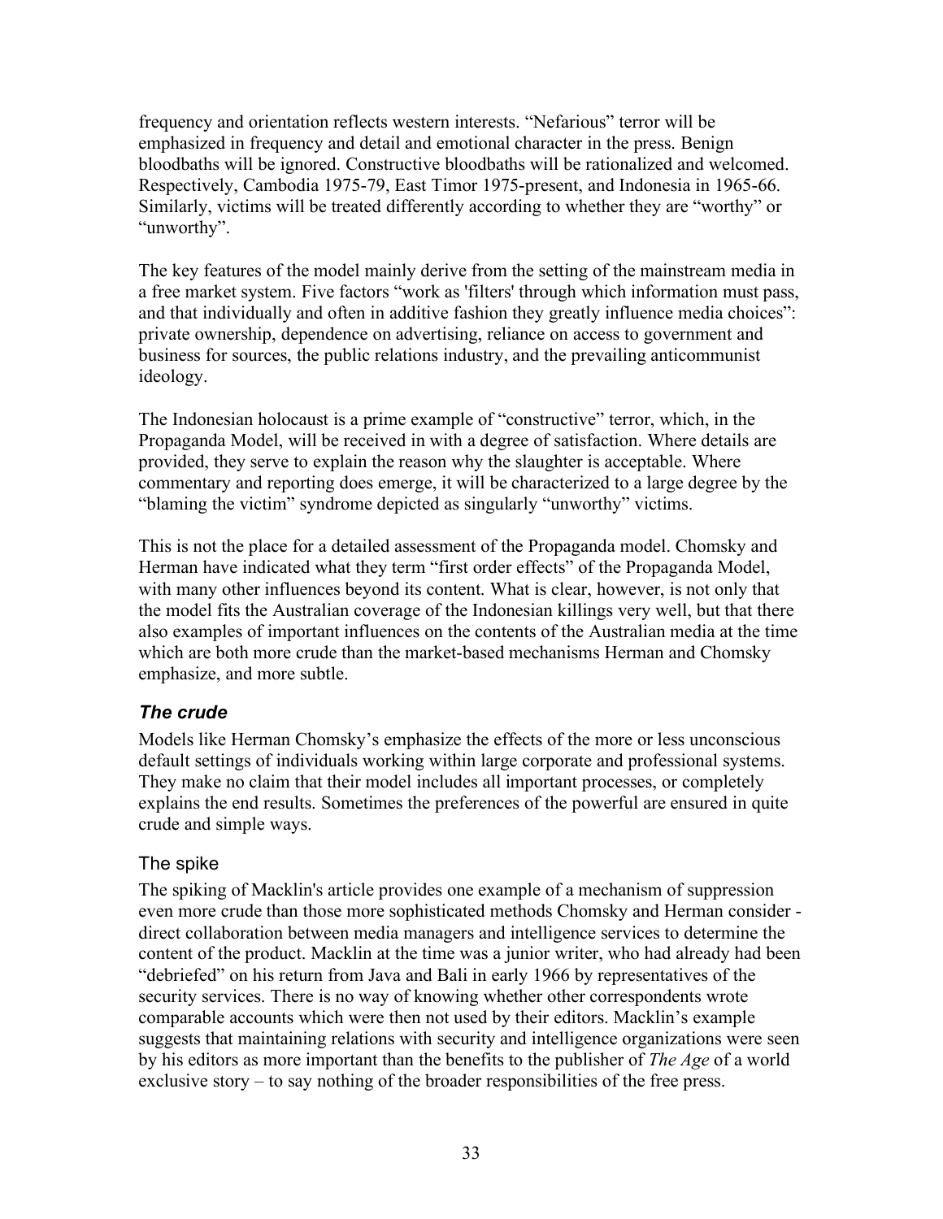frequency and orientation reflects western interests. “Nefarious” terror will be emphasized in frequency and detail and emotional character in the press. Benign bloodbaths will be ignored. Constructive bloodbaths will be rationalized and welcomed. Respectively, Cambodia 1975-79, East Timor 1975-present, and Indonesia in 1965-66. Similarly, victims will be treated differently according to whether they are “worthy” or “unworthy”.

The key features of the model mainly derive from the setting of the mainstream media in a free market system. Five factors “work as 'filters' through which information must pass, and that individually and often in additive fashion they greatly influence media choices”: private ownership, dependence on advertising, reliance on access to government and business for sources, the public relations industry, and the prevailing anticommunist ideology.

The Indonesian holocaust is a prime example of “constructive” terror, which, in the Propaganda Model, will be received in with a degree of satisfaction. Where details are provided, they serve to explain the reason why the slaughter is acceptable. Where commentary and reporting does emerge, it will be characterized to a large degree by the “blaming the victim” syndrome depicted as singularly “unworthy” victims.

This is not the place for a detailed assessment of the Propaganda model. Chomsky and Herman have indicated what they term “first order effects” of the Propaganda Model, with many other influences beyond its content. What is clear, however, is not only that the model fits the Australian coverage of the Indonesian killings very well, but that there also examples of important influences on the contents of the Australian media at the time which are both more crude than the market-based mechanisms Herman and Chomsky emphasize, and more subtle.

## *The crude*

Models like Herman Chomsky’s emphasize the effects of the more or less unconscious default settings of individuals working within large corporate and professional systems. They make no claim that their model includes all important processes, or completely explains the end results. Sometimes the preferences of the powerful are ensured in quite crude and simple ways.

### The spike

The spiking of Macklin's article provides one example of a mechanism of suppression even more crude than those more sophisticated methods Chomsky and Herman consider - direct collaboration between media managers and intelligence services to determine the content of the product. Macklin at the time was a junior writer, who had already had been “debriefed” on his return from Java and Bali in early 1966 by representatives of the security services. There is no way of knowing whether other correspondents wrote comparable accounts which were then not used by their editors. Macklin’s example suggests that maintaining relations with security and intelligence organizations were seen by his editors as more important than the benefits to the publisher of *The Age* of a world exclusive story – to say nothing of the broader responsibilities of the free press.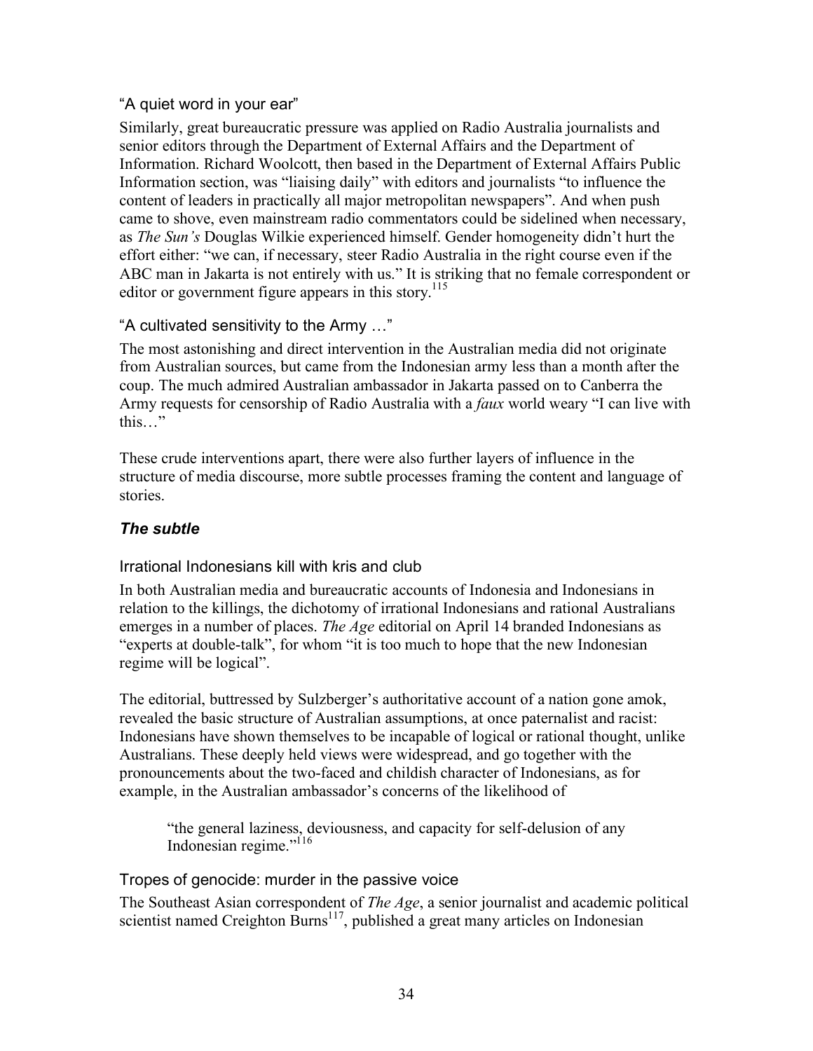### "A quiet word in your ear"

Similarly, great bureaucratic pressure was applied on Radio Australia journalists and senior editors through the Department of External Affairs and the Department of Information. Richard Woolcott, then based in the Department of External Affairs Public Information section, was "liaising daily" with editors and journalists "to influence the content of leaders in practically all major metropolitan newspapers". And when push came to shove, even mainstream radio commentators could be sidelined when necessary, as *The Sun's* Douglas Wilkie experienced himself. Gender homogeneity didn't hurt the effort either: "we can, if necessary, steer Radio Australia in the right course even if the ABC man in Jakarta is not entirely with us." It is striking that no female correspondent or editor or government figure appears in this story.[115]

### "A cultivated sensitivity to the Army …"

The most astonishing and direct intervention in the Australian media did not originate from Australian sources, but came from the Indonesian army less than a month after the coup. The much admired Australian ambassador in Jakarta passed on to Canberra the Army requests for censorship of Radio Australia with a *faux* world weary "I can live with this…"

These crude interventions apart, there were also further layers of influence in the structure of media discourse, more subtle processes framing the content and language of stories.

## *The subtle*

### Irrational Indonesians kill with kris and club

In both Australian media and bureaucratic accounts of Indonesia and Indonesians in relation to the killings, the dichotomy of irrational Indonesians and rational Australians emerges in a number of places. *The Age* editorial on April 14 branded Indonesians as "experts at double-talk", for whom "it is too much to hope that the new Indonesian regime will be logical".

The editorial, buttressed by Sulzberger's authoritative account of a nation gone amok, revealed the basic structure of Australian assumptions, at once paternalist and racist: Indonesians have shown themselves to be incapable of logical or rational thought, unlike Australians. These deeply held views were widespread, and go together with the pronouncements about the two-faced and childish character of Indonesians, as for example, in the Australian ambassador's concerns of the likelihood of

> "the general laziness, deviousness, and capacity for self-delusion of any Indonesian regime."[116]

### Tropes of genocide: murder in the passive voice

The Southeast Asian correspondent of *The Age*, a senior journalist and academic political scientist named Creighton Burns[117], published a great many articles on Indonesian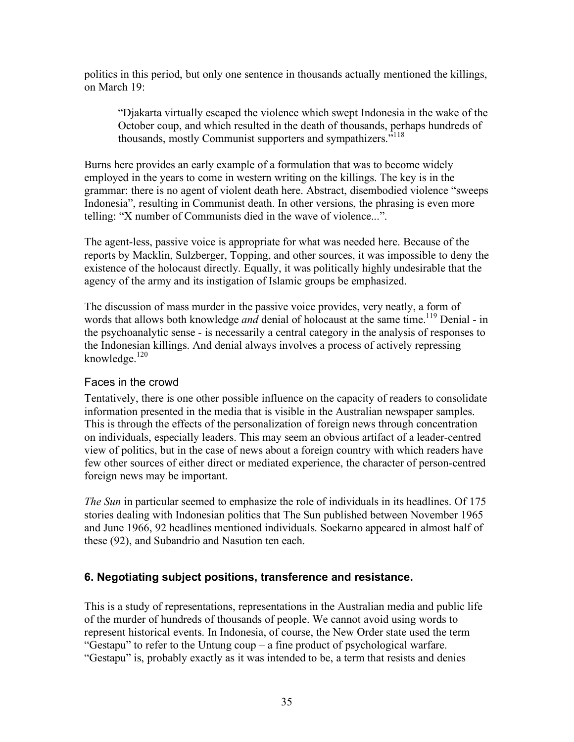politics in this period, but only one sentence in thousands actually mentioned the killings, on March 19:

> "Djakarta virtually escaped the violence which swept Indonesia in the wake of the October coup, and which resulted in the death of thousands, perhaps hundreds of thousands, mostly Communist supporters and sympathizers."[118]

Burns here provides an early example of a formulation that was to become widely employed in the years to come in western writing on the killings. The key is in the grammar: there is no agent of violent death here. Abstract, disembodied violence "sweeps Indonesia", resulting in Communist death. In other versions, the phrasing is even more telling: "X number of Communists died in the wave of violence...".

The agent-less, passive voice is appropriate for what was needed here. Because of the reports by Macklin, Sulzberger, Topping, and other sources, it was impossible to deny the existence of the holocaust directly. Equally, it was politically highly undesirable that the agency of the army and its instigation of Islamic groups be emphasized.

The discussion of mass murder in the passive voice provides, very neatly, a form of words that allows both knowledge *and* denial of holocaust at the same time.[119] Denial - in the psychoanalytic sense - is necessarily a central category in the analysis of responses to the Indonesian killings. And denial always involves a process of actively repressing knowledge.[120]

### Faces in the crowd

Tentatively, there is one other possible influence on the capacity of readers to consolidate information presented in the media that is visible in the Australian newspaper samples. This is through the effects of the personalization of foreign news through concentration on individuals, especially leaders. This may seem an obvious artifact of a leader-centred view of politics, but in the case of news about a foreign country with which readers have few other sources of either direct or mediated experience, the character of person-centred foreign news may be important.

*The Sun* in particular seemed to emphasize the role of individuals in its headlines. Of 175 stories dealing with Indonesian politics that The Sun published between November 1965 and June 1966, 92 headlines mentioned individuals. Soekarno appeared in almost half of these (92), and Subandrio and Nasution ten each.

## 6. Negotiating subject positions, transference and resistance.

This is a study of representations, representations in the Australian media and public life of the murder of hundreds of thousands of people. We cannot avoid using words to represent historical events. In Indonesia, of course, the New Order state used the term "Gestapu" to refer to the Untung coup – a fine product of psychological warfare. "Gestapu" is, probably exactly as it was intended to be, a term that resists and denies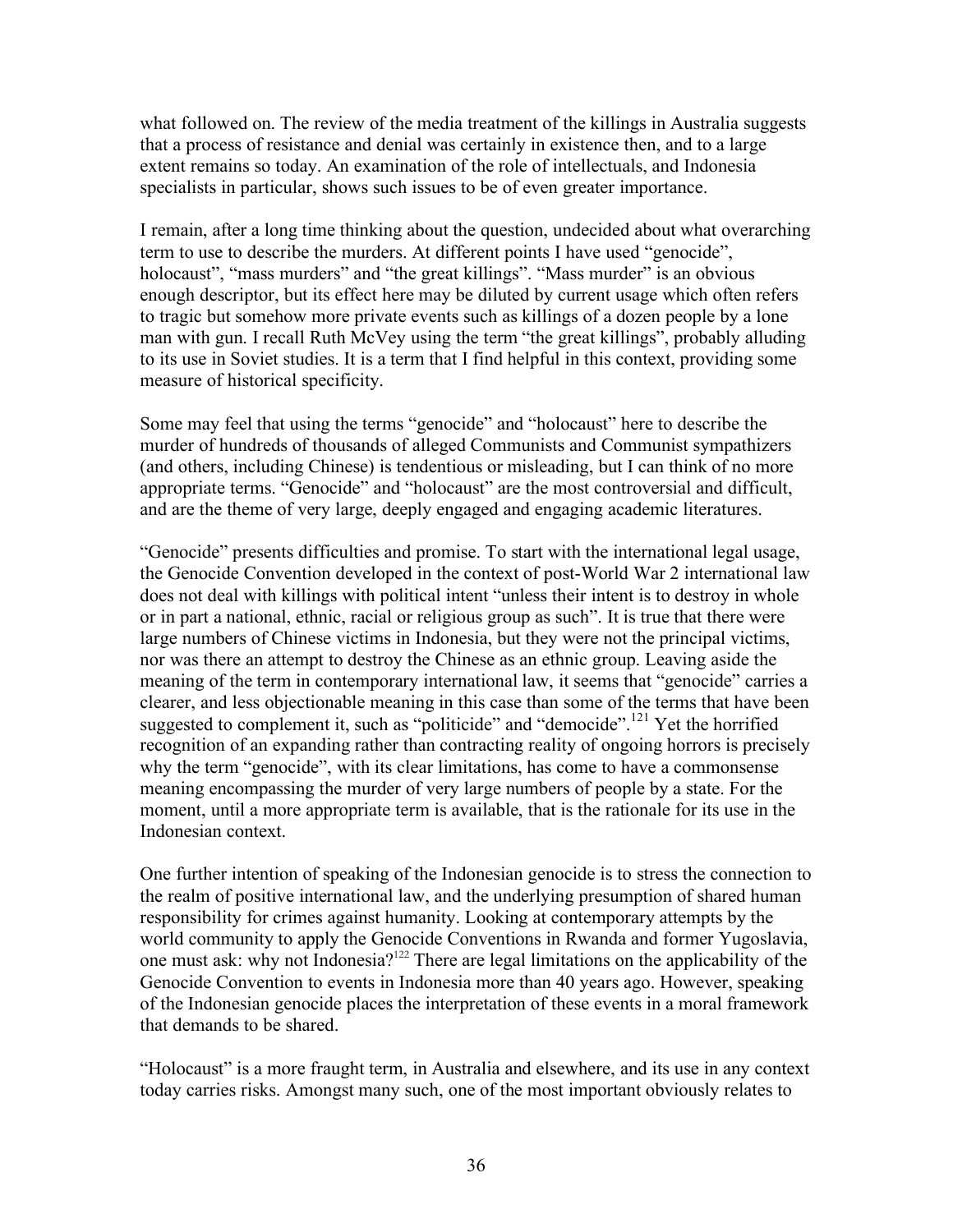what followed on. The review of the media treatment of the killings in Australia suggests that a process of resistance and denial was certainly in existence then, and to a large extent remains so today. An examination of the role of intellectuals, and Indonesia specialists in particular, shows such issues to be of even greater importance.

I remain, after a long time thinking about the question, undecided about what overarching term to use to describe the murders. At different points I have used "genocide", holocaust", "mass murders" and "the great killings". "Mass murder" is an obvious enough descriptor, but its effect here may be diluted by current usage which often refers to tragic but somehow more private events such as killings of a dozen people by a lone man with gun. I recall Ruth McVey using the term "the great killings", probably alluding to its use in Soviet studies. It is a term that I find helpful in this context, providing some measure of historical specificity.

Some may feel that using the terms "genocide" and "holocaust" here to describe the murder of hundreds of thousands of alleged Communists and Communist sympathizers (and others, including Chinese) is tendentious or misleading, but I can think of no more appropriate terms. "Genocide" and "holocaust" are the most controversial and difficult, and are the theme of very large, deeply engaged and engaging academic literatures.

"Genocide" presents difficulties and promise. To start with the international legal usage, the Genocide Convention developed in the context of post-World War 2 international law does not deal with killings with political intent "unless their intent is to destroy in whole or in part a national, ethnic, racial or religious group as such". It is true that there were large numbers of Chinese victims in Indonesia, but they were not the principal victims, nor was there an attempt to destroy the Chinese as an ethnic group. Leaving aside the meaning of the term in contemporary international law, it seems that "genocide" carries a clearer, and less objectionable meaning in this case than some of the terms that have been suggested to complement it, such as "politicide" and "democide".[121] Yet the horrified recognition of an expanding rather than contracting reality of ongoing horrors is precisely why the term "genocide", with its clear limitations, has come to have a commonsense meaning encompassing the murder of very large numbers of people by a state. For the moment, until a more appropriate term is available, that is the rationale for its use in the Indonesian context.

One further intention of speaking of the Indonesian genocide is to stress the connection to the realm of positive international law, and the underlying presumption of shared human responsibility for crimes against humanity. Looking at contemporary attempts by the world community to apply the Genocide Conventions in Rwanda and former Yugoslavia, one must ask: why not Indonesia?[122] There are legal limitations on the applicability of the Genocide Convention to events in Indonesia more than 40 years ago. However, speaking of the Indonesian genocide places the interpretation of these events in a moral framework that demands to be shared.

"Holocaust" is a more fraught term, in Australia and elsewhere, and its use in any context today carries risks. Amongst many such, one of the most important obviously relates to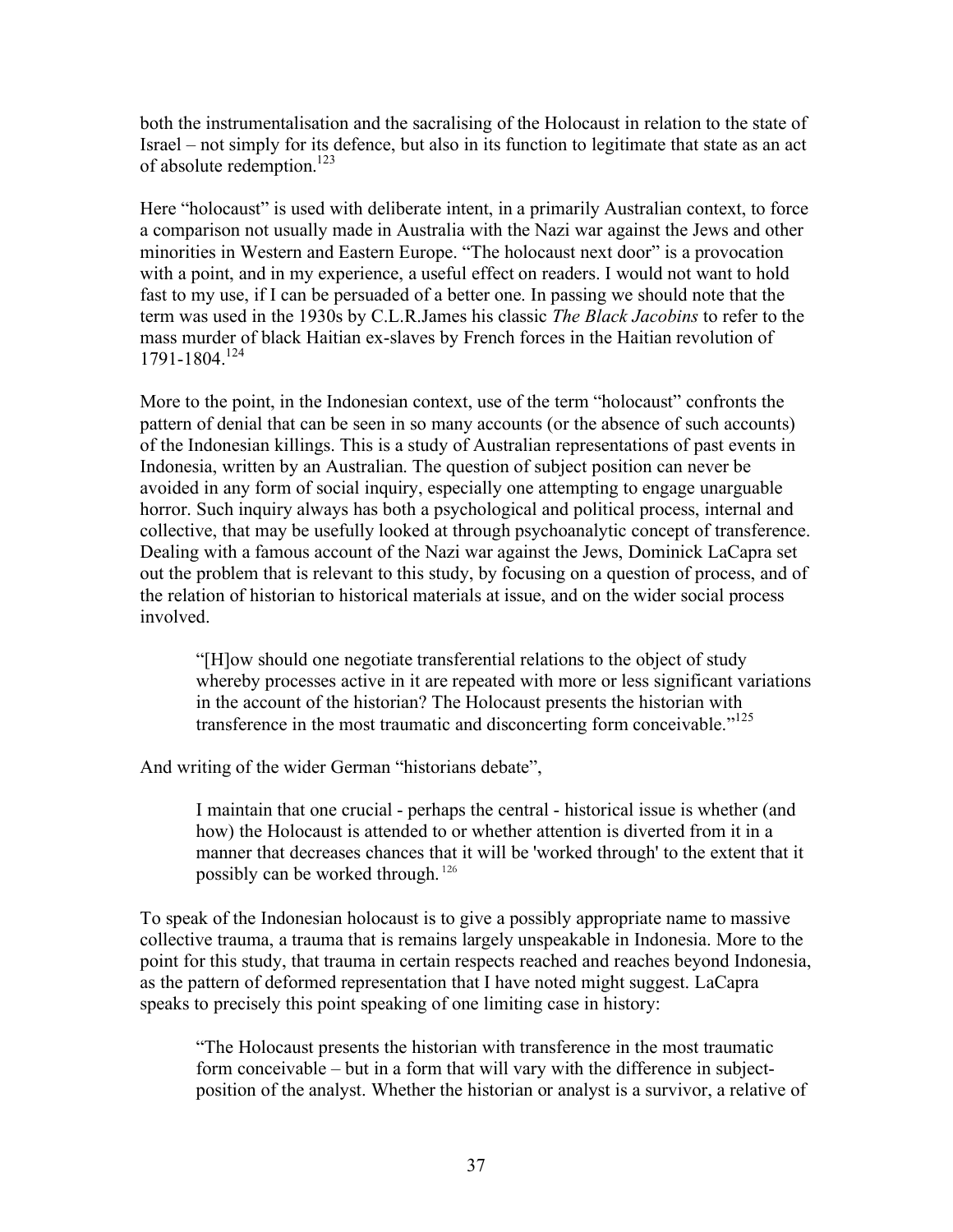both the instrumentalisation and the sacralising of the Holocaust in relation to the state of Israel – not simply for its defence, but also in its function to legitimate that state as an act of absolute redemption.[123]

Here "holocaust" is used with deliberate intent, in a primarily Australian context, to force a comparison not usually made in Australia with the Nazi war against the Jews and other minorities in Western and Eastern Europe. "The holocaust next door" is a provocation with a point, and in my experience, a useful effect on readers. I would not want to hold fast to my use, if I can be persuaded of a better one. In passing we should note that the term was used in the 1930s by C.L.R.James his classic *The Black Jacobins* to refer to the mass murder of black Haitian ex-slaves by French forces in the Haitian revolution of 1791-1804.[124]

More to the point, in the Indonesian context, use of the term "holocaust" confronts the pattern of denial that can be seen in so many accounts (or the absence of such accounts) of the Indonesian killings. This is a study of Australian representations of past events in Indonesia, written by an Australian. The question of subject position can never be avoided in any form of social inquiry, especially one attempting to engage unarguable horror. Such inquiry always has both a psychological and political process, internal and collective, that may be usefully looked at through psychoanalytic concept of transference. Dealing with a famous account of the Nazi war against the Jews, Dominick LaCapra set out the problem that is relevant to this study, by focusing on a question of process, and of the relation of historian to historical materials at issue, and on the wider social process involved.

> "[H]ow should one negotiate transferential relations to the object of study whereby processes active in it are repeated with more or less significant variations in the account of the historian? The Holocaust presents the historian with transference in the most traumatic and disconcerting form conceivable."[125]

And writing of the wider German "historians debate",

> I maintain that one crucial - perhaps the central - historical issue is whether (and how) the Holocaust is attended to or whether attention is diverted from it in a manner that decreases chances that it will be 'worked through' to the extent that it possibly can be worked through.[126]

To speak of the Indonesian holocaust is to give a possibly appropriate name to massive collective trauma, a trauma that is remains largely unspeakable in Indonesia. More to the point for this study, that trauma in certain respects reached and reaches beyond Indonesia, as the pattern of deformed representation that I have noted might suggest. LaCapra speaks to precisely this point speaking of one limiting case in history:

> "The Holocaust presents the historian with transference in the most traumatic form conceivable – but in a form that will vary with the difference in subject-position of the analyst. Whether the historian or analyst is a survivor, a relative of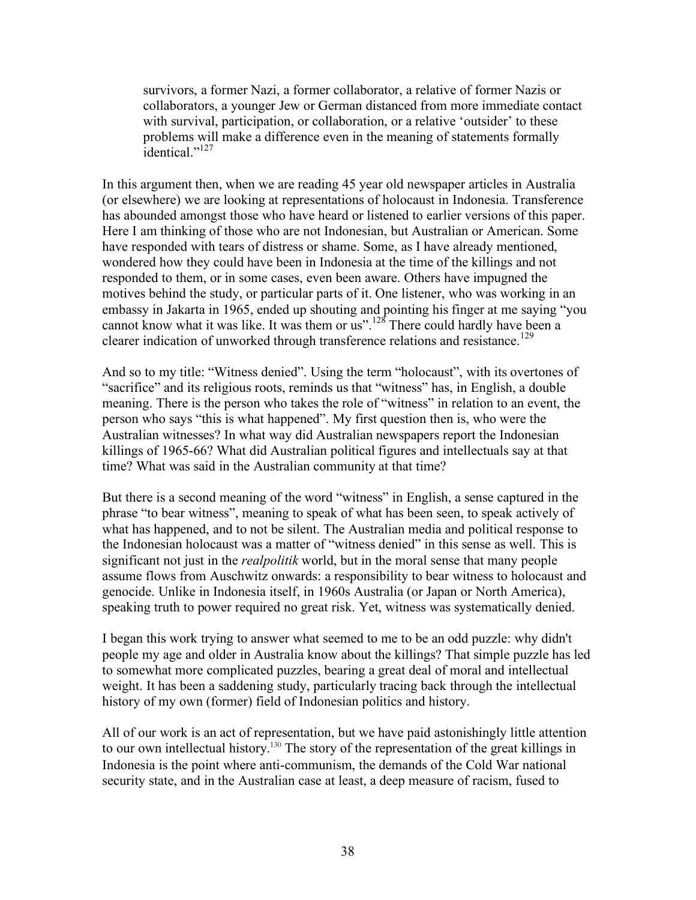> survivors, a former Nazi, a former collaborator, a relative of former Nazis or collaborators, a younger Jew or German distanced from more immediate contact with survival, participation, or collaboration, or a relative 'outsider' to these problems will make a difference even in the meaning of statements formally identical."[127]

In this argument then, when we are reading 45 year old newspaper articles in Australia (or elsewhere) we are looking at representations of holocaust in Indonesia. Transference has abounded amongst those who have heard or listened to earlier versions of this paper. Here I am thinking of those who are not Indonesian, but Australian or American. Some have responded with tears of distress or shame. Some, as I have already mentioned, wondered how they could have been in Indonesia at the time of the killings and not responded to them, or in some cases, even been aware. Others have impugned the motives behind the study, or particular parts of it. One listener, who was working in an embassy in Jakarta in 1965, ended up shouting and pointing his finger at me saying "you cannot know what it was like. It was them or us".[128] There could hardly have been a clearer indication of unworked through transference relations and resistance.[129]

And so to my title: "Witness denied". Using the term "holocaust", with its overtones of "sacrifice" and its religious roots, reminds us that "witness" has, in English, a double meaning. There is the person who takes the role of "witness" in relation to an event, the person who says "this is what happened". My first question then is, who were the Australian witnesses? In what way did Australian newspapers report the Indonesian killings of 1965-66? What did Australian political figures and intellectuals say at that time? What was said in the Australian community at that time?

But there is a second meaning of the word "witness" in English, a sense captured in the phrase "to bear witness", meaning to speak of what has been seen, to speak actively of what has happened, and to not be silent. The Australian media and political response to the Indonesian holocaust was a matter of "witness denied" in this sense as well. This is significant not just in the *realpolitik* world, but in the moral sense that many people assume flows from Auschwitz onwards: a responsibility to bear witness to holocaust and genocide. Unlike in Indonesia itself, in 1960s Australia (or Japan or North America), speaking truth to power required no great risk. Yet, witness was systematically denied.

I began this work trying to answer what seemed to me to be an odd puzzle: why didn't people my age and older in Australia know about the killings? That simple puzzle has led to somewhat more complicated puzzles, bearing a great deal of moral and intellectual weight. It has been a saddening study, particularly tracing back through the intellectual history of my own (former) field of Indonesian politics and history.

All of our work is an act of representation, but we have paid astonishingly little attention to our own intellectual history.[130] The story of the representation of the great killings in Indonesia is the point where anti-communism, the demands of the Cold War national security state, and in the Australian case at least, a deep measure of racism, fused to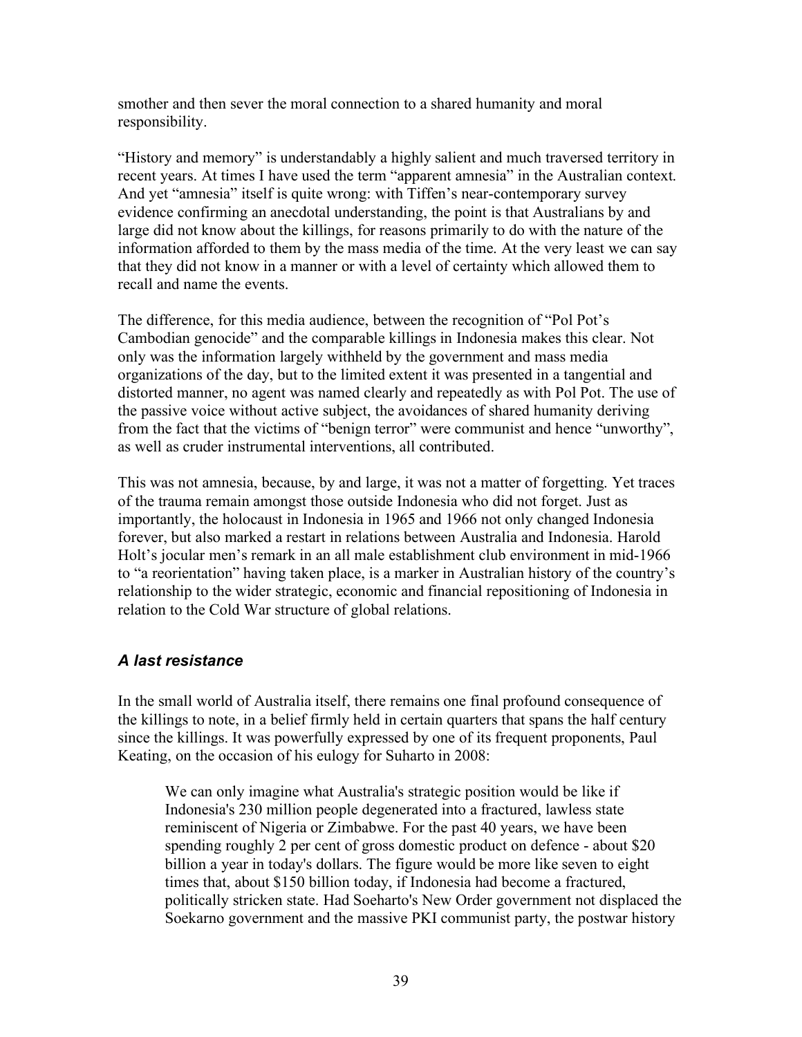smother and then sever the moral connection to a shared humanity and moral responsibility.

"History and memory" is understandably a highly salient and much traversed territory in recent years. At times I have used the term "apparent amnesia" in the Australian context. And yet "amnesia" itself is quite wrong: with Tiffen's near-contemporary survey evidence confirming an anecdotal understanding, the point is that Australians by and large did not know about the killings, for reasons primarily to do with the nature of the information afforded to them by the mass media of the time. At the very least we can say that they did not know in a manner or with a level of certainty which allowed them to recall and name the events.

The difference, for this media audience, between the recognition of "Pol Pot's Cambodian genocide" and the comparable killings in Indonesia makes this clear. Not only was the information largely withheld by the government and mass media organizations of the day, but to the limited extent it was presented in a tangential and distorted manner, no agent was named clearly and repeatedly as with Pol Pot. The use of the passive voice without active subject, the avoidances of shared humanity deriving from the fact that the victims of "benign terror" were communist and hence "unworthy", as well as cruder instrumental interventions, all contributed.

This was not amnesia, because, by and large, it was not a matter of forgetting. Yet traces of the trauma remain amongst those outside Indonesia who did not forget. Just as importantly, the holocaust in Indonesia in 1965 and 1966 not only changed Indonesia forever, but also marked a restart in relations between Australia and Indonesia. Harold Holt's jocular men's remark in an all male establishment club environment in mid-1966 to "a reorientation" having taken place, is a marker in Australian history of the country's relationship to the wider strategic, economic and financial repositioning of Indonesia in relation to the Cold War structure of global relations.

### *A last resistance*

In the small world of Australia itself, there remains one final profound consequence of the killings to note, in a belief firmly held in certain quarters that spans the half century since the killings. It was powerfully expressed by one of its frequent proponents, Paul Keating, on the occasion of his eulogy for Suharto in 2008:

> We can only imagine what Australia's strategic position would be like if Indonesia's 230 million people degenerated into a fractured, lawless state reminiscent of Nigeria or Zimbabwe. For the past 40 years, we have been spending roughly 2 per cent of gross domestic product on defence - about $20 billion a year in today's dollars. The figure would be more like seven to eight times that, about $150 billion today, if Indonesia had become a fractured, politically stricken state. Had Soeharto's New Order government not displaced the Soekarno government and the massive PKI communist party, the postwar history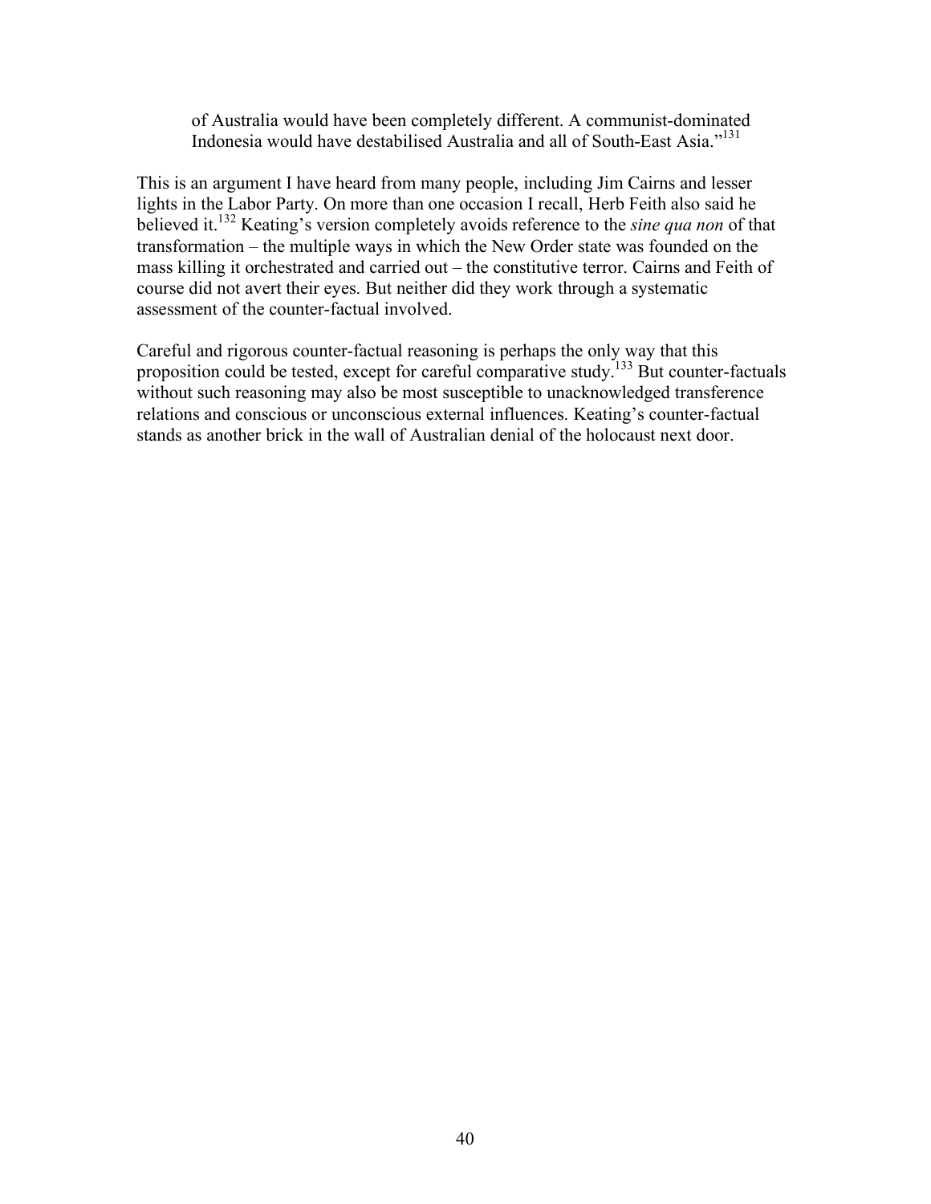> of Australia would have been completely different. A communist-dominated Indonesia would have destabilised Australia and all of South-East Asia."[131]

This is an argument I have heard from many people, including Jim Cairns and lesser lights in the Labor Party. On more than one occasion I recall, Herb Feith also said he believed it.[132] Keating's version completely avoids reference to the *sine qua non* of that transformation – the multiple ways in which the New Order state was founded on the mass killing it orchestrated and carried out – the constitutive terror. Cairns and Feith of course did not avert their eyes. But neither did they work through a systematic assessment of the counter-factual involved.

Careful and rigorous counter-factual reasoning is perhaps the only way that this proposition could be tested, except for careful comparative study.[133] But counter-factuals without such reasoning may also be most susceptible to unacknowledged transference relations and conscious or unconscious external influences. Keating's counter-factual stands as another brick in the wall of Australian denial of the holocaust next door.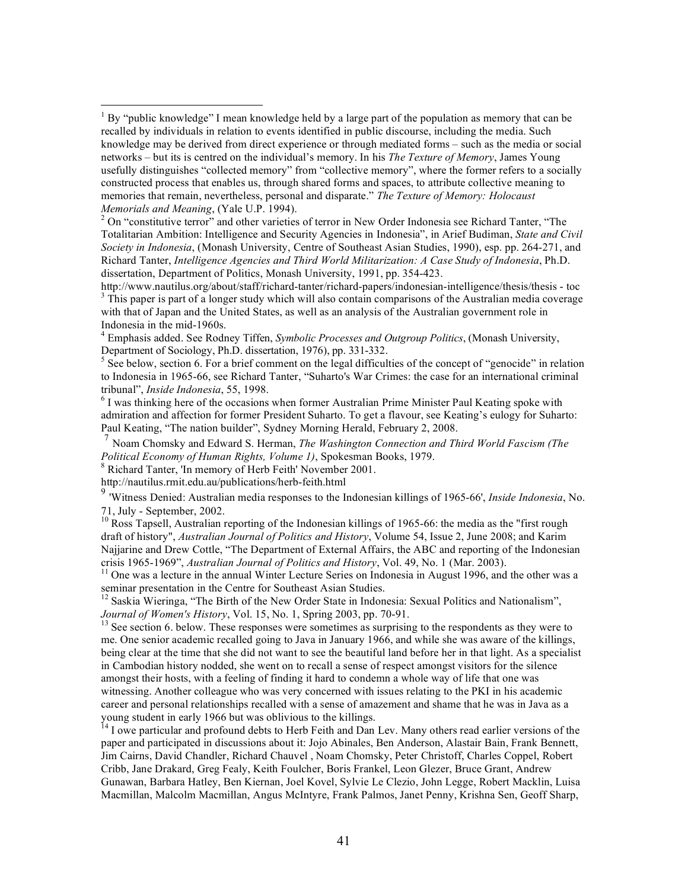[1] By "public knowledge" I mean knowledge held by a large part of the population as memory that can be recalled by individuals in relation to events identified in public discourse, including the media. Such knowledge may be derived from direct experience or through mediated forms – such as the media or social networks – but its is centred on the individual's memory. In his *The Texture of Memory*, James Young usefully distinguishes "collected memory" from "collective memory", where the former refers to a socially constructed process that enables us, through shared forms and spaces, to attribute collective meaning to memories that remain, nevertheless, personal and disparate." *The Texture of Memory: Holocaust Memorials and Meaning*, (Yale U.P. 1994).

[2] On "constitutive terror" and other varieties of terror in New Order Indonesia see Richard Tanter, "The Totalitarian Ambition: Intelligence and Security Agencies in Indonesia", in Arief Budiman, *State and Civil Society in Indonesia*, (Monash University, Centre of Southeast Asian Studies, 1990), esp. pp. 264-271, and Richard Tanter, *Intelligence Agencies and Third World Militarization: A Case Study of Indonesia*, Ph.D. dissertation, Department of Politics, Monash University, 1991, pp. 354-423.
http://www.nautilus.org/about/staff/richard-tanter/richard-papers/indonesian-intelligence/thesis/thesis - toc

[3] This paper is part of a longer study which will also contain comparisons of the Australian media coverage with that of Japan and the United States, as well as an analysis of the Australian government role in Indonesia in the mid-1960s.

[4] Emphasis added. See Rodney Tiffen, *Symbolic Processes and Outgroup Politics*, (Monash University, Department of Sociology, Ph.D. dissertation, 1976), pp. 331-332.

[5] See below, section 6. For a brief comment on the legal difficulties of the concept of "genocide" in relation to Indonesia in 1965-66, see Richard Tanter, "Suharto's War Crimes: the case for an international criminal tribunal", *Inside Indonesia*, 55, 1998.

[6] I was thinking here of the occasions when former Australian Prime Minister Paul Keating spoke with admiration and affection for former President Suharto. To get a flavour, see Keating's eulogy for Suharto: Paul Keating, "The nation builder", Sydney Morning Herald, February 2, 2008.

[7] Noam Chomsky and Edward S. Herman, *The Washington Connection and Third World Fascism (The Political Economy of Human Rights, Volume 1)*, Spokesman Books, 1979.

[8] Richard Tanter, 'In memory of Herb Feith' November 2001.
http://nautilus.rmit.edu.au/publications/herb-feith.html

[9] 'Witness Denied: Australian media responses to the Indonesian killings of 1965-66', *Inside Indonesia*, No. 71, July - September, 2002.

[10] Ross Tapsell, Australian reporting of the Indonesian killings of 1965-66: the media as the "first rough draft of history", *Australian Journal of Politics and History*, Volume 54, Issue 2, June 2008; and Karim Najjarine and Drew Cottle, "The Department of External Affairs, the ABC and reporting of the Indonesian crisis 1965-1969", *Australian Journal of Politics and History*, Vol. 49, No. 1 (Mar. 2003).

[11] One was a lecture in the annual Winter Lecture Series on Indonesia in August 1996, and the other was a seminar presentation in the Centre for Southeast Asian Studies.

[12] Saskia Wieringa, "The Birth of the New Order State in Indonesia: Sexual Politics and Nationalism", *Journal of Women's History*, Vol. 15, No. 1, Spring 2003, pp. 70-91.

[13] See section 6. below. These responses were sometimes as surprising to the respondents as they were to me. One senior academic recalled going to Java in January 1966, and while she was aware of the killings, being clear at the time that she did not want to see the beautiful land before her in that light. As a specialist in Cambodian history nodded, she went on to recall a sense of respect amongst visitors for the silence amongst their hosts, with a feeling of finding it hard to condemn a whole way of life that one was witnessing. Another colleague who was very concerned with issues relating to the PKI in his academic career and personal relationships recalled with a sense of amazement and shame that he was in Java as a young student in early 1966 but was oblivious to the killings.

[14] I owe particular and profound debts to Herb Feith and Dan Lev. Many others read earlier versions of the paper and participated in discussions about it: Jojo Abinales, Ben Anderson, Alastair Bain, Frank Bennett, Jim Cairns, David Chandler, Richard Chauvel , Noam Chomsky, Peter Christoff, Charles Coppel, Robert Cribb, Jane Drakard, Greg Fealy, Keith Foulcher, Boris Frankel, Leon Glezer, Bruce Grant, Andrew Gunawan, Barbara Hatley, Ben Kiernan, Joel Kovel, Sylvie Le Clezio, John Legge, Robert Macklin, Luisa Macmillan, Malcolm Macmillan, Angus McIntyre, Frank Palmos, Janet Penny, Krishna Sen, Geoff Sharp,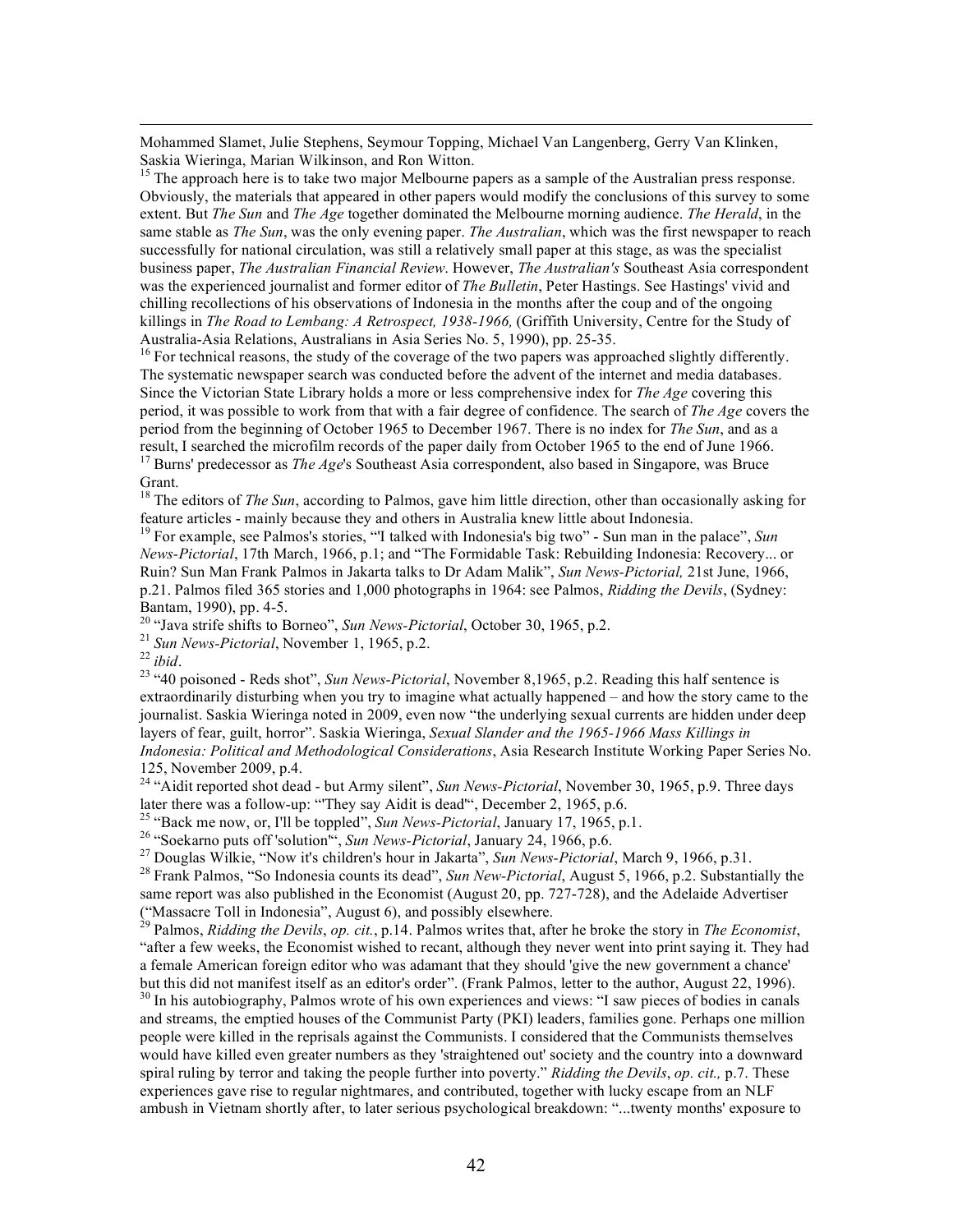Mohammed Slamet, Julie Stephens, Seymour Topping, Michael Van Langenberg, Gerry Van Klinken, Saskia Wieringa, Marian Wilkinson, and Ron Witton.

[15] The approach here is to take two major Melbourne papers as a sample of the Australian press response. Obviously, the materials that appeared in other papers would modify the conclusions of this survey to some extent. But *The Sun* and *The Age* together dominated the Melbourne morning audience. *The Herald*, in the same stable as *The Sun*, was the only evening paper. *The Australian*, which was the first newspaper to reach successfully for national circulation, was still a relatively small paper at this stage, as was the specialist business paper, *The Australian Financial Review*. However, *The Australian's* Southeast Asia correspondent was the experienced journalist and former editor of *The Bulletin*, Peter Hastings. See Hastings' vivid and chilling recollections of his observations of Indonesia in the months after the coup and of the ongoing killings in *The Road to Lembang: A Retrospect, 1938-1966,* (Griffith University, Centre for the Study of Australia-Asia Relations, Australians in Asia Series No. 5, 1990), pp. 25-35.

[16] For technical reasons, the study of the coverage of the two papers was approached slightly differently. The systematic newspaper search was conducted before the advent of the internet and media databases. Since the Victorian State Library holds a more or less comprehensive index for *The Age* covering this period, it was possible to work from that with a fair degree of confidence. The search of *The Age* covers the period from the beginning of October 1965 to December 1967. There is no index for *The Sun*, and as a result, I searched the microfilm records of the paper daily from October 1965 to the end of June 1966.

[17] Burns' predecessor as *The Age*'s Southeast Asia correspondent, also based in Singapore, was Bruce Grant.

[18] The editors of *The Sun*, according to Palmos, gave him little direction, other than occasionally asking for feature articles - mainly because they and others in Australia knew little about Indonesia.

[19] For example, see Palmos's stories, "'I talked with Indonesia's big two" - Sun man in the palace", *Sun News-Pictorial*, 17th March, 1966, p.1; and "The Formidable Task: Rebuilding Indonesia: Recovery... or Ruin? Sun Man Frank Palmos in Jakarta talks to Dr Adam Malik", *Sun News-Pictorial,* 21st June, 1966, p.21. Palmos filed 365 stories and 1,000 photographs in 1964: see Palmos, *Ridding the Devils*, (Sydney: Bantam, 1990), pp. 4-5.

[20] "Java strife shifts to Borneo", *Sun News-Pictorial*, October 30, 1965, p.2.

[21] *Sun News-Pictorial*, November 1, 1965, p.2.

[22] *ibid*.

[23] "40 poisoned - Reds shot", *Sun News-Pictorial*, November 8,1965, p.2. Reading this half sentence is extraordinarily disturbing when you try to imagine what actually happened – and how the story came to the journalist. Saskia Wieringa noted in 2009, even now "the underlying sexual currents are hidden under deep layers of fear, guilt, horror". Saskia Wieringa, *Sexual Slander and the 1965-1966 Mass Killings in Indonesia: Political and Methodological Considerations*, Asia Research Institute Working Paper Series No. 125, November 2009, p.4.

[24] "Aidit reported shot dead - but Army silent", *Sun News-Pictorial*, November 30, 1965, p.9. Three days later there was a follow-up: "'They say Aidit is dead'", December 2, 1965, p.6.

[25] "Back me now, or, I'll be toppled", *Sun News-Pictorial*, January 17, 1965, p.1.

[26] "Soekarno puts off 'solution'", *Sun News-Pictorial*, January 24, 1966, p.6.

[27] Douglas Wilkie, "Now it's children's hour in Jakarta", *Sun News-Pictorial*, March 9, 1966, p.31.

[28] Frank Palmos, "So Indonesia counts its dead", *Sun New-Pictorial*, August 5, 1966, p.2. Substantially the same report was also published in the Economist (August 20, pp. 727-728), and the Adelaide Advertiser ("Massacre Toll in Indonesia", August 6), and possibly elsewhere.

[29] Palmos, *Ridding the Devils*, *op. cit.*, p.14. Palmos writes that, after he broke the story in *The Economist*, "after a few weeks, the Economist wished to recant, although they never went into print saying it. They had a female American foreign editor who was adamant that they should 'give the new government a chance' but this did not manifest itself as an editor's order". (Frank Palmos, letter to the author, August 22, 1996).

[30] In his autobiography, Palmos wrote of his own experiences and views: "I saw pieces of bodies in canals and streams, the emptied houses of the Communist Party (PKI) leaders, families gone. Perhaps one million people were killed in the reprisals against the Communists. I considered that the Communists themselves would have killed even greater numbers as they 'straightened out' society and the country into a downward spiral ruling by terror and taking the people further into poverty." *Ridding the Devils*, *op. cit.,* p.7. These experiences gave rise to regular nightmares, and contributed, together with lucky escape from an NLF ambush in Vietnam shortly after, to later serious psychological breakdown: "...twenty months' exposure to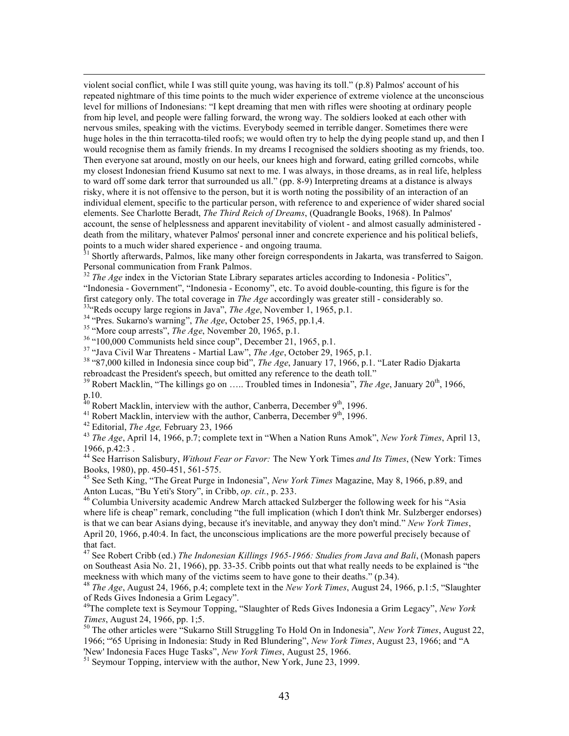violent social conflict, while I was still quite young, was having its toll." (p.8) Palmos' account of his repeated nightmare of this time points to the much wider experience of extreme violence at the unconscious level for millions of Indonesians: "I kept dreaming that men with rifles were shooting at ordinary people from hip level, and people were falling forward, the wrong way. The soldiers looked at each other with nervous smiles, speaking with the victims. Everybody seemed in terrible danger. Sometimes there were huge holes in the thin terracotta-tiled roofs; we would often try to help the dying people stand up, and then I would recognise them as family friends. In my dreams I recognised the soldiers shooting as my friends, too. Then everyone sat around, mostly on our heels, our knees high and forward, eating grilled corncobs, while my closest Indonesian friend Kusumo sat next to me. I was always, in those dreams, as in real life, helpless to ward off some dark terror that surrounded us all." (pp. 8-9) Interpreting dreams at a distance is always risky, where it is not offensive to the person, but it is worth noting the possibility of an interaction of an individual element, specific to the particular person, with reference to and experience of wider shared social elements. See Charlotte Beradt, *The Third Reich of Dreams*, (Quadrangle Books, 1968). In Palmos' account, the sense of helplessness and apparent inevitability of violent - and almost casually administered - death from the military, whatever Palmos' personal inner and concrete experience and his political beliefs, points to a much wider shared experience - and ongoing trauma.

[31] Shortly afterwards, Palmos, like many other foreign correspondents in Jakarta, was transferred to Saigon. Personal communication from Frank Palmos.

[32] *The Age* index in the Victorian State Library separates articles according to Indonesia - Politics", "Indonesia - Government", "Indonesia - Economy", etc. To avoid double-counting, this figure is for the first category only. The total coverage in *The Age* accordingly was greater still - considerably so.

[33] "Reds occupy large regions in Java", *The Age*, November 1, 1965, p.1.

[34] "Pres. Sukarno's warning", *The Age*, October 25, 1965, pp.1,4.

[35] "More coup arrests", *The Age*, November 20, 1965, p.1.

[36] "100,000 Communists held since coup", December 21, 1965, p.1.

[37] "Java Civil War Threatens - Martial Law", *The Age*, October 29, 1965, p.1.

[38] "87,000 killed in Indonesia since coup bid", *The Age*, January 17, 1966, p.1. "Later Radio Djakarta rebroadcast the President's speech, but omitted any reference to the death toll."

[39] Robert Macklin, "The killings go on ….. Troubled times in Indonesia", *The Age*, January 20th, 1966, p.10.

[40] Robert Macklin, interview with the author, Canberra, December 9th, 1996.

[41] Robert Macklin, interview with the author, Canberra, December 9th, 1996.

[42] Editorial, *The Age,* February 23, 1966

[43] *The Age*, April 14, 1966, p.7; complete text in "When a Nation Runs Amok", *New York Times*, April 13, 1966, p.42:3 .

[44] See Harrison Salisbury, *Without Fear or Favor:* The New York Times *and Its Times*, (New York: Times Books, 1980), pp. 450-451, 561-575.

[45] See Seth King, "The Great Purge in Indonesia", *New York Times* Magazine, May 8, 1966, p.89, and Anton Lucas, "Bu Yeti's Story", in Cribb, *op. cit.*, p. 233.

[46] Columbia University academic Andrew March attacked Sulzberger the following week for his "Asia where life is cheap" remark, concluding "the full implication (which I don't think Mr. Sulzberger endorses) is that we can bear Asians dying, because it's inevitable, and anyway they don't mind." *New York Times*, April 20, 1966, p.40:4. In fact, the unconscious implications are the more powerful precisely because of that fact.

[47] See Robert Cribb (ed.) *The Indonesian Killings 1965-1966: Studies from Java and Bali*, (Monash papers on Southeast Asia No. 21, 1966), pp. 33-35. Cribb points out that what really needs to be explained is "the meekness with which many of the victims seem to have gone to their deaths." (p.34).

[48] *The Age*, August 24, 1966, p.4; complete text in the *New York Times*, August 24, 1966, p.1:5, "Slaughter of Reds Gives Indonesia a Grim Legacy".

[49] The complete text is Seymour Topping, "Slaughter of Reds Gives Indonesia a Grim Legacy", *New York Times*, August 24, 1966, pp. 1;5.

[50] The other articles were "Sukarno Still Struggling To Hold On in Indonesia", *New York Times*, August 22, 1966; "'65 Uprising in Indonesia: Study in Red Blundering", *New York Times*, August 23, 1966; and "A 'New' Indonesia Faces Huge Tasks", *New York Times*, August 25, 1966.

[51] Seymour Topping, interview with the author, New York, June 23, 1999.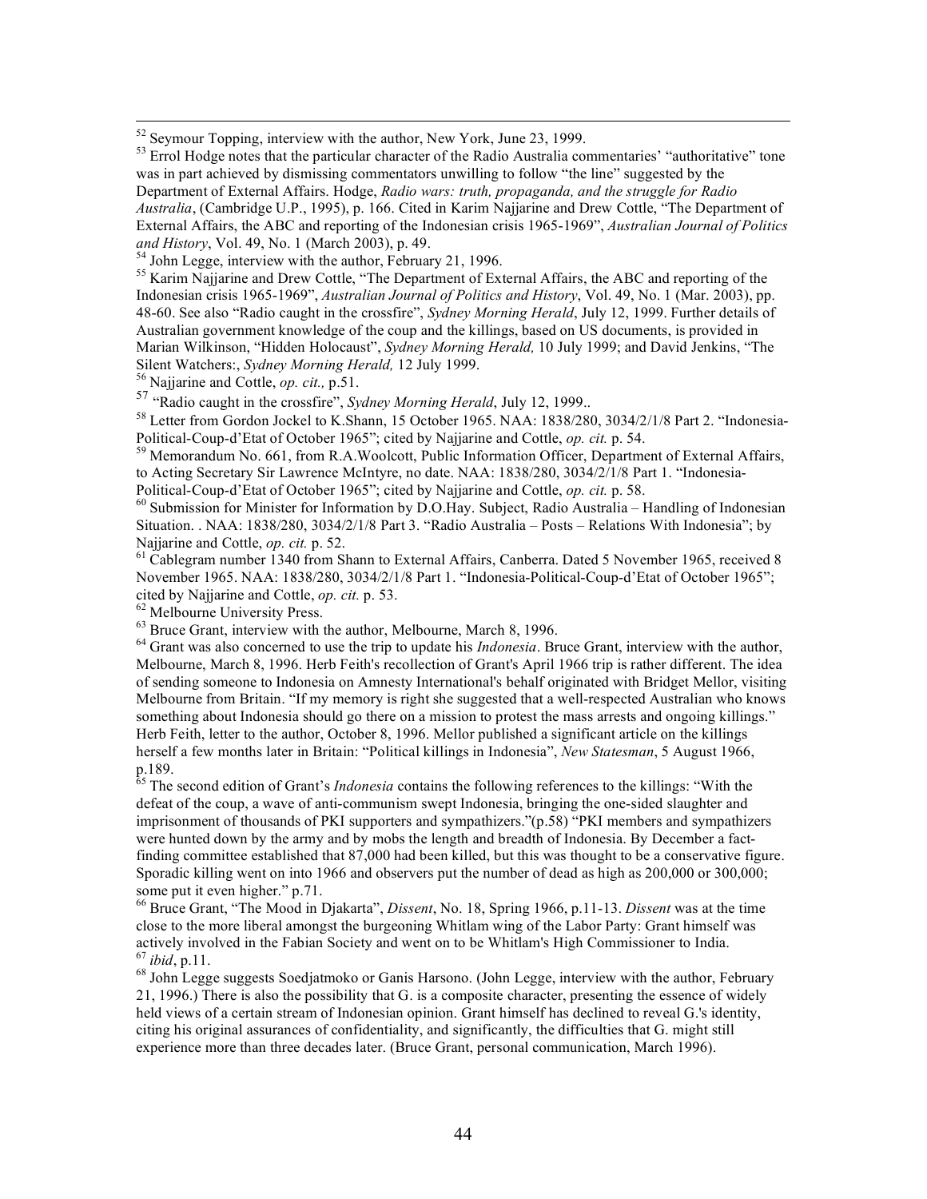[52] Seymour Topping, interview with the author, New York, June 23, 1999.

[53] Errol Hodge notes that the particular character of the Radio Australia commentaries' "authoritative" tone was in part achieved by dismissing commentators unwilling to follow "the line" suggested by the Department of External Affairs. Hodge, *Radio wars: truth, propaganda, and the struggle for Radio Australia*, (Cambridge U.P., 1995), p. 166. Cited in Karim Najjarine and Drew Cottle, "The Department of External Affairs, the ABC and reporting of the Indonesian crisis 1965-1969", *Australian Journal of Politics and History*, Vol. 49, No. 1 (March 2003), p. 49.

[54] John Legge, interview with the author, February 21, 1996.

[55] Karim Najjarine and Drew Cottle, "The Department of External Affairs, the ABC and reporting of the Indonesian crisis 1965-1969", *Australian Journal of Politics and History*, Vol. 49, No. 1 (Mar. 2003), pp. 48-60. See also "Radio caught in the crossfire", *Sydney Morning Herald*, July 12, 1999. Further details of Australian government knowledge of the coup and the killings, based on US documents, is provided in Marian Wilkinson, "Hidden Holocaust", *Sydney Morning Herald,* 10 July 1999; and David Jenkins, "The Silent Watchers:, *Sydney Morning Herald,* 12 July 1999.

[56] Najjarine and Cottle, *op. cit.,* p.51.

[57] "Radio caught in the crossfire", *Sydney Morning Herald*, July 12, 1999..

[58] Letter from Gordon Jockel to K.Shann, 15 October 1965. NAA: 1838/280, 3034/2/1/8 Part 2. "Indonesia-Political-Coup-d'Etat of October 1965"; cited by Najjarine and Cottle, *op. cit.* p. 54.

[59] Memorandum No. 661, from R.A.Woolcott, Public Information Officer, Department of External Affairs, to Acting Secretary Sir Lawrence McIntyre, no date. NAA: 1838/280, 3034/2/1/8 Part 1. "Indonesia-Political-Coup-d'Etat of October 1965"; cited by Najjarine and Cottle, *op. cit.* p. 58.

[60] Submission for Minister for Information by D.O.Hay. Subject, Radio Australia – Handling of Indonesian Situation. . NAA: 1838/280, 3034/2/1/8 Part 3. "Radio Australia – Posts – Relations With Indonesia"; by Najjarine and Cottle, *op. cit.* p. 52.

[61] Cablegram number 1340 from Shann to External Affairs, Canberra. Dated 5 November 1965, received 8 November 1965. NAA: 1838/280, 3034/2/1/8 Part 1. "Indonesia-Political-Coup-d'Etat of October 1965"; cited by Najjarine and Cottle, *op. cit.* p. 53.

[62] Melbourne University Press.

[63] Bruce Grant, interview with the author, Melbourne, March 8, 1996.

[64] Grant was also concerned to use the trip to update his *Indonesia*. Bruce Grant, interview with the author, Melbourne, March 8, 1996. Herb Feith's recollection of Grant's April 1966 trip is rather different. The idea of sending someone to Indonesia on Amnesty International's behalf originated with Bridget Mellor, visiting Melbourne from Britain. "If my memory is right she suggested that a well-respected Australian who knows something about Indonesia should go there on a mission to protest the mass arrests and ongoing killings." Herb Feith, letter to the author, October 8, 1996. Mellor published a significant article on the killings herself a few months later in Britain: "Political killings in Indonesia", *New Statesman*, 5 August 1966, p.189.

[65] The second edition of Grant's *Indonesia* contains the following references to the killings: "With the defeat of the coup, a wave of anti-communism swept Indonesia, bringing the one-sided slaughter and imprisonment of thousands of PKI supporters and sympathizers."(p.58) "PKI members and sympathizers were hunted down by the army and by mobs the length and breadth of Indonesia. By December a fact-finding committee established that 87,000 had been killed, but this was thought to be a conservative figure. Sporadic killing went on into 1966 and observers put the number of dead as high as 200,000 or 300,000; some put it even higher." p.71.

[66] Bruce Grant, "The Mood in Djakarta", *Dissent*, No. 18, Spring 1966, p.11-13. *Dissent* was at the time close to the more liberal amongst the burgeoning Whitlam wing of the Labor Party: Grant himself was actively involved in the Fabian Society and went on to be Whitlam's High Commissioner to India.

[67] *ibid*, p.11.

[68] John Legge suggests Soedjatmoko or Ganis Harsono. (John Legge, interview with the author, February 21, 1996.) There is also the possibility that G. is a composite character, presenting the essence of widely held views of a certain stream of Indonesian opinion. Grant himself has declined to reveal G.'s identity, citing his original assurances of confidentiality, and significantly, the difficulties that G. might still experience more than three decades later. (Bruce Grant, personal communication, March 1996).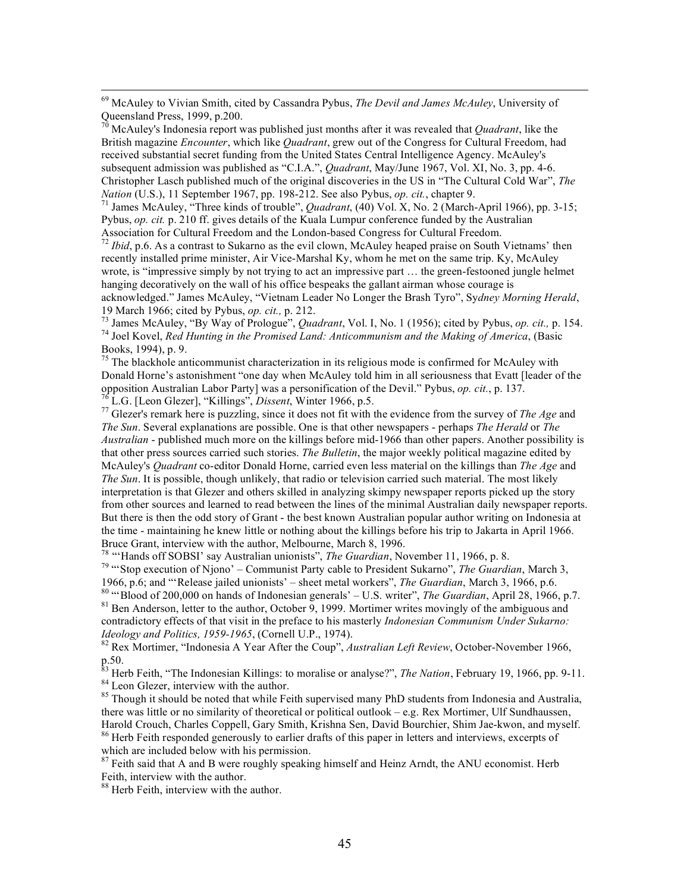[69] McAuley to Vivian Smith, cited by Cassandra Pybus, *The Devil and James McAuley*, University of Queensland Press, 1999, p.200.

[70] McAuley's Indonesia report was published just months after it was revealed that *Quadrant*, like the British magazine *Encounter*, which like *Quadrant*, grew out of the Congress for Cultural Freedom, had received substantial secret funding from the United States Central Intelligence Agency. McAuley's subsequent admission was published as "C.I.A.", *Quadrant*, May/June 1967, Vol. XI, No. 3, pp. 4-6. Christopher Lasch published much of the original discoveries in the US in "The Cultural Cold War", *The Nation* (U.S.), 11 September 1967, pp. 198-212. See also Pybus, *op. cit.*, chapter 9.

[71] James McAuley, "Three kinds of trouble", *Quadrant*, (40) Vol. X, No. 2 (March-April 1966), pp. 3-15; Pybus, *op. cit.* p. 210 ff. gives details of the Kuala Lumpur conference funded by the Australian Association for Cultural Freedom and the London-based Congress for Cultural Freedom.

[72] *Ibid*, p.6. As a contrast to Sukarno as the evil clown, McAuley heaped praise on South Vietnams' then recently installed prime minister, Air Vice-Marshal Ky, whom he met on the same trip. Ky, McAuley wrote, is "impressive simply by not trying to act an impressive part … the green-festooned jungle helmet hanging decoratively on the wall of his office bespeaks the gallant airman whose courage is acknowledged." James McAuley, "Vietnam Leader No Longer the Brash Tyro", Sy*dney Morning Herald*, 19 March 1966; cited by Pybus, *op. cit.,* p. 212.

[73] James McAuley, "By Way of Prologue", *Quadrant*, Vol. I, No. 1 (1956); cited by Pybus, *op. cit.,* p. 154.

[74] Joel Kovel, *Red Hunting in the Promised Land: Anticommunism and the Making of America*, (Basic Books, 1994), p. 9.

[75] The blackhole anticommunist characterization in its religious mode is confirmed for McAuley with Donald Horne's astonishment "one day when McAuley told him in all seriousness that Evatt [leader of the opposition Australian Labor Party] was a personification of the Devil." Pybus, *op. cit.*, p. 137.

[76] L.G. [Leon Glezer], "Killings", *Dissent*, Winter 1966, p.5.

[77] Glezer's remark here is puzzling, since it does not fit with the evidence from the survey of *The Age* and *The Sun*. Several explanations are possible. One is that other newspapers - perhaps *The Herald* or *The Australian* - published much more on the killings before mid-1966 than other papers. Another possibility is that other press sources carried such stories. *The Bulletin*, the major weekly political magazine edited by McAuley's *Quadrant* co-editor Donald Horne, carried even less material on the killings than *The Age* and *The Sun*. It is possible, though unlikely, that radio or television carried such material. The most likely interpretation is that Glezer and others skilled in analyzing skimpy newspaper reports picked up the story from other sources and learned to read between the lines of the minimal Australian daily newspaper reports. But there is then the odd story of Grant - the best known Australian popular author writing on Indonesia at the time - maintaining he knew little or nothing about the killings before his trip to Jakarta in April 1966. Bruce Grant, interview with the author, Melbourne, March 8, 1996.

[78] "'Hands off SOBSI' say Australian unionists", *The Guardian*, November 11, 1966, p. 8.

[79] "'Stop execution of Njono' – Communist Party cable to President Sukarno", *The Guardian*, March 3, 1966, p.6; and "'Release jailed unionists' – sheet metal workers", *The Guardian*, March 3, 1966, p.6.

[80] "'Blood of 200,000 on hands of Indonesian generals' – U.S. writer", *The Guardian*, April 28, 1966, p.7.

[81] Ben Anderson, letter to the author, October 9, 1999. Mortimer writes movingly of the ambiguous and contradictory effects of that visit in the preface to his masterly *Indonesian Communism Under Sukarno: Ideology and Politics, 1959-1965*, (Cornell U.P., 1974).

[82] Rex Mortimer, "Indonesia A Year After the Coup", *Australian Left Review*, October-November 1966, p.50.

[83] Herb Feith, "The Indonesian Killings: to moralise or analyse?", *The Nation*, February 19, 1966, pp. 9-11.

[84] Leon Glezer, interview with the author.

[85] Though it should be noted that while Feith supervised many PhD students from Indonesia and Australia, there was little or no similarity of theoretical or political outlook – e.g. Rex Mortimer, Ulf Sundhaussen, Harold Crouch, Charles Coppell, Gary Smith, Krishna Sen, David Bourchier, Shim Jae-kwon, and myself.

[86] Herb Feith responded generously to earlier drafts of this paper in letters and interviews, excerpts of which are included below with his permission.

[87] Feith said that A and B were roughly speaking himself and Heinz Arndt, the ANU economist. Herb Feith, interview with the author.

[88] Herb Feith, interview with the author.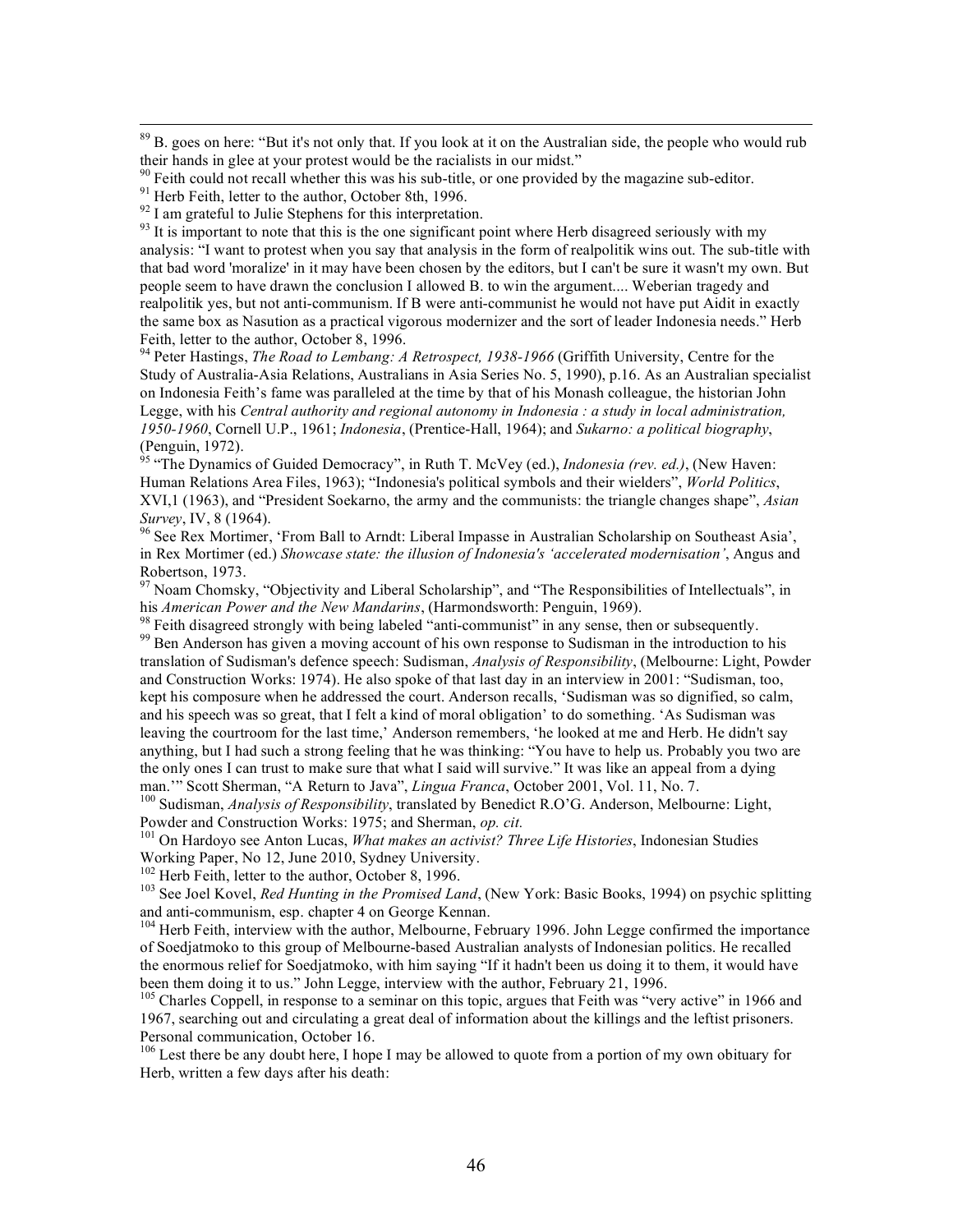[89] B. goes on here: "But it's not only that. If you look at it on the Australian side, the people who would rub their hands in glee at your protest would be the racialists in our midst."

[90] Feith could not recall whether this was his sub-title, or one provided by the magazine sub-editor.

[91] Herb Feith, letter to the author, October 8th, 1996.

[92] I am grateful to Julie Stephens for this interpretation.

[93] It is important to note that this is the one significant point where Herb disagreed seriously with my analysis: "I want to protest when you say that analysis in the form of realpolitik wins out. The sub-title with that bad word 'moralize' in it may have been chosen by the editors, but I can't be sure it wasn't my own. But people seem to have drawn the conclusion I allowed B. to win the argument.... Weberian tragedy and realpolitik yes, but not anti-communism. If B were anti-communist he would not have put Aidit in exactly the same box as Nasution as a practical vigorous modernizer and the sort of leader Indonesia needs." Herb Feith, letter to the author, October 8, 1996.

[94] Peter Hastings, *The Road to Lembang: A Retrospect, 1938-1966* (Griffith University, Centre for the Study of Australia-Asia Relations, Australians in Asia Series No. 5, 1990), p.16. As an Australian specialist on Indonesia Feith's fame was paralleled at the time by that of his Monash colleague, the historian John Legge, with his *Central authority and regional autonomy in Indonesia : a study in local administration, 1950-1960*, Cornell U.P., 1961; *Indonesia*, (Prentice-Hall, 1964); and *Sukarno: a political biography*, (Penguin, 1972).

[95] "The Dynamics of Guided Democracy", in Ruth T. McVey (ed.), *Indonesia (rev. ed.)*, (New Haven: Human Relations Area Files, 1963); "Indonesia's political symbols and their wielders", *World Politics*, XVI,1 (1963), and "President Soekarno, the army and the communists: the triangle changes shape", *Asian Survey*, IV, 8 (1964).

[96] See Rex Mortimer, 'From Ball to Arndt: Liberal Impasse in Australian Scholarship on Southeast Asia', in Rex Mortimer (ed.) *Showcase state: the illusion of Indonesia's 'accelerated modernisation'*, Angus and Robertson, 1973.

[97] Noam Chomsky, "Objectivity and Liberal Scholarship", and "The Responsibilities of Intellectuals", in his *American Power and the New Mandarins*, (Harmondsworth: Penguin, 1969).

[98] Feith disagreed strongly with being labeled "anti-communist" in any sense, then or subsequently.

[99] Ben Anderson has given a moving account of his own response to Sudisman in the introduction to his translation of Sudisman's defence speech: Sudisman, *Analysis of Responsibility*, (Melbourne: Light, Powder and Construction Works: 1974). He also spoke of that last day in an interview in 2001: "Sudisman, too, kept his composure when he addressed the court. Anderson recalls, 'Sudisman was so dignified, so calm, and his speech was so great, that I felt a kind of moral obligation' to do something. 'As Sudisman was leaving the courtroom for the last time,' Anderson remembers, 'he looked at me and Herb. He didn't say anything, but I had such a strong feeling that he was thinking: "You have to help us. Probably you two are the only ones I can trust to make sure that what I said will survive." It was like an appeal from a dying man.'" Scott Sherman, "A Return to Java", *Lingua Franca*, October 2001, Vol. 11, No. 7.

[100] Sudisman, *Analysis of Responsibility*, translated by Benedict R.O'G. Anderson, Melbourne: Light, Powder and Construction Works: 1975; and Sherman, *op. cit.*

[101] On Hardoyo see Anton Lucas, *What makes an activist? Three Life Histories*, Indonesian Studies Working Paper, No 12, June 2010, Sydney University.

[102] Herb Feith, letter to the author, October 8, 1996.

[103] See Joel Kovel, *Red Hunting in the Promised Land*, (New York: Basic Books, 1994) on psychic splitting and anti-communism, esp. chapter 4 on George Kennan.

[104] Herb Feith, interview with the author, Melbourne, February 1996. John Legge confirmed the importance of Soedjatmoko to this group of Melbourne-based Australian analysts of Indonesian politics. He recalled the enormous relief for Soedjatmoko, with him saying "If it hadn't been us doing it to them, it would have been them doing it to us." John Legge, interview with the author, February 21, 1996.

[105] Charles Coppell, in response to a seminar on this topic, argues that Feith was "very active" in 1966 and 1967, searching out and circulating a great deal of information about the killings and the leftist prisoners. Personal communication, October 16.

[106] Lest there be any doubt here, I hope I may be allowed to quote from a portion of my own obituary for Herb, written a few days after his death: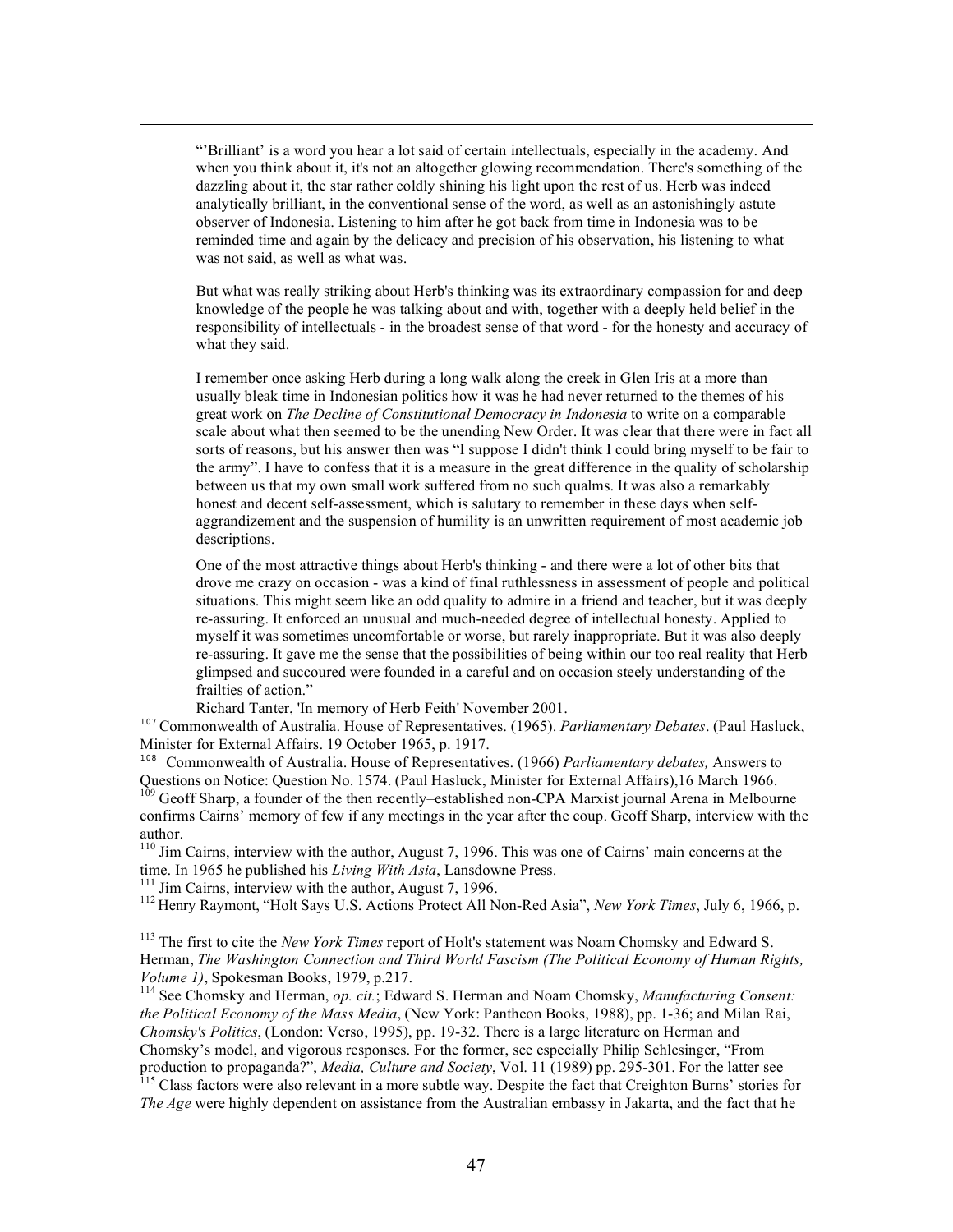> "'Brilliant' is a word you hear a lot said of certain intellectuals, especially in the academy. And when you think about it, it's not an altogether glowing recommendation. There's something of the dazzling about it, the star rather coldly shining his light upon the rest of us. Herb was indeed analytically brilliant, in the conventional sense of the word, as well as an astonishingly astute observer of Indonesia. Listening to him after he got back from time in Indonesia was to be reminded time and again by the delicacy and precision of his observation, his listening to what was not said, as well as what was.
>
> But what was really striking about Herb's thinking was its extraordinary compassion for and deep knowledge of the people he was talking about and with, together with a deeply held belief in the responsibility of intellectuals - in the broadest sense of that word - for the honesty and accuracy of what they said.
>
> I remember once asking Herb during a long walk along the creek in Glen Iris at a more than usually bleak time in Indonesian politics how it was he had never returned to the themes of his great work on *The Decline of Constitutional Democracy in Indonesia* to write on a comparable scale about what then seemed to be the unending New Order. It was clear that there were in fact all sorts of reasons, but his answer then was "I suppose I didn't think I could bring myself to be fair to the army". I have to confess that it is a measure in the great difference in the quality of scholarship between us that my own small work suffered from no such qualms. It was also a remarkably honest and decent self-assessment, which is salutary to remember in these days when self-aggrandizement and the suspension of humility is an unwritten requirement of most academic job descriptions.
>
> One of the most attractive things about Herb's thinking - and there were a lot of other bits that drove me crazy on occasion - was a kind of final ruthlessness in assessment of people and political situations. This might seem like an odd quality to admire in a friend and teacher, but it was deeply re-assuring. It enforced an unusual and much-needed degree of intellectual honesty. Applied to myself it was sometimes uncomfortable or worse, but rarely inappropriate. But it was also deeply re-assuring. It gave me the sense that the possibilities of being within our too real reality that Herb glimpsed and succoured were founded in a careful and on occasion steely understanding of the frailties of action."
>
> Richard Tanter, 'In memory of Herb Feith' November 2001.

[107] Commonwealth of Australia. House of Representatives. (1965). *Parliamentary Debates*. (Paul Hasluck, Minister for External Affairs. 19 October 1965, p. 1917.

[108] Commonwealth of Australia. House of Representatives. (1966) *Parliamentary debates,* Answers to Questions on Notice: Question No. 1574. (Paul Hasluck, Minister for External Affairs),16 March 1966.

[109] Geoff Sharp, a founder of the then recently–established non-CPA Marxist journal Arena in Melbourne confirms Cairns' memory of few if any meetings in the year after the coup. Geoff Sharp, interview with the author.

[110] Jim Cairns, interview with the author, August 7, 1996. This was one of Cairns' main concerns at the time. In 1965 he published his *Living With Asia*, Lansdowne Press.

[111] Jim Cairns, interview with the author, August 7, 1996.

[112] Henry Raymont, "Holt Says U.S. Actions Protect All Non-Red Asia", *New York Times*, July 6, 1966, p.

[113] The first to cite the *New York Times* report of Holt's statement was Noam Chomsky and Edward S. Herman, *The Washington Connection and Third World Fascism (The Political Economy of Human Rights, Volume 1)*, Spokesman Books, 1979, p.217.

[114] See Chomsky and Herman, *op. cit.*; Edward S. Herman and Noam Chomsky, *Manufacturing Consent: the Political Economy of the Mass Media*, (New York: Pantheon Books, 1988), pp. 1-36; and Milan Rai, *Chomsky's Politics*, (London: Verso, 1995), pp. 19-32. There is a large literature on Herman and Chomsky's model, and vigorous responses. For the former, see especially Philip Schlesinger, "From production to propaganda?", *Media, Culture and Society*, Vol. 11 (1989) pp. 295-301. For the latter see

[115] Class factors were also relevant in a more subtle way. Despite the fact that Creighton Burns' stories for *The Age* were highly dependent on assistance from the Australian embassy in Jakarta, and the fact that he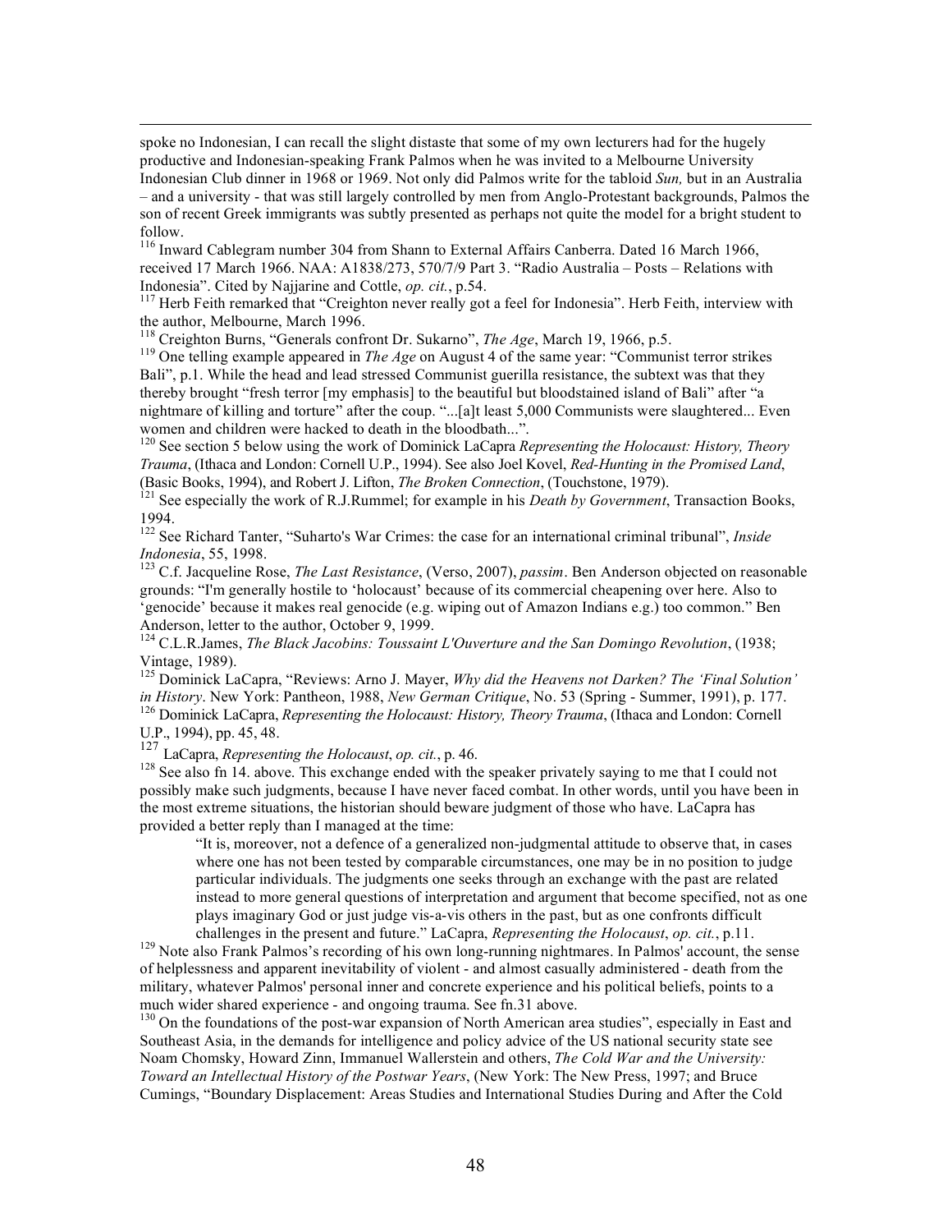spoke no Indonesian, I can recall the slight distaste that some of my own lecturers had for the hugely productive and Indonesian-speaking Frank Palmos when he was invited to a Melbourne University Indonesian Club dinner in 1968 or 1969. Not only did Palmos write for the tabloid *Sun,* but in an Australia – and a university - that was still largely controlled by men from Anglo-Protestant backgrounds, Palmos the son of recent Greek immigrants was subtly presented as perhaps not quite the model for a bright student to follow.

[116] Inward Cablegram number 304 from Shann to External Affairs Canberra. Dated 16 March 1966, received 17 March 1966. NAA: A1838/273, 570/7/9 Part 3. "Radio Australia – Posts – Relations with Indonesia". Cited by Najjarine and Cottle, *op. cit.*, p.54.

[117] Herb Feith remarked that "Creighton never really got a feel for Indonesia". Herb Feith, interview with the author, Melbourne, March 1996.

[118] Creighton Burns, "Generals confront Dr. Sukarno", *The Age*, March 19, 1966, p.5.

[119] One telling example appeared in *The Age* on August 4 of the same year: "Communist terror strikes Bali", p.1. While the head and lead stressed Communist guerilla resistance, the subtext was that they thereby brought "fresh terror [my emphasis] to the beautiful but bloodstained island of Bali" after "a nightmare of killing and torture" after the coup. "...[a]t least 5,000 Communists were slaughtered... Even women and children were hacked to death in the bloodbath...".

[120] See section 5 below using the work of Dominick LaCapra *Representing the Holocaust: History, Theory Trauma*, (Ithaca and London: Cornell U.P., 1994). See also Joel Kovel, *Red-Hunting in the Promised Land*, (Basic Books, 1994), and Robert J. Lifton, *The Broken Connection*, (Touchstone, 1979).

[121] See especially the work of R.J.Rummel; for example in his *Death by Government*, Transaction Books, 1994.

[122] See Richard Tanter, "Suharto's War Crimes: the case for an international criminal tribunal", *Inside Indonesia*, 55, 1998.

[123] C.f. Jacqueline Rose, *The Last Resistance*, (Verso, 2007), *passim*. Ben Anderson objected on reasonable grounds: "I'm generally hostile to 'holocaust' because of its commercial cheapening over here. Also to 'genocide' because it makes real genocide (e.g. wiping out of Amazon Indians e.g.) too common." Ben Anderson, letter to the author, October 9, 1999.

[124] C.L.R.James, *The Black Jacobins: Toussaint L'Ouverture and the San Domingo Revolution*, (1938; Vintage, 1989).

[125] Dominick LaCapra, "Reviews: Arno J. Mayer, *Why did the Heavens not Darken? The 'Final Solution' in History*. New York: Pantheon, 1988, *New German Critique*, No. 53 (Spring - Summer, 1991), p. 177.

[126] Dominick LaCapra, *Representing the Holocaust: History, Theory Trauma*, (Ithaca and London: Cornell U.P., 1994), pp. 45, 48.

[127] LaCapra, *Representing the Holocaust*, *op. cit.*, p. 46.

[128] See also fn 14. above. This exchange ended with the speaker privately saying to me that I could not possibly make such judgments, because I have never faced combat. In other words, until you have been in the most extreme situations, the historian should beware judgment of those who have. LaCapra has provided a better reply than I managed at the time:

> "It is, moreover, not a defence of a generalized non-judgmental attitude to observe that, in cases where one has not been tested by comparable circumstances, one may be in no position to judge particular individuals. The judgments one seeks through an exchange with the past are related instead to more general questions of interpretation and argument that become specified, not as one plays imaginary God or just judge vis-a-vis others in the past, but as one confronts difficult challenges in the present and future." LaCapra, *Representing the Holocaust*, *op. cit.*, p.11.

[129] Note also Frank Palmos's recording of his own long-running nightmares. In Palmos' account, the sense of helplessness and apparent inevitability of violent - and almost casually administered - death from the military, whatever Palmos' personal inner and concrete experience and his political beliefs, points to a much wider shared experience - and ongoing trauma. See fn.31 above.

[130] On the foundations of the post-war expansion of North American area studies", especially in East and Southeast Asia, in the demands for intelligence and policy advice of the US national security state see Noam Chomsky, Howard Zinn, Immanuel Wallerstein and others, *The Cold War and the University: Toward an Intellectual History of the Postwar Years*, (New York: The New Press, 1997; and Bruce Cumings, "Boundary Displacement: Areas Studies and International Studies During and After the Cold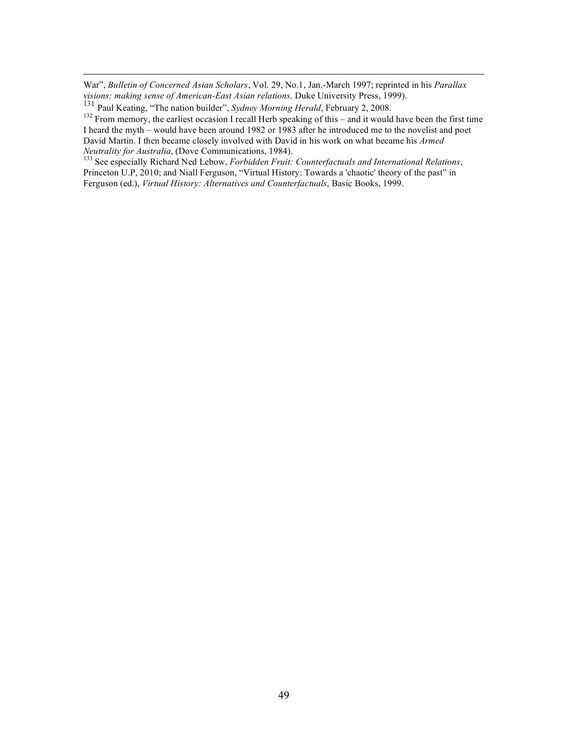War", *Bulletin of Concerned Asian Scholars*, Vol. 29, No.1, Jan.-March 1997; reprinted in his *Parallax visions: making sense of American-East Asian relations,* Duke University Press, 1999).

[131] Paul Keating, "The nation builder", *Sydney Morning Herald*, February 2, 2008.

[132] From memory, the earliest occasion I recall Herb speaking of this – and it would have been the first time I heard the myth – would have been around 1982 or 1983 after he introduced me to the novelist and poet David Martin. I then became closely involved with David in his work on what became his *Armed Neutrality for Australia*, (Dove Communications, 1984).

[133] See especially Richard Ned Lebow, *Forbidden Fruit: Counterfactuals and International Relations*, Princeton U.P, 2010; and Niall Ferguson, "Virtual History: Towards a 'chaotic' theory of the past" in Ferguson (ed.), *Virtual History: Alternatives and Counterfactuals*, Basic Books, 1999.